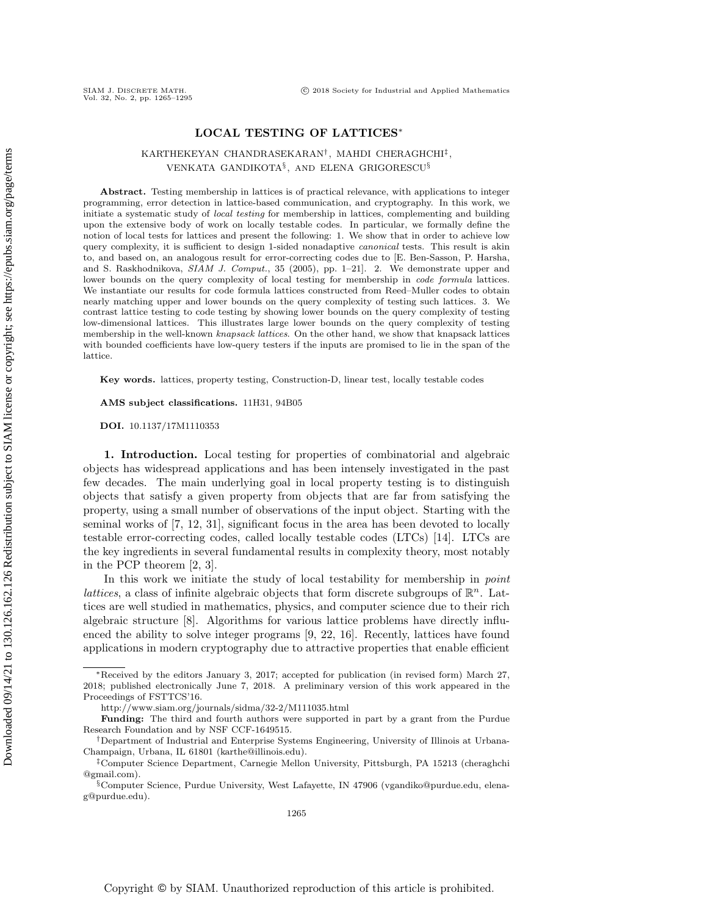# LOCAL TESTING OF LATTICES*

KARTHEKEYAN CHANDRASEKARAN†, MAHDI CHERAGHCHI‡, VENKATA GANDIKOTA§, AND ELENA GRIGORESCU§

**Abstract.** Testing membership in lattices is of practical relevance, with applications to integer programming, error detection in lattice-based communication, and cryptography. In this work, we initiate a systematic study of *local testing* for membership in lattices, complementing and building upon the extensive body of work on locally testable codes. In particular, we formally define the notion of local tests for lattices and present the following: 1. We show that in order to achieve low query complexity, it is sufficient to design 1-sided nonadaptive *canonical* tests. This result is akin to, and based on, an analogous result for error-correcting codes due to [E. Ben-Sasson, P. Harsha, and S. Raskhodnikova, *SIAM J. Comput.*, 35 (2005), pp. 1–21]. 2. We demonstrate upper and lower bounds on the query complexity of local testing for membership in *code formula* lattices. We instantiate our results for code formula lattices constructed from Reed–Muller codes to obtain nearly matching upper and lower bounds on the query complexity of testing such lattices. 3. We contrast lattice testing to code testing by showing lower bounds on the query complexity of testing low-dimensional lattices. This illustrates large lower bounds on the query complexity of testing membership in the well-known *knapsack lattices*. On the other hand, we show that knapsack lattices with bounded coefficients have low-query testers if the inputs are promised to lie in the span of the lattice.

**Key words.** lattices, property testing, Construction-D, linear test, locally testable codes

**AMS subject classifications.** 11H31, 94B05

**DOI.** 10.1137/17M1110353

## 1. Introduction.

Local testing for properties of combinatorial and algebraic objects has widespread applications and has been intensely investigated in the past few decades. The main underlying goal in local property testing is to distinguish objects that satisfy a given property from objects that are far from satisfying the property, using a small number of observations of the input object. Starting with the seminal works of [7, 12, 31], significant focus in the area has been devoted to locally testable error-correcting codes, called locally testable codes (LTCs) [14]. LTCs are the key ingredients in several fundamental results in complexity theory, most notably in the PCP theorem [2, 3].

In this work we initiate the study of local testability for membership in *point lattices*, a class of infinite algebraic objects that form discrete subgroups of $\mathbb{R}^n$. Lattices are well studied in mathematics, physics, and computer science due to their rich algebraic structure [8]. Algorithms for various lattice problems have directly influenced the ability to solve integer programs [9, 22, 16]. Recently, lattices have found applications in modern cryptography due to attractive properties that enable efficient

---

*Received by the editors January 3, 2017; accepted for publication (in revised form) March 27, 2018; published electronically June 7, 2018. A preliminary version of this work appeared in the Proceedings of FSTTCS'16.

http://www.siam.org/journals/sidma/32-2/M111035.html

**Funding:** The third and fourth authors were supported in part by a grant from the Purdue Research Foundation and by NSF CCF-1649515.

†Department of Industrial and Enterprise Systems Engineering, University of Illinois at Urbana-Champaign, Urbana, IL 61801 (karthe@illinois.edu).

‡Computer Science Department, Carnegie Mellon University, Pittsburgh, PA 15213 (cheraghchi@gmail.com).

§Computer Science, Purdue University, West Lafayette, IN 47906 (vgandiko@purdue.edu, elena-g@purdue.edu).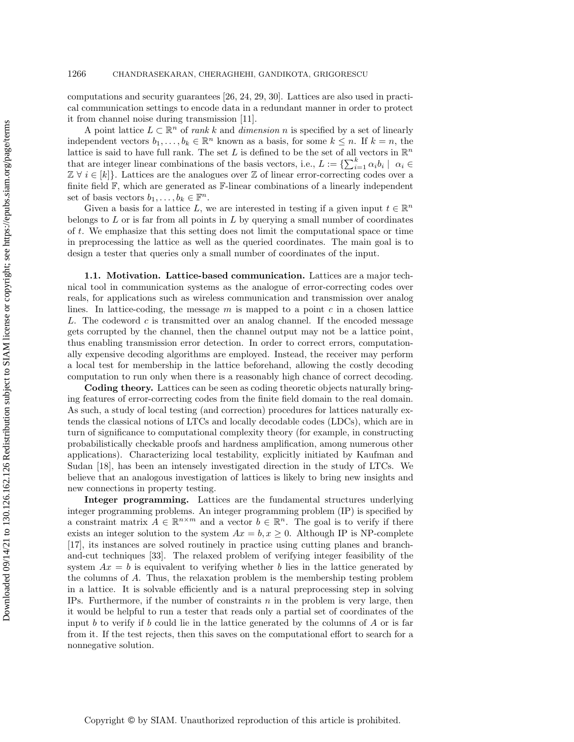computations and security guarantees [26, 24, 29, 30]. Lattices are also used in practical communication settings to encode data in a redundant manner in order to protect it from channel noise during transmission [11].

A point lattice $L \subset \mathbb{R}^n$ of *rank* $k$ and *dimension* $n$ is specified by a set of linearly independent vectors $b_1, \ldots, b_k \in \mathbb{R}^n$ known as a basis, for some $k \leq n$. If $k = n$, the lattice is said to have full rank. The set $L$ is defined to be the set of all vectors in $\mathbb{R}^n$ that are integer linear combinations of the basis vectors, i.e., $L := \{\sum_{i=1}^{k} \alpha_i b_i \mid \alpha_i \in \mathbb{Z} \ \forall \ i \in [k]\}$. Lattices are the analogues over $\mathbb{Z}$ of linear error-correcting codes over a finite field $\mathbb{F}$, which are generated as $\mathbb{F}$-linear combinations of a linearly independent set of basis vectors $b_1, \ldots, b_k \in \mathbb{F}^n$.

Given a basis for a lattice $L$, we are interested in testing if a given input $t \in \mathbb{R}^n$ belongs to $L$ or is far from all points in $L$ by querying a small number of coordinates of $t$. We emphasize that this setting does not limit the computational space or time in preprocessing the lattice as well as the queried coordinates. The main goal is to design a tester that queries only a small number of coordinates of the input.

### 1.1. Motivation.

**Lattice-based communication.** Lattices are a major technical tool in communication systems as the analogue of error-correcting codes over reals, for applications such as wireless communication and transmission over analog lines. In lattice-coding, the message $m$ is mapped to a point $c$ in a chosen lattice $L$. The codeword $c$ is transmitted over an analog channel. If the encoded message gets corrupted by the channel, then the channel output may not be a lattice point, thus enabling transmission error detection. In order to correct errors, computationally expensive decoding algorithms are employed. Instead, the receiver may perform a local test for membership in the lattice beforehand, allowing the costly decoding computation to run only when there is a reasonably high chance of correct decoding.

**Coding theory.** Lattices can be seen as coding theoretic objects naturally bringing features of error-correcting codes from the finite field domain to the real domain. As such, a study of local testing (and correction) procedures for lattices naturally extends the classical notions of LTCs and locally decodable codes (LDCs), which are in turn of significance to computational complexity theory (for example, in constructing probabilistically checkable proofs and hardness amplification, among numerous other applications). Characterizing local testability, explicitly initiated by Kaufman and Sudan [18], has been an intensely investigated direction in the study of LTCs. We believe that an analogous investigation of lattices is likely to bring new insights and new connections in property testing.

**Integer programming.** Lattices are the fundamental structures underlying integer programming problems. An integer programming problem (IP) is specified by a constraint matrix $A \in \mathbb{R}^{n \times m}$ and a vector $b \in \mathbb{R}^n$. The goal is to verify if there exists an integer solution to the system $Ax = b, x \geq 0$. Although IP is NP-complete [17], its instances are solved routinely in practice using cutting planes and branch-and-cut techniques [33]. The relaxed problem of verifying integer feasibility of the system $Ax = b$ is equivalent to verifying whether $b$ lies in the lattice generated by the columns of $A$. Thus, the relaxation problem is the membership testing problem in a lattice. It is solvable efficiently and is a natural preprocessing step in solving IPs. Furthermore, if the number of constraints $n$ in the problem is very large, then it would be helpful to run a tester that reads only a partial set of coordinates of the input $b$ to verify if $b$ could lie in the lattice generated by the columns of $A$ or is far from it. If the test rejects, then this saves on the computational effort to search for a nonnegative solution.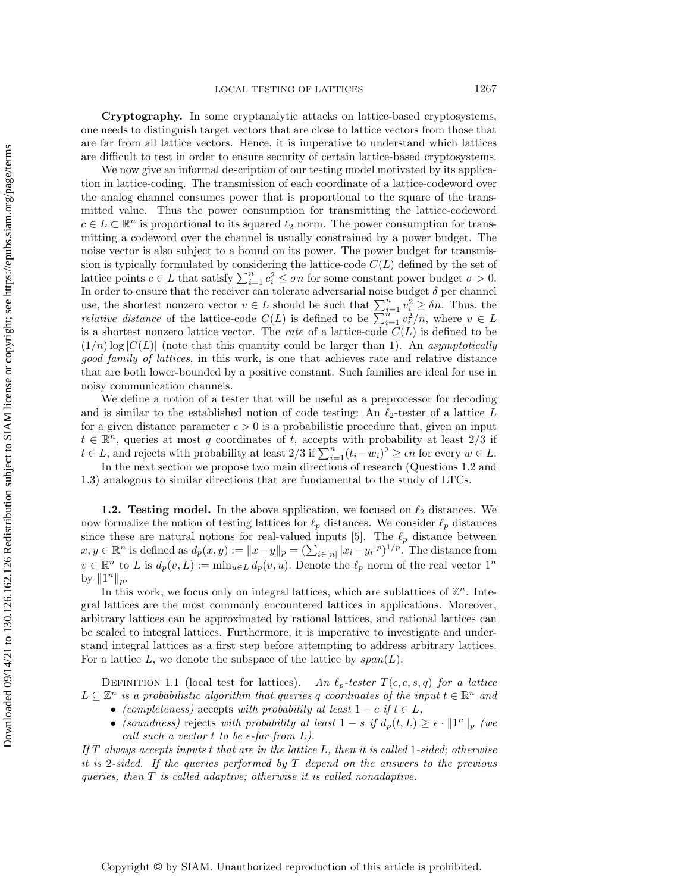**Cryptography.** In some cryptanalytic attacks on lattice-based cryptosystems, one needs to distinguish target vectors that are close to lattice vectors from those that are far from all lattice vectors. Hence, it is imperative to understand which lattices are difficult to test in order to ensure security of certain lattice-based cryptosystems.

We now give an informal description of our testing model motivated by its application in lattice-coding. The transmission of each coordinate of a lattice-codeword over the analog channel consumes power that is proportional to the square of the transmitted value. Thus the power consumption for transmitting the lattice-codeword $c \in L \subset \mathbb{R}^n$ is proportional to its squared $\ell_2$ norm. The power consumption for transmitting a codeword over the channel is usually constrained by a power budget. The noise vector is also subject to a bound on its power. The power budget for transmission is typically formulated by considering the lattice-code $C(L)$ defined by the set of lattice points $c \in L$ that satisfy $\sum_{i=1}^n c_i^2 \leq \sigma n$ for some constant power budget $\sigma > 0$. In order to ensure that the receiver can tolerate adversarial noise budget $\delta$ per channel use, the shortest nonzero vector $v \in L$ should be such that $\sum_{i=1}^n v_i^2 \geq \delta n$. Thus, the *relative distance* of the lattice-code $C(L)$ is defined to be $\sum_{i=1}^n v_i^2/n$, where $v \in L$ is a shortest nonzero lattice vector. The *rate* of a lattice-code $C(L)$ is defined to be $(1/n)\log|C(L)|$ (note that this quantity could be larger than 1). An *asymptotically good family of lattices*, in this work, is one that achieves rate and relative distance that are both lower-bounded by a positive constant. Such families are ideal for use in noisy communication channels.

We define a notion of a tester that will be useful as a preprocessor for decoding and is similar to the established notion of code testing: An $\ell_2$-tester of a lattice $L$ for a given distance parameter $\epsilon > 0$ is a probabilistic procedure that, given an input $t \in \mathbb{R}^n$, queries at most $q$ coordinates of $t$, accepts with probability at least $2/3$ if $t \in L$, and rejects with probability at least $2/3$ if $\sum_{i=1}^n (t_i - w_i)^2 \geq \epsilon n$ for every $w \in L$.

In the next section we propose two main directions of research (Questions 1.2 and 1.3) analogous to similar directions that are fundamental to the study of LTCs.

**1.2. Testing model.** In the above application, we focused on $\ell_2$ distances. We now formalize the notion of testing lattices for $\ell_p$ distances. We consider $\ell_p$ distances since these are natural notions for real-valued inputs [5]. The $\ell_p$ distance between $x, y \in \mathbb{R}^n$ is defined as $d_p(x,y) := \|x-y\|_p = (\sum_{i\in[n]} |x_i - y_i|^p)^{1/p}$. The distance from $v \in \mathbb{R}^n$ to $L$ is $d_p(v, L) := \min_{u \in L} d_p(v,u)$. Denote the $\ell_p$ norm of the real vector $1^n$ by $\|1^n\|_p$.

In this work, we focus only on integral lattices, which are sublattices of $\mathbb{Z}^n$. Integral lattices are the most commonly encountered lattices in applications. Moreover, arbitrary lattices can be approximated by rational lattices, and rational lattices can be scaled to integral lattices. Furthermore, it is imperative to investigate and understand integral lattices as a first step before attempting to address arbitrary lattices. For a lattice $L$, we denote the subspace of the lattice by $span(L)$.

Definition 1.1 (local test for lattices). *An $\ell_p$-tester $T(\epsilon, c, s, q)$ for a lattice $L \subseteq \mathbb{Z}^n$ is a probabilistic algorithm that queries $q$ coordinates of the input $t \in \mathbb{R}^n$ and*

- *(completeness)* accepts *with probability at least $1 - c$ if $t \in L$,*
- *(soundness)* rejects *with probability at least $1 - s$ if $d_p(t, L) \geq \epsilon \cdot \|1^n\|_p$ (we call such a vector $t$ to be $\epsilon$-far from $L$).*

*If $T$ always accepts inputs $t$ that are in the lattice $L$, then it is called* 1*-sided; otherwise it is* 2*-sided. If the queries performed by $T$ depend on the answers to the previous queries, then $T$ is called adaptive; otherwise it is called nonadaptive.*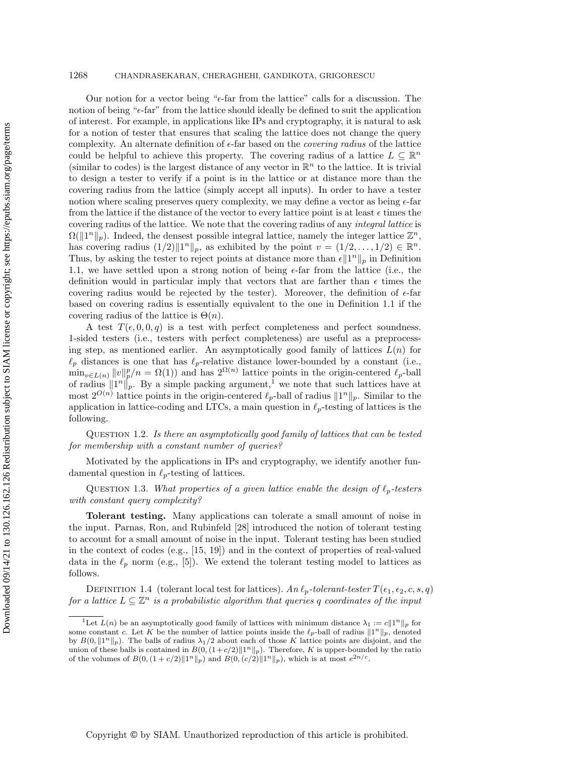Our notion for a vector being "$\epsilon$-far from the lattice" calls for a discussion. The notion of being "$\epsilon$-far" from the lattice should ideally be defined to suit the application of interest. For example, in applications like IPs and cryptography, it is natural to ask for a notion of tester that ensures that scaling the lattice does not change the query complexity. An alternate definition of $\epsilon$-far based on the *covering radius* of the lattice could be helpful to achieve this property. The covering radius of a lattice $L \subseteq \mathbb{R}^n$ (similar to codes) is the largest distance of any vector in $\mathbb{R}^n$ to the lattice. It is trivial to design a tester to verify if a point is in the lattice or at distance more than the covering radius from the lattice (simply accept all inputs). In order to have a tester notion where scaling preserves query complexity, we may define a vector as being $\epsilon$-far from the lattice if the distance of the vector to every lattice point is at least $\epsilon$ times the covering radius of the lattice. We note that the covering radius of any *integral lattice* is $\Omega(\|1^n\|_p)$. Indeed, the densest possible integral lattice, namely the integer lattice $\mathbb{Z}^n$, has covering radius $(1/2)\|1^n\|_p$, as exhibited by the point $v = (1/2, \ldots, 1/2) \in \mathbb{R}^n$. Thus, by asking the tester to reject points at distance more than $\epsilon\|1^n\|_p$ in Definition 1.1, we have settled upon a strong notion of being $\epsilon$-far from the lattice (i.e., the definition would in particular imply that vectors that are farther than $\epsilon$ times the covering radius would be rejected by the tester). Moreover, the definition of $\epsilon$-far based on covering radius is essentially equivalent to the one in Definition 1.1 if the covering radius of the lattice is $\Theta(n)$.

A test $T(\epsilon, 0, 0, q)$ is a test with perfect completeness and perfect soundness. 1-sided testers (i.e., testers with perfect completeness) are useful as a preprocessing step, as mentioned earlier. An asymptotically good family of lattices $L(n)$ for $\ell_p$ distances is one that has $\ell_p$-relative distance lower-bounded by a constant (i.e., $\min_{v \in L(n)} \|v\|_p^p/n = \Omega(1)$) and has $2^{\Omega(n)}$ lattice points in the origin-centered $\ell_p$-ball of radius $\|1^n\|_p$. By a simple packing argument,[1] we note that such lattices have at most $2^{O(n)}$ lattice points in the origin-centered $\ell_p$-ball of radius $\|1^n\|_p$. Similar to the application in lattice-coding and LTCs, a main question in $\ell_p$-testing of lattices is the following.

QUESTION 1.2. *Is there an asymptotically good family of lattices that can be tested for membership with a constant number of queries?*

Motivated by the applications in IPs and cryptography, we identify another fundamental question in $\ell_p$-testing of lattices.

QUESTION 1.3. *What properties of a given lattice enable the design of $\ell_p$-testers with constant query complexity?*

**Tolerant testing.** Many applications can tolerate a small amount of noise in the input. Parnas, Ron, and Rubinfeld [28] introduced the notion of tolerant testing to account for a small amount of noise in the input. Tolerant testing has been studied in the context of codes (e.g., [15, 19]) and in the context of properties of real-valued data in the $\ell_p$ norm (e.g., [5]). We extend the tolerant testing model to lattices as follows.

DEFINITION 1.4 (tolerant local test for lattices). *An $\ell_p$-tolerant-tester $T(\epsilon_1, \epsilon_2, c, s, q)$ for a lattice $L \subseteq \mathbb{Z}^n$ is a probabilistic algorithm that queries $q$ coordinates of the input*

[1] Let $L(n)$ be an asymptotically good family of lattices with minimum distance $\lambda_1 := c\|1^n\|_p$ for some constant $c$. Let $K$ be the number of lattice points inside the $\ell_p$-ball of radius $\|1^n\|_p$, denoted by $B(0, \|1^n\|_p)$. The balls of radius $\lambda_1/2$ about each of those $K$ lattice points are disjoint, and the union of these balls is contained in $B(0, (1+c/2)\|1^n\|_p)$. Therefore, $K$ is upper-bounded by the ratio of the volumes of $B(0, (1+c/2)\|1^n\|_p)$ and $B(0, (c/2)\|1^n\|_p)$, which is at most $e^{2n/c}$.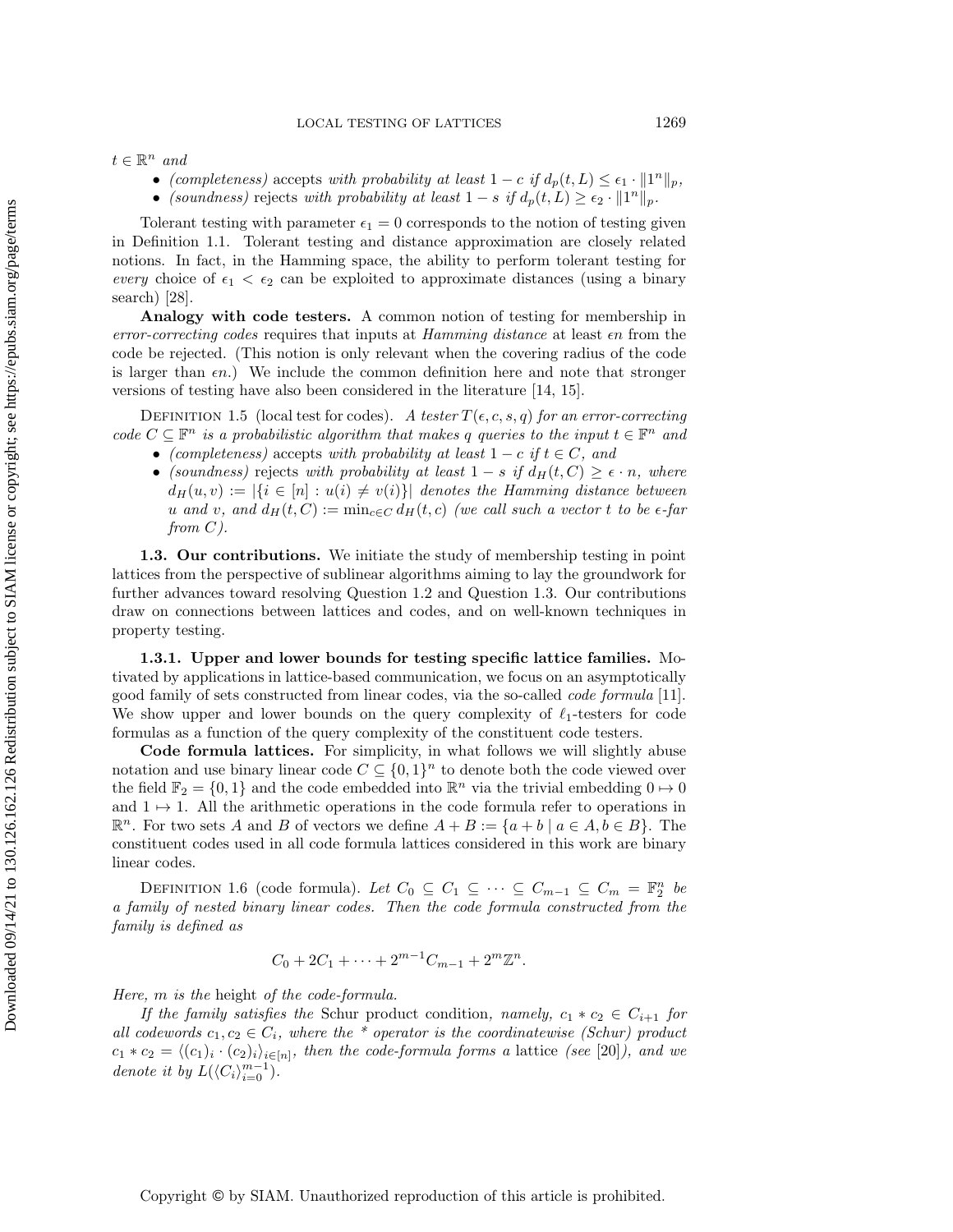$t \in \mathbb{R}^n$ *and*

- *(completeness)* accepts *with probability at least* $1 - c$ *if* $d_p(t, L) \leq \epsilon_1 \cdot \|1^n\|_p$,
- *(soundness)* rejects *with probability at least* $1 - s$ *if* $d_p(t, L) \geq \epsilon_2 \cdot \|1^n\|_p$.

Tolerant testing with parameter $\epsilon_1 = 0$ corresponds to the notion of testing given in Definition 1.1. Tolerant testing and distance approximation are closely related notions. In fact, in the Hamming space, the ability to perform tolerant testing for *every* choice of $\epsilon_1 < \epsilon_2$ can be exploited to approximate distances (using a binary search) [28].

**Analogy with code testers.** A common notion of testing for membership in *error-correcting codes* requires that inputs at *Hamming distance* at least $\epsilon n$ from the code be rejected. (This notion is only relevant when the covering radius of the code is larger than $\epsilon n$.) We include the common definition here and note that stronger versions of testing have also been considered in the literature [14, 15].

Definition 1.5 (local test for codes). *A tester* $T(\epsilon, c, s, q)$ *for an error-correcting code* $C \subseteq \mathbb{F}^n$ *is a probabilistic algorithm that makes* $q$ *queries to the input* $t \in \mathbb{F}^n$ *and*

- *(completeness)* accepts *with probability at least* $1 - c$ *if* $t \in C$, *and*
- *(soundness)* rejects *with probability at least* $1 - s$ *if* $d_H(t, C) \geq \epsilon \cdot n$, *where* $d_H(u, v) := |\{i \in [n] : u(i) \neq v(i)\}|$ *denotes the Hamming distance between* $u$ *and* $v$, *and* $d_H(t, C) := \min_{c \in C} d_H(t, c)$ *(we call such a vector* $t$ *to be* $\epsilon$*-far from* $C$*).*

### 1.3. Our contributions.

We initiate the study of membership testing in point lattices from the perspective of sublinear algorithms aiming to lay the groundwork for further advances toward resolving Question 1.2 and Question 1.3. Our contributions draw on connections between lattices and codes, and on well-known techniques in property testing.

#### 1.3.1. Upper and lower bounds for testing specific lattice families.

Motivated by applications in lattice-based communication, we focus on an asymptotically good family of sets constructed from linear codes, via the so-called *code formula* [11]. We show upper and lower bounds on the query complexity of $\ell_1$-testers for code formulas as a function of the query complexity of the constituent code testers.

**Code formula lattices.** For simplicity, in what follows we will slightly abuse notation and use binary linear code $C \subseteq \{0, 1\}^n$ to denote both the code viewed over the field $\mathbb{F}_2 = \{0, 1\}$ and the code embedded into $\mathbb{R}^n$ via the trivial embedding $0 \mapsto 0$ and $1 \mapsto 1$. All the arithmetic operations in the code formula refer to operations in $\mathbb{R}^n$. For two sets $A$ and $B$ of vectors we define $A + B := \{a + b \mid a \in A, b \in B\}$. The constituent codes used in all code formula lattices considered in this work are binary linear codes.

Definition 1.6 (code formula). *Let* $C_0 \subseteq C_1 \subseteq \cdots \subseteq C_{m-1} \subseteq C_m = \mathbb{F}_2^n$ *be a family of nested binary linear codes. Then the code formula constructed from the family is defined as*

$$C_0 + 2C_1 + \cdots + 2^{m-1}C_{m-1} + 2^m\mathbb{Z}^n.$$

*Here,* $m$ *is the* height *of the code-formula.*

*If the family satisfies the* Schur product condition*, namely,* $c_1 * c_2 \in C_{i+1}$ *for all codewords* $c_1, c_2 \in C_i$*, where the * operator is the coordinatewise (Schur) product* $c_1 * c_2 = \langle (c_1)_i \cdot (c_2)_i \rangle_{i \in [n]}$*, then the code-formula forms a* lattice *(see [20]), and we denote it by* $L(\langle C_i \rangle_{i=0}^{m-1})$.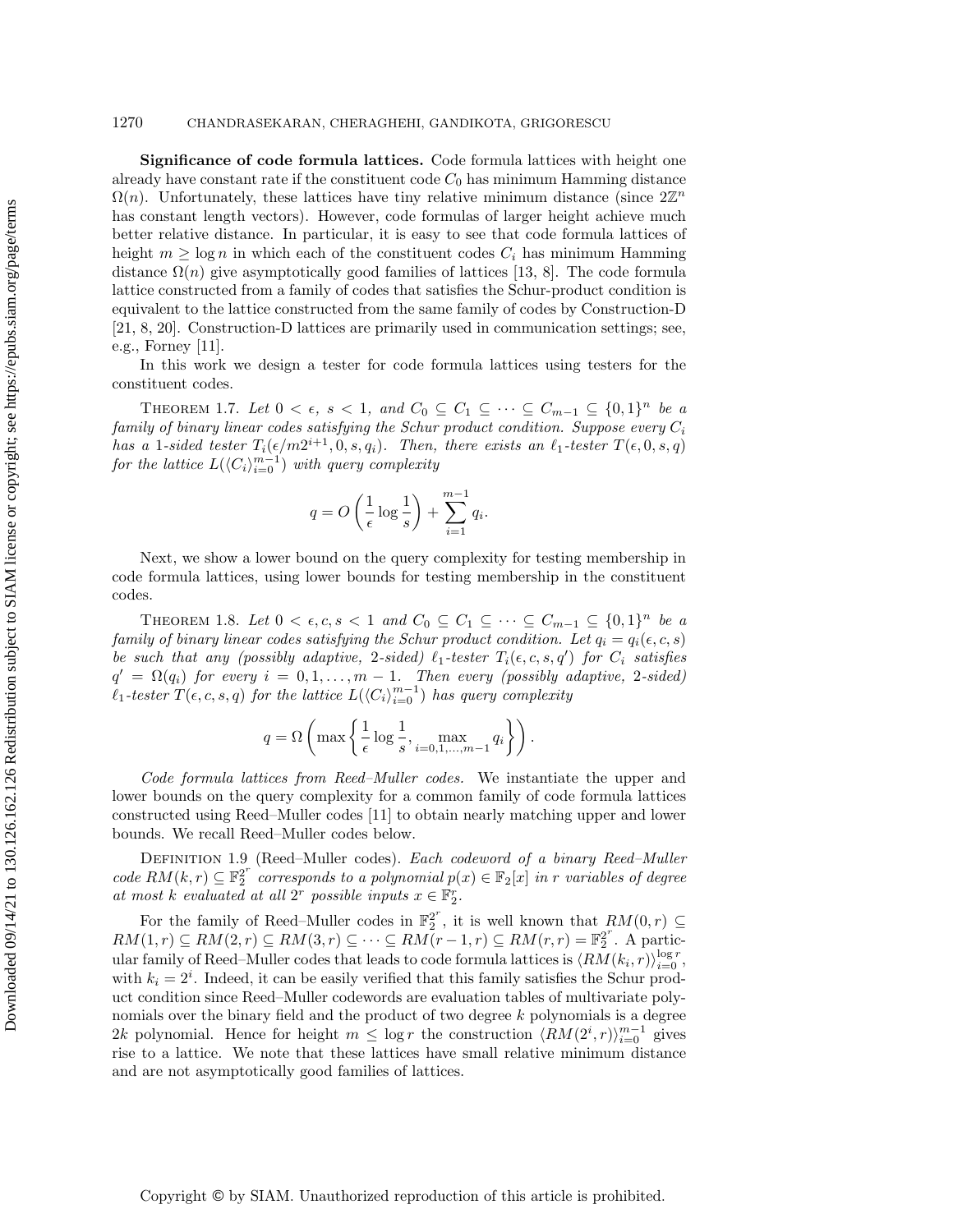**Significance of code formula lattices.** Code formula lattices with height one already have constant rate if the constituent code $C_0$ has minimum Hamming distance $\Omega(n)$. Unfortunately, these lattices have tiny relative minimum distance (since $2\mathbb{Z}^n$ has constant length vectors). However, code formulas of larger height achieve much better relative distance. In particular, it is easy to see that code formula lattices of height $m \geq \log n$ in which each of the constituent codes $C_i$ has minimum Hamming distance $\Omega(n)$ give asymptotically good families of lattices [13, 8]. The code formula lattice constructed from a family of codes that satisfies the Schur-product condition is equivalent to the lattice constructed from the same family of codes by Construction-D [21, 8, 20]. Construction-D lattices are primarily used in communication settings; see, e.g., Forney [11].

In this work we design a tester for code formula lattices using testers for the constituent codes.

Theorem 1.7. *Let $0 < \epsilon,\ s < 1$, and $C_0 \subseteq C_1 \subseteq \cdots \subseteq C_{m-1} \subseteq \{0,1\}^n$ be a family of binary linear codes satisfying the Schur product condition. Suppose every $C_i$ has a 1-sided tester $T_i(\epsilon/m2^{i+1}, 0, s, q_i)$. Then, there exists an $\ell_1$-tester $T(\epsilon, 0, s, q)$ for the lattice $L(\langle C_i\rangle_{i=0}^{m-1})$ with query complexity*

$$q = O\left(\frac{1}{\epsilon}\log\frac{1}{s}\right) + \sum_{i=1}^{m-1} q_i.$$

Next, we show a lower bound on the query complexity for testing membership in code formula lattices, using lower bounds for testing membership in the constituent codes.

Theorem 1.8. *Let $0 < \epsilon, c, s < 1$ and $C_0 \subseteq C_1 \subseteq \cdots \subseteq C_{m-1} \subseteq \{0,1\}^n$ be a family of binary linear codes satisfying the Schur product condition. Let $q_i = q_i(\epsilon, c, s)$ be such that any (possibly adaptive, 2-sided) $\ell_1$-tester $T_i(\epsilon, c, s, q')$ for $C_i$ satisfies $q' = \Omega(q_i)$ for every $i = 0, 1, \ldots, m-1$. Then every (possibly adaptive, 2-sided) $\ell_1$-tester $T(\epsilon, c, s, q)$ for the lattice $L(\langle C_i\rangle_{i=0}^{m-1})$ has query complexity*

$$q = \Omega\left(\max\left\{\frac{1}{\epsilon}\log\frac{1}{s}, \max_{i=0,1,\ldots,m-1} q_i\right\}\right).$$

*Code formula lattices from Reed–Muller codes.* We instantiate the upper and lower bounds on the query complexity for a common family of code formula lattices constructed using Reed–Muller codes [11] to obtain nearly matching upper and lower bounds. We recall Reed–Muller codes below.

Definition 1.9 (Reed–Muller codes). *Each codeword of a binary Reed–Muller code $RM(k, r) \subseteq \mathbb{F}_2^{2^r}$ corresponds to a polynomial $p(x) \in \mathbb{F}_2[x]$ in $r$ variables of degree at most $k$ evaluated at all $2^r$ possible inputs $x \in \mathbb{F}_2^r$.*

For the family of Reed–Muller codes in $\mathbb{F}_2^{2^r}$, it is well known that $RM(0, r) \subseteq RM(1, r) \subseteq RM(2, r) \subseteq RM(3, r) \subseteq \cdots \subseteq RM(r-1, r) \subseteq RM(r, r) = \mathbb{F}_2^{2^r}$. A particular family of Reed–Muller codes that leads to code formula lattices is $\langle RM(k_i, r)\rangle_{i=0}^{\log r}$, with $k_i = 2^i$. Indeed, it can be easily verified that this family satisfies the Schur product condition since Reed–Muller codewords are evaluation tables of multivariate polynomials over the binary field and the product of two degree $k$ polynomials is a degree $2k$ polynomial. Hence for height $m \leq \log r$ the construction $\langle RM(2^i, r)\rangle_{i=0}^{m-1}$ gives rise to a lattice. We note that these lattices have small relative minimum distance and are not asymptotically good families of lattices.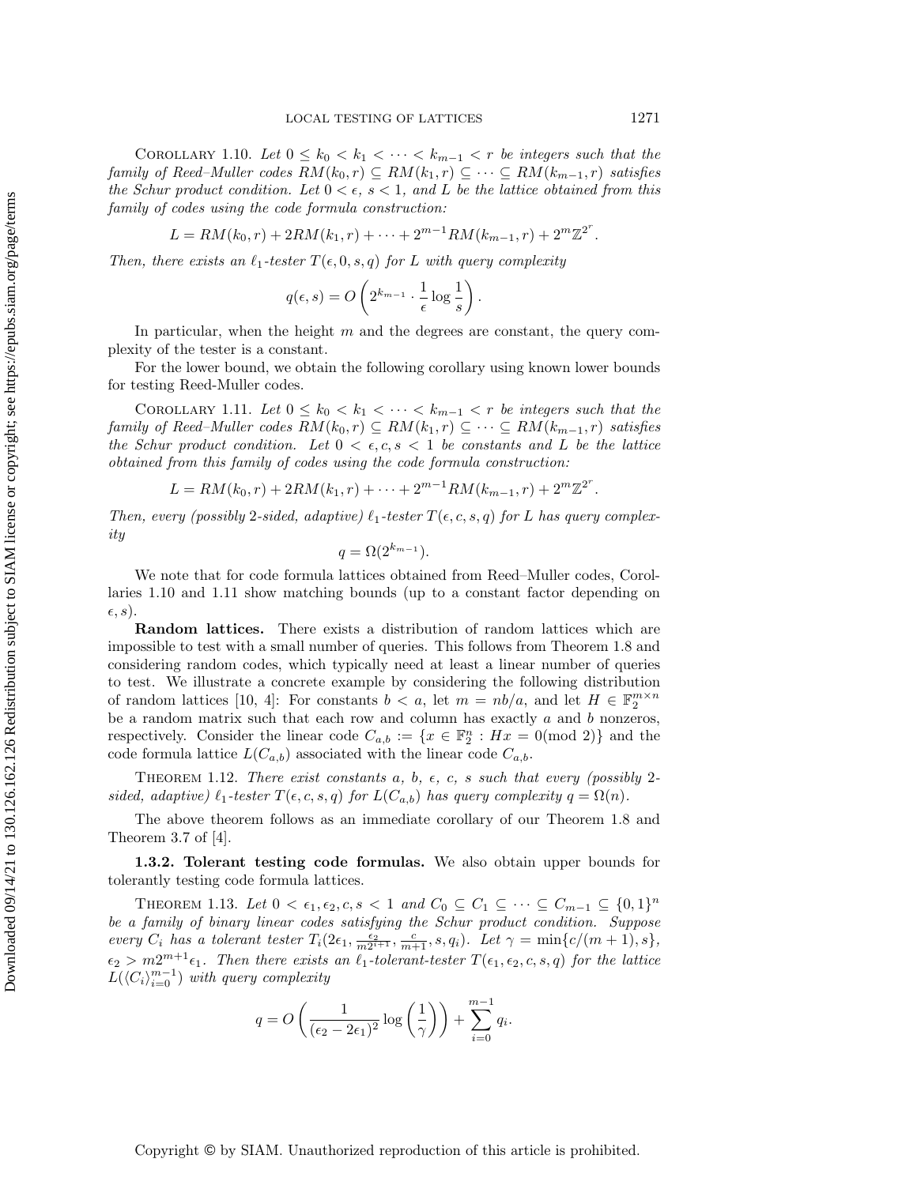Corollary 1.10. *Let $0 \le k_0 < k_1 < \cdots < k_{m-1} < r$ be integers such that the family of Reed–Muller codes $RM(k_0, r) \subseteq RM(k_1, r) \subseteq \cdots \subseteq RM(k_{m-1}, r)$ satisfies the Schur product condition. Let $0 < \epsilon,\ s < 1$, and $L$ be the lattice obtained from this family of codes using the code formula construction:*

$$L = RM(k_0, r) + 2RM(k_1, r) + \cdots + 2^{m-1}RM(k_{m-1}, r) + 2^m\mathbb{Z}^{2^r}.$$

*Then, there exists an $\ell_1$-tester $T(\epsilon, 0, s, q)$ for $L$ with query complexity*

$$q(\epsilon, s) = O\left(2^{k_{m-1}} \cdot \frac{1}{\epsilon} \log \frac{1}{s}\right).$$

In particular, when the height $m$ and the degrees are constant, the query complexity of the tester is a constant.

For the lower bound, we obtain the following corollary using known lower bounds for testing Reed-Muller codes.

Corollary 1.11. *Let $0 \le k_0 < k_1 < \cdots < k_{m-1} < r$ be integers such that the family of Reed–Muller codes $RM(k_0, r) \subseteq RM(k_1, r) \subseteq \cdots \subseteq RM(k_{m-1}, r)$ satisfies the Schur product condition. Let $0 < \epsilon, c, s < 1$ be constants and $L$ be the lattice obtained from this family of codes using the code formula construction:*

$$L = RM(k_0, r) + 2RM(k_1, r) + \cdots + 2^{m-1}RM(k_{m-1}, r) + 2^m\mathbb{Z}^{2^r}.$$

*Then, every (possibly 2-sided, adaptive) $\ell_1$-tester $T(\epsilon, c, s, q)$ for $L$ has query complexity*

$$q = \Omega(2^{k_{m-1}}).$$

We note that for code formula lattices obtained from Reed–Muller codes, Corollaries 1.10 and 1.11 show matching bounds (up to a constant factor depending on $\epsilon, s$).

**Random lattices.** There exists a distribution of random lattices which are impossible to test with a small number of queries. This follows from Theorem 1.8 and considering random codes, which typically need at least a linear number of queries to test. We illustrate a concrete example by considering the following distribution of random lattices [10, 4]: For constants $b < a$, let $m = nb/a$, and let $H \in \mathbb{F}_2^{m \times n}$ be a random matrix such that each row and column has exactly $a$ and $b$ nonzeros, respectively. Consider the linear code $C_{a,b} := \{x \in \mathbb{F}_2^n : Hx = 0 (\text{mod } 2)\}$ and the code formula lattice $L(C_{a,b})$ associated with the linear code $C_{a,b}$.

Theorem 1.12. *There exist constants $a$, $b$, $\epsilon$, $c$, $s$ such that every (possibly 2-sided, adaptive) $\ell_1$-tester $T(\epsilon, c, s, q)$ for $L(C_{a,b})$ has query complexity $q = \Omega(n)$.*

The above theorem follows as an immediate corollary of our Theorem 1.8 and Theorem 3.7 of [4].

### 1.3.2. Tolerant testing code formulas.

We also obtain upper bounds for tolerantly testing code formula lattices.

Theorem 1.13. *Let $0 < \epsilon_1, \epsilon_2, c, s < 1$ and $C_0 \subseteq C_1 \subseteq \cdots \subseteq C_{m-1} \subseteq \{0,1\}^n$ be a family of binary linear codes satisfying the Schur product condition. Suppose every $C_i$ has a tolerant tester $T_i(2\epsilon_1, \frac{\epsilon_2}{m2^{i+1}}, \frac{c}{m+1}, s, q_i)$. Let $\gamma = \min\{c/(m+1), s\}$, $\epsilon_2 > m2^{m+1}\epsilon_1$. Then there exists an $\ell_1$-tolerant-tester $T(\epsilon_1, \epsilon_2, c, s, q)$ for the lattice $L(\langle C_i \rangle_{i=0}^{m-1})$ with query complexity*

$$q = O\left(\frac{1}{(\epsilon_2 - 2\epsilon_1)^2} \log\left(\frac{1}{\gamma}\right)\right) + \sum_{i=0}^{m-1} q_i.$$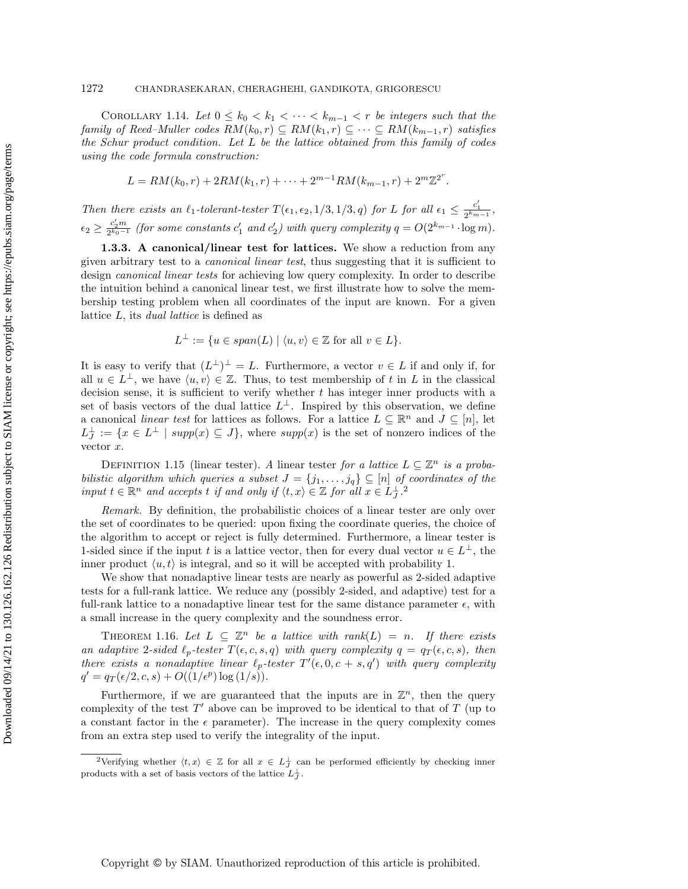COROLLARY 1.14. *Let $0 \leq k_0 < k_1 < \cdots < k_{m-1} < r$ be integers such that the family of Reed–Muller codes $RM(k_0, r) \subseteq RM(k_1, r) \subseteq \cdots \subseteq RM(k_{m-1}, r)$ satisfies the Schur product condition. Let $L$ be the lattice obtained from this family of codes using the code formula construction:*

$$L = RM(k_0, r) + 2RM(k_1, r) + \cdots + 2^{m-1}RM(k_{m-1}, r) + 2^m\mathbb{Z}^{2^r}.$$

*Then there exists an $\ell_1$-tolerant-tester $T(\epsilon_1, \epsilon_2, 1/3, 1/3, q)$ for $L$ for all $\epsilon_1 \leq \frac{c_1'}{2^{k_{m-1}}}$, $\epsilon_2 \geq \frac{c_2' m}{2^{k_0 - 1}}$ (for some constants $c_1'$ and $c_2'$) with query complexity $q = O(2^{k_{m-1}} \cdot \log m)$.*

### 1.3.3. A canonical/linear test for lattices.

We show a reduction from any given arbitrary test to a *canonical linear test*, thus suggesting that it is sufficient to design *canonical linear tests* for achieving low query complexity. In order to describe the intuition behind a canonical linear test, we first illustrate how to solve the membership testing problem when all coordinates of the input are known. For a given lattice $L$, its *dual lattice* is defined as

$$L^\perp := \{u \in span(L) \mid \langle u, v\rangle \in \mathbb{Z} \text{ for all } v \in L\}.$$

It is easy to verify that $(L^\perp)^\perp = L$. Furthermore, a vector $v \in L$ if and only if, for all $u \in L^\perp$, we have $\langle u, v\rangle \in \mathbb{Z}$. Thus, to test membership of $t$ in $L$ in the classical decision sense, it is sufficient to verify whether $t$ has integer inner products with a set of basis vectors of the dual lattice $L^\perp$. Inspired by this observation, we define a canonical *linear test* for lattices as follows. For a lattice $L \subseteq \mathbb{R}^n$ and $J \subseteq [n]$, let $L_J^\perp := \{x \in L^\perp \mid supp(x) \subseteq J\}$, where $supp(x)$ is the set of nonzero indices of the vector $x$.

DEFINITION 1.15 (linear tester). *A* linear tester *for a lattice $L \subseteq \mathbb{Z}^n$ is a probabilistic algorithm which queries a subset $J = \{j_1, \ldots, j_q\} \subseteq [n]$ of coordinates of the input $t \in \mathbb{R}^n$ and accepts $t$ if and only if $\langle t, x\rangle \in \mathbb{Z}$ for all $x \in L_J^\perp$.*[2]

*Remark.* By definition, the probabilistic choices of a linear tester are only over the set of coordinates to be queried: upon fixing the coordinate queries, the choice of the algorithm to accept or reject is fully determined. Furthermore, a linear tester is 1-sided since if the input $t$ is a lattice vector, then for every dual vector $u \in L^\perp$, the inner product $\langle u, t\rangle$ is integral, and so it will be accepted with probability 1.

We show that nonadaptive linear tests are nearly as powerful as 2-sided adaptive tests for a full-rank lattice. We reduce any (possibly 2-sided, and adaptive) test for a full-rank lattice to a nonadaptive linear test for the same distance parameter $\epsilon$, with a small increase in the query complexity and the soundness error.

THEOREM 1.16. *Let $L \subseteq \mathbb{Z}^n$ be a lattice with $rank(L) = n$. If there exists an adaptive 2-sided $\ell_p$-tester $T(\epsilon, c, s, q)$ with query complexity $q = q_T(\epsilon, c, s)$, then there exists a nonadaptive linear $\ell_p$-tester $T'(\epsilon, 0, c + s, q')$ with query complexity $q' = q_T(\epsilon/2, c, s) + O((1/\epsilon^p)\log(1/s))$.*

Furthermore, if we are guaranteed that the inputs are in $\mathbb{Z}^n$, then the query complexity of the test $T'$ above can be improved to be identical to that of $T$ (up to a constant factor in the $\epsilon$ parameter). The increase in the query complexity comes from an extra step used to verify the integrality of the input.

[2] Verifying whether $\langle t, x\rangle \in \mathbb{Z}$ for all $x \in L_J^\perp$ can be performed efficiently by checking inner products with a set of basis vectors of the lattice $L_J^\perp$.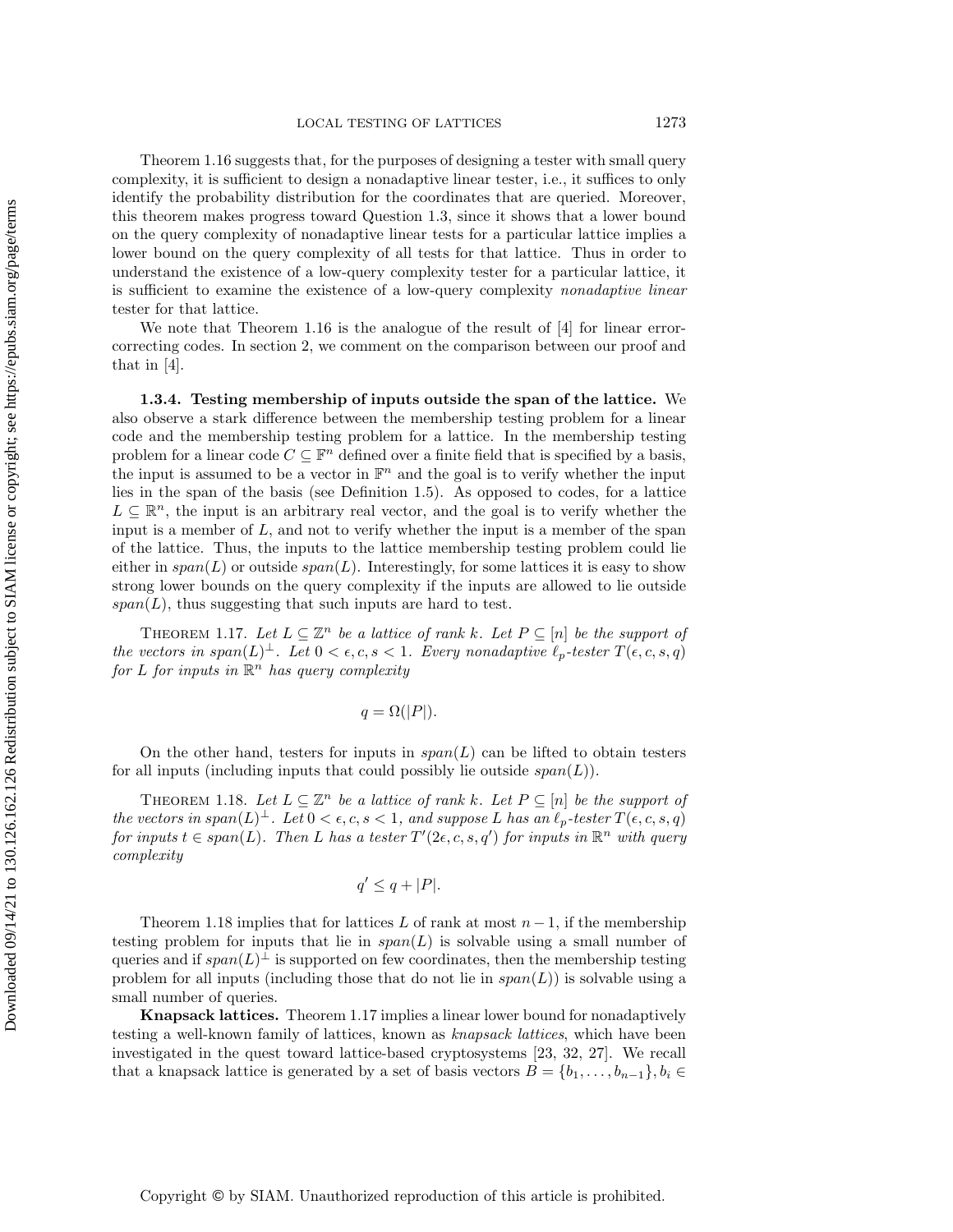Theorem 1.16 suggests that, for the purposes of designing a tester with small query complexity, it is sufficient to design a nonadaptive linear tester, i.e., it suffices to only identify the probability distribution for the coordinates that are queried. Moreover, this theorem makes progress toward Question 1.3, since it shows that a lower bound on the query complexity of nonadaptive linear tests for a particular lattice implies a lower bound on the query complexity of all tests for that lattice. Thus in order to understand the existence of a low-query complexity tester for a particular lattice, it is sufficient to examine the existence of a low-query complexity *nonadaptive linear* tester for that lattice.

We note that Theorem 1.16 is the analogue of the result of [4] for linear error-correcting codes. In section 2, we comment on the comparison between our proof and that in [4].

### 1.3.4. Testing membership of inputs outside the span of the lattice.

We also observe a stark difference between the membership testing problem for a linear code and the membership testing problem for a lattice. In the membership testing problem for a linear code $C \subseteq \mathbb{F}^n$ defined over a finite field that is specified by a basis, the input is assumed to be a vector in $\mathbb{F}^n$ and the goal is to verify whether the input lies in the span of the basis (see Definition 1.5). As opposed to codes, for a lattice $L \subseteq \mathbb{R}^n$, the input is an arbitrary real vector, and the goal is to verify whether the input is a member of $L$, and not to verify whether the input is a member of the span of the lattice. Thus, the inputs to the lattice membership testing problem could lie either in $span(L)$ or outside $span(L)$. Interestingly, for some lattices it is easy to show strong lower bounds on the query complexity if the inputs are allowed to lie outside $span(L)$, thus suggesting that such inputs are hard to test.

Theorem 1.17. *Let $L \subseteq \mathbb{Z}^n$ be a lattice of rank $k$. Let $P \subseteq [n]$ be the support of the vectors in $span(L)^{\perp}$. Let $0 < \epsilon, c, s < 1$. Every nonadaptive $\ell_p$-tester $T(\epsilon, c, s, q)$ for $L$ for inputs in $\mathbb{R}^n$ has query complexity*

$$q = \Omega(|P|).$$

On the other hand, testers for inputs in $span(L)$ can be lifted to obtain testers for all inputs (including inputs that could possibly lie outside $span(L)$).

Theorem 1.18. *Let $L \subseteq \mathbb{Z}^n$ be a lattice of rank $k$. Let $P \subseteq [n]$ be the support of the vectors in $span(L)^{\perp}$. Let $0 < \epsilon, c, s < 1$, and suppose $L$ has an $\ell_p$-tester $T(\epsilon, c, s, q)$ for inputs $t \in span(L)$. Then $L$ has a tester $T'(2\epsilon, c, s, q')$ for inputs in $\mathbb{R}^n$ with query complexity*

$$q' \leq q + |P|.$$

Theorem 1.18 implies that for lattices $L$ of rank at most $n-1$, if the membership testing problem for inputs that lie in $span(L)$ is solvable using a small number of queries and if $span(L)^{\perp}$ is supported on few coordinates, then the membership testing problem for all inputs (including those that do not lie in $span(L)$) is solvable using a small number of queries.

**Knapsack lattices.** Theorem 1.17 implies a linear lower bound for nonadaptively testing a well-known family of lattices, known as *knapsack lattices*, which have been investigated in the quest toward lattice-based cryptosystems [23, 32, 27]. We recall that a knapsack lattice is generated by a set of basis vectors $B = \{b_1, \ldots, b_{n-1}\}, b_i \in$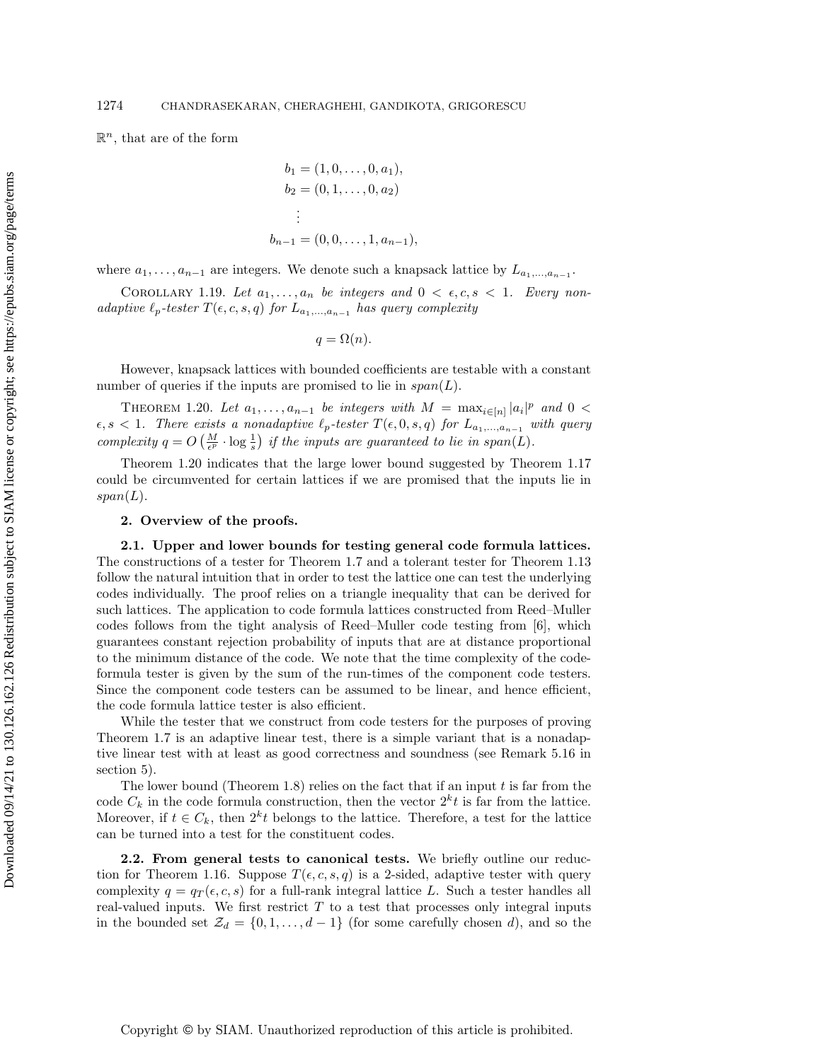$\mathbb{R}^n$, that are of the form

$$
\begin{aligned}
b_1 &= (1, 0, \ldots, 0, a_1),\\
b_2 &= (0, 1, \ldots, 0, a_2)\\
&\vdots\\
b_{n-1} &= (0, 0, \ldots, 1, a_{n-1}),
\end{aligned}
$$

where $a_1, \ldots, a_{n-1}$ are integers. We denote such a knapsack lattice by $L_{a_1,\ldots,a_{n-1}}$.

Corollary 1.19. *Let $a_1, \ldots, a_n$ be integers and $0 < \epsilon, c, s < 1$. Every nonadaptive $\ell_p$-tester $T(\epsilon, c, s, q)$ for $L_{a_1,\ldots,a_{n-1}}$ has query complexity*

$$q = \Omega(n).$$

However, knapsack lattices with bounded coefficients are testable with a constant number of queries if the inputs are promised to lie in $span(L)$.

Theorem 1.20. *Let $a_1, \ldots, a_{n-1}$ be integers with $M = \max_{i\in[n]} |a_i|^p$ and $0 < \epsilon, s < 1$. There exists a nonadaptive $\ell_p$-tester $T(\epsilon, 0, s, q)$ for $L_{a_1,\ldots,a_{n-1}}$ with query complexity $q = O\left(\frac{M}{\epsilon^p} \cdot \log \frac{1}{s}\right)$ if the inputs are guaranteed to lie in $span(L)$.*

Theorem 1.20 indicates that the large lower bound suggested by Theorem 1.17 could be circumvented for certain lattices if we are promised that the inputs lie in $span(L)$.

## 2. Overview of the proofs.

**2.1. Upper and lower bounds for testing general code formula lattices.** The constructions of a tester for Theorem 1.7 and a tolerant tester for Theorem 1.13 follow the natural intuition that in order to test the lattice one can test the underlying codes individually. The proof relies on a triangle inequality that can be derived for such lattices. The application to code formula lattices constructed from Reed–Muller codes follows from the tight analysis of Reed–Muller code testing from [6], which guarantees constant rejection probability of inputs that are at distance proportional to the minimum distance of the code. We note that the time complexity of the code-formula tester is given by the sum of the run-times of the component code testers. Since the component code testers can be assumed to be linear, and hence efficient, the code formula lattice tester is also efficient.

While the tester that we construct from code testers for the purposes of proving Theorem 1.7 is an adaptive linear test, there is a simple variant that is a nonadaptive linear test with at least as good correctness and soundness (see Remark 5.16 in section 5).

The lower bound (Theorem 1.8) relies on the fact that if an input $t$ is far from the code $C_k$ in the code formula construction, then the vector $2^k t$ is far from the lattice. Moreover, if $t \in C_k$, then $2^k t$ belongs to the lattice. Therefore, a test for the lattice can be turned into a test for the constituent codes.

**2.2. From general tests to canonical tests.** We briefly outline our reduction for Theorem 1.16. Suppose $T(\epsilon, c, s, q)$ is a 2-sided, adaptive tester with query complexity $q = q_T(\epsilon, c, s)$ for a full-rank integral lattice $L$. Such a tester handles all real-valued inputs. We first restrict $T$ to a test that processes only integral inputs in the bounded set $\mathcal{Z}_d = \{0, 1, \ldots, d-1\}$ (for some carefully chosen $d$), and so the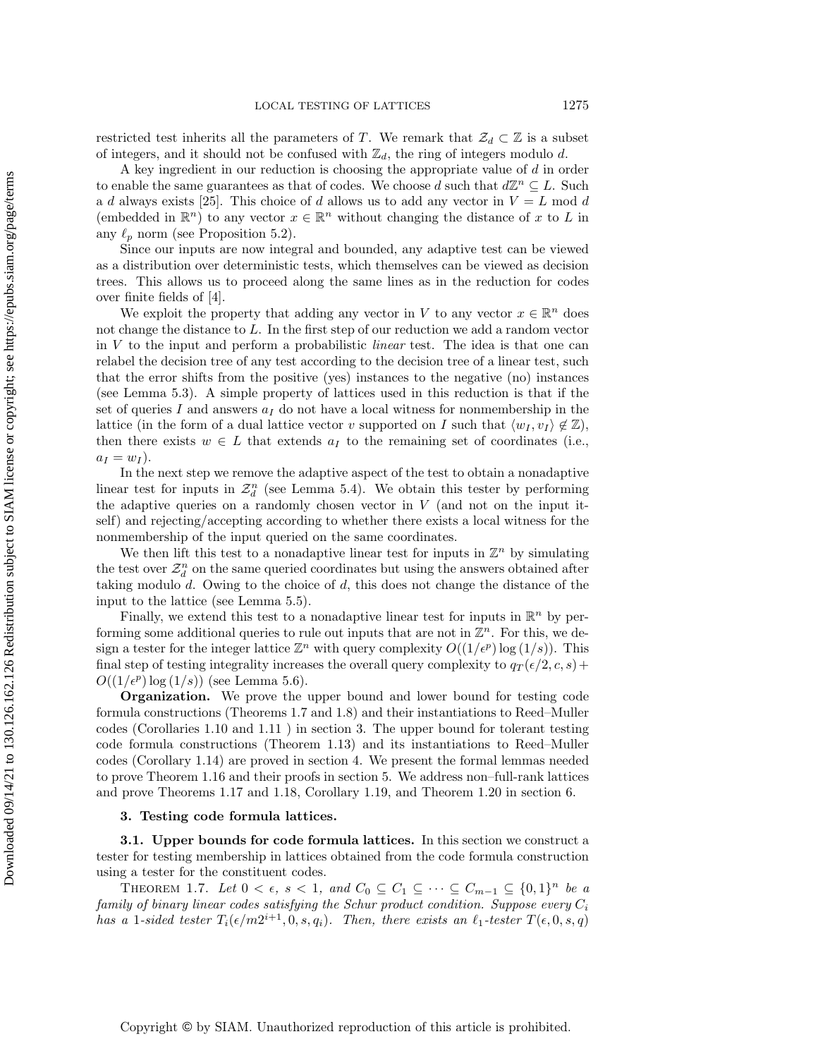restricted test inherits all the parameters of $T$. We remark that $\mathcal{Z}_d \subset \mathbb{Z}$ is a subset of integers, and it should not be confused with $\mathbb{Z}_d$, the ring of integers modulo $d$.

A key ingredient in our reduction is choosing the appropriate value of $d$ in order to enable the same guarantees as that of codes. We choose $d$ such that $d\mathbb{Z}^n \subseteq L$. Such a $d$ always exists [25]. This choice of $d$ allows us to add any vector in $V = L \bmod d$ (embedded in $\mathbb{R}^n$) to any vector $x \in \mathbb{R}^n$ without changing the distance of $x$ to $L$ in any $\ell_p$ norm (see Proposition 5.2).

Since our inputs are now integral and bounded, any adaptive test can be viewed as a distribution over deterministic tests, which themselves can be viewed as decision trees. This allows us to proceed along the same lines as in the reduction for codes over finite fields of [4].

We exploit the property that adding any vector in $V$ to any vector $x \in \mathbb{R}^n$ does not change the distance to $L$. In the first step of our reduction we add a random vector in $V$ to the input and perform a probabilistic *linear* test. The idea is that one can relabel the decision tree of any test according to the decision tree of a linear test, such that the error shifts from the positive (yes) instances to the negative (no) instances (see Lemma 5.3). A simple property of lattices used in this reduction is that if the set of queries $I$ and answers $a_I$ do not have a local witness for nonmembership in the lattice (in the form of a dual lattice vector $v$ supported on $I$ such that $\langle w_I, v_I \rangle \notin \mathbb{Z}$), then there exists $w \in L$ that extends $a_I$ to the remaining set of coordinates (i.e., $a_I = w_I$).

In the next step we remove the adaptive aspect of the test to obtain a nonadaptive linear test for inputs in $\mathcal{Z}_d^n$ (see Lemma 5.4). We obtain this tester by performing the adaptive queries on a randomly chosen vector in $V$ (and not on the input itself) and rejecting/accepting according to whether there exists a local witness for the nonmembership of the input queried on the same coordinates.

We then lift this test to a nonadaptive linear test for inputs in $\mathbb{Z}^n$ by simulating the test over $\mathcal{Z}_d^n$ on the same queried coordinates but using the answers obtained after taking modulo $d$. Owing to the choice of $d$, this does not change the distance of the input to the lattice (see Lemma 5.5).

Finally, we extend this test to a nonadaptive linear test for inputs in $\mathbb{R}^n$ by performing some additional queries to rule out inputs that are not in $\mathbb{Z}^n$. For this, we design a tester for the integer lattice $\mathbb{Z}^n$ with query complexity $O((1/\epsilon^p)\log(1/s))$. This final step of testing integrality increases the overall query complexity to $q_T(\epsilon/2, c, s) + O((1/\epsilon^p)\log(1/s))$ (see Lemma 5.6).

**Organization.** We prove the upper bound and lower bound for testing code formula constructions (Theorems 1.7 and 1.8) and their instantiations to Reed–Muller codes (Corollaries 1.10 and 1.11 ) in section 3. The upper bound for tolerant testing code formula constructions (Theorem 1.13) and its instantiations to Reed–Muller codes (Corollary 1.14) are proved in section 4. We present the formal lemmas needed to prove Theorem 1.16 and their proofs in section 5. We address non–full-rank lattices and prove Theorems 1.17 and 1.18, Corollary 1.19, and Theorem 1.20 in section 6.

## 3. Testing code formula lattices.

### 3.1. Upper bounds for code formula lattices.

In this section we construct a tester for testing membership in lattices obtained from the code formula construction using a tester for the constituent codes.

THEOREM 1.7. *Let $0 < \epsilon$, $s < 1$, and $C_0 \subseteq C_1 \subseteq \cdots \subseteq C_{m-1} \subseteq \{0,1\}^n$ be a family of binary linear codes satisfying the Schur product condition. Suppose every $C_i$ has a 1-sided tester $T_i(\epsilon/m2^{i+1}, 0, s, q_i)$. Then, there exists an $\ell_1$-tester $T(\epsilon, 0, s, q)$*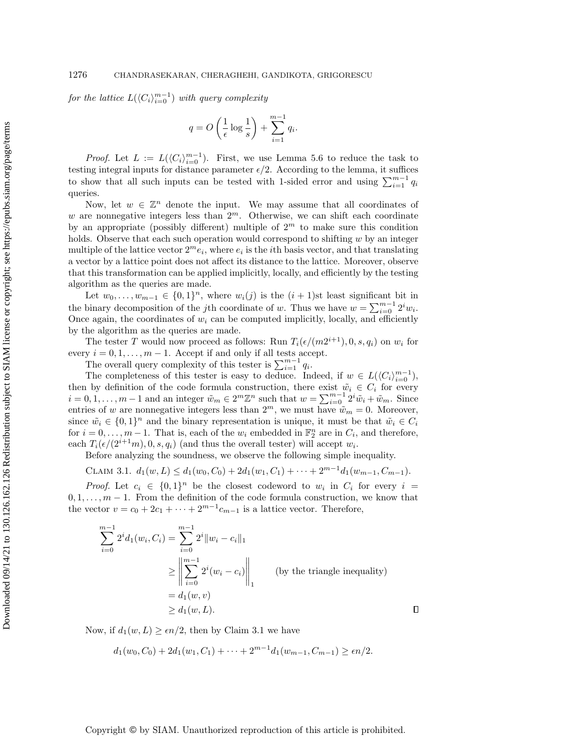*for the lattice* $L(\langle C_i \rangle_{i=0}^{m-1})$ *with query complexity*

$$q = O\left(\frac{1}{\epsilon}\log\frac{1}{s}\right) + \sum_{i=1}^{m-1} q_i.$$

*Proof.* Let $L := L(\langle C_i \rangle_{i=0}^{m-1})$. First, we use Lemma 5.6 to reduce the task to testing integral inputs for distance parameter $\epsilon/2$. According to the lemma, it suffices to show that all such inputs can be tested with 1-sided error and using $\sum_{i=1}^{m-1} q_i$ queries.

Now, let $w \in \mathbb{Z}^n$ denote the input. We may assume that all coordinates of $w$ are nonnegative integers less than $2^m$. Otherwise, we can shift each coordinate by an appropriate (possibly different) multiple of $2^m$ to make sure this condition holds. Observe that each such operation would correspond to shifting $w$ by an integer multiple of the lattice vector $2^m e_i$, where $e_i$ is the $i$th basis vector, and that translating a vector by a lattice point does not affect its distance to the lattice. Moreover, observe that this transformation can be applied implicitly, locally, and efficiently by the testing algorithm as the queries are made.

Let $w_0, \ldots, w_{m-1} \in \{0,1\}^n$, where $w_i(j)$ is the $(i+1)$st least significant bit in the binary decomposition of the $j$th coordinate of $w$. Thus we have $w = \sum_{i=0}^{m-1} 2^i w_i$. Once again, the coordinates of $w_i$ can be computed implicitly, locally, and efficiently by the algorithm as the queries are made.

The tester $T$ would now proceed as follows: Run $T_i(\epsilon/(m2^{i+1}), 0, s, q_i)$ on $w_i$ for every $i = 0, 1, \ldots, m-1$. Accept if and only if all tests accept.

The overall query complexity of this tester is $\sum_{i=1}^{m-1} q_i$.

The completeness of this tester is easy to deduce. Indeed, if $w \in L(\langle C_i \rangle_{i=0}^{m-1})$, then by definition of the code formula construction, there exist $\tilde{w}_i \in C_i$ for every $i = 0, 1, \ldots, m-1$ and an integer $\tilde{w}_m \in 2^m\mathbb{Z}^n$ such that $w = \sum_{i=0}^{m-1} 2^i \tilde{w}_i + \tilde{w}_m$. Since entries of $w$ are nonnegative integers less than $2^m$, we must have $\tilde{w}_m = 0$. Moreover, since $\tilde{w}_i \in \{0,1\}^n$ and the binary representation is unique, it must be that $\tilde{w}_i \in C_i$ for $i = 0, \ldots, m-1$. That is, each of the $w_i$ embedded in $\mathbb{F}_2^n$ are in $C_i$, and therefore, each $T_i(\epsilon/(2^{i+1}m), 0, s, q_i)$ (and thus the overall tester) will accept $w_i$.

Before analyzing the soundness, we observe the following simple inequality.

Claim 3.1. $d_1(w, L) \leq d_1(w_0, C_0) + 2d_1(w_1, C_1) + \cdots + 2^{m-1} d_1(w_{m-1}, C_{m-1})$.

*Proof.* Let $c_i \in \{0,1\}^n$ be the closest codeword to $w_i$ in $C_i$ for every $i = 0, 1, \ldots, m-1$. From the definition of the code formula construction, we know that the vector $v = c_0 + 2c_1 + \cdots + 2^{m-1}c_{m-1}$ is a lattice vector. Therefore,

$$\begin{aligned}
\sum_{i=0}^{m-1} 2^i d_1(w_i, C_i) &= \sum_{i=0}^{m-1} 2^i \|w_i - c_i\|_1 \\
&\geq \left\| \sum_{i=0}^{m-1} 2^i (w_i - c_i) \right\|_1 \qquad \text{(by the triangle inequality)} \\
&= d_1(w, v) \\
&\geq d_1(w, L).
\end{aligned}$$

∎

Now, if $d_1(w, L) \geq \epsilon n/2$, then by Claim 3.1 we have

$$d_1(w_0, C_0) + 2d_1(w_1, C_1) + \cdots + 2^{m-1} d_1(w_{m-1}, C_{m-1}) \geq \epsilon n/2.$$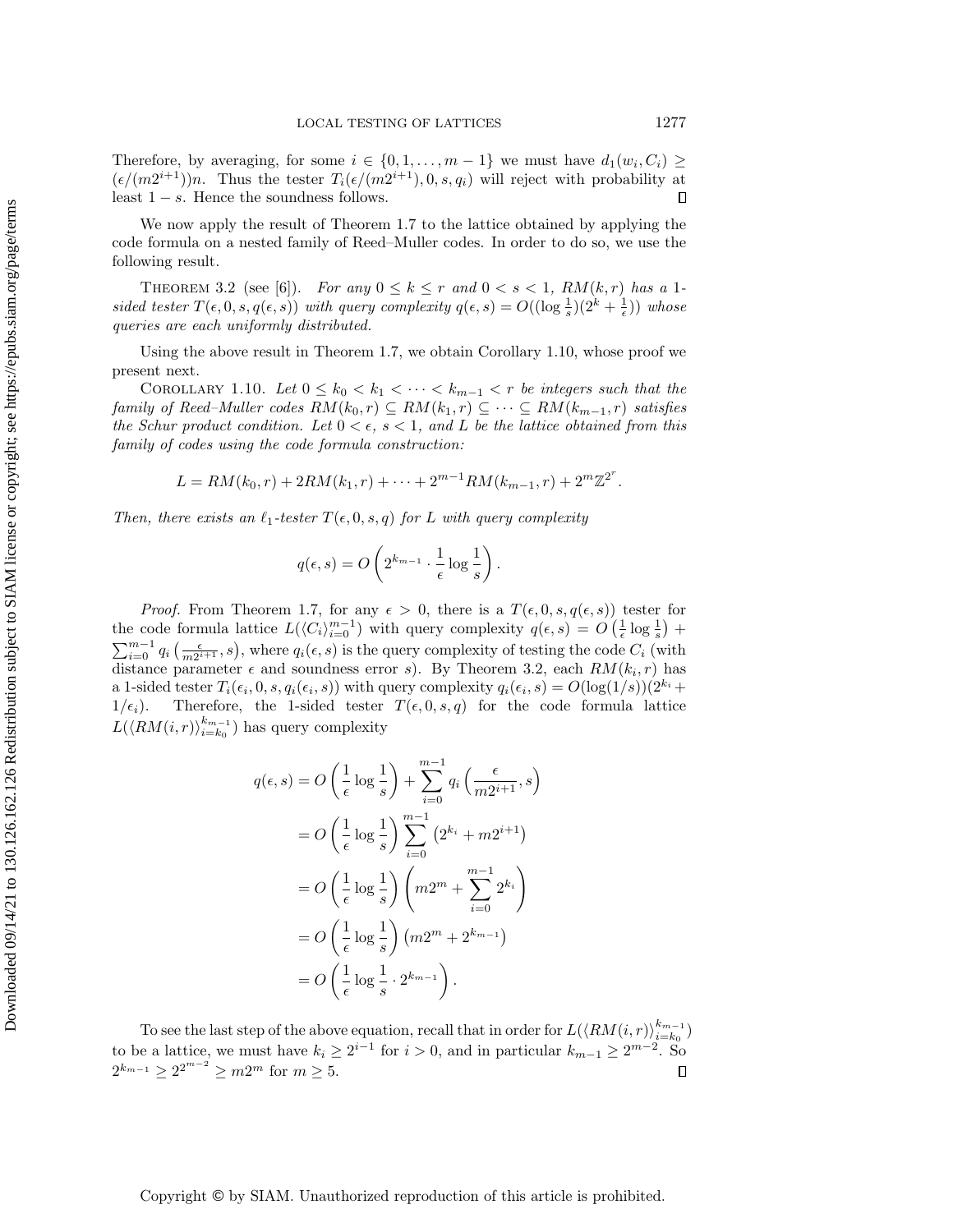Therefore, by averaging, for some $i \in \{0, 1, \ldots, m-1\}$ we must have $d_1(w_i, C_i) \geq (\epsilon/(m2^{i+1}))n$. Thus the tester $T_i(\epsilon/(m2^{i+1}), 0, s, q_i)$ will reject with probability at least $1 - s$. Hence the soundness follows. $\square$

We now apply the result of Theorem 1.7 to the lattice obtained by applying the code formula on a nested family of Reed–Muller codes. In order to do so, we use the following result.

Theorem 3.2 (see [6]). *For any $0 \leq k \leq r$ and $0 < s < 1$, $RM(k, r)$ has a 1-sided tester $T(\epsilon, 0, s, q(\epsilon, s))$ with query complexity $q(\epsilon, s) = O((\log \frac{1}{s})(2^k + \frac{1}{\epsilon}))$ whose queries are each uniformly distributed.*

Using the above result in Theorem 1.7, we obtain Corollary 1.10, whose proof we present next.

Corollary 1.10. *Let $0 \leq k_0 < k_1 < \cdots < k_{m-1} < r$ be integers such that the family of Reed–Muller codes $RM(k_0, r) \subseteq RM(k_1, r) \subseteq \cdots \subseteq RM(k_{m-1}, r)$ satisfies the Schur product condition. Let $0 < \epsilon,\ s < 1$, and $L$ be the lattice obtained from this family of codes using the code formula construction:*

$$L = RM(k_0, r) + 2RM(k_1, r) + \cdots + 2^{m-1}RM(k_{m-1}, r) + 2^m\mathbb{Z}^{2^r}.$$

*Then, there exists an $\ell_1$-tester $T(\epsilon, 0, s, q)$ for $L$ with query complexity*

$$q(\epsilon, s) = O\left(2^{k_{m-1}} \cdot \frac{1}{\epsilon} \log \frac{1}{s}\right).$$

*Proof.* From Theorem 1.7, for any $\epsilon > 0$, there is a $T(\epsilon, 0, s, q(\epsilon, s))$ tester for the code formula lattice $L(\langle C_i \rangle_{i=0}^{m-1})$ with query complexity $q(\epsilon, s) = O\left(\frac{1}{\epsilon}\log\frac{1}{s}\right) + \sum_{i=0}^{m-1} q_i\left(\frac{\epsilon}{m2^{i+1}}, s\right)$, where $q_i(\epsilon, s)$ is the query complexity of testing the code $C_i$ (with distance parameter $\epsilon$ and soundness error $s$). By Theorem 3.2, each $RM(k_i, r)$ has a 1-sided tester $T_i(\epsilon_i, 0, s, q_i(\epsilon_i, s))$ with query complexity $q_i(\epsilon_i, s) = O(\log(1/s))(2^{k_i} + 1/\epsilon_i)$. Therefore, the 1-sided tester $T(\epsilon, 0, s, q)$ for the code formula lattice $L(\langle RM(i, r) \rangle_{i=k_0}^{k_{m-1}})$ has query complexity

$$\begin{aligned}
q(\epsilon, s) &= O\left(\frac{1}{\epsilon}\log\frac{1}{s}\right) + \sum_{i=0}^{m-1} q_i\left(\frac{\epsilon}{m2^{i+1}}, s\right) \\
&= O\left(\frac{1}{\epsilon}\log\frac{1}{s}\right) \sum_{i=0}^{m-1} \left(2^{k_i} + m2^{i+1}\right) \\
&= O\left(\frac{1}{\epsilon}\log\frac{1}{s}\right) \left(m2^m + \sum_{i=0}^{m-1} 2^{k_i}\right) \\
&= O\left(\frac{1}{\epsilon}\log\frac{1}{s}\right) \left(m2^m + 2^{k_{m-1}}\right) \\
&= O\left(\frac{1}{\epsilon}\log\frac{1}{s} \cdot 2^{k_{m-1}}\right).
\end{aligned}$$

To see the last step of the above equation, recall that in order for $L(\langle RM(i, r) \rangle_{i=k_0}^{k_{m-1}})$ to be a lattice, we must have $k_i \geq 2^{i-1}$ for $i > 0$, and in particular $k_{m-1} \geq 2^{m-2}$. So $2^{k_{m-1}} \geq 2^{2^{m-2}} \geq m2^m$ for $m \geq 5$. $\square$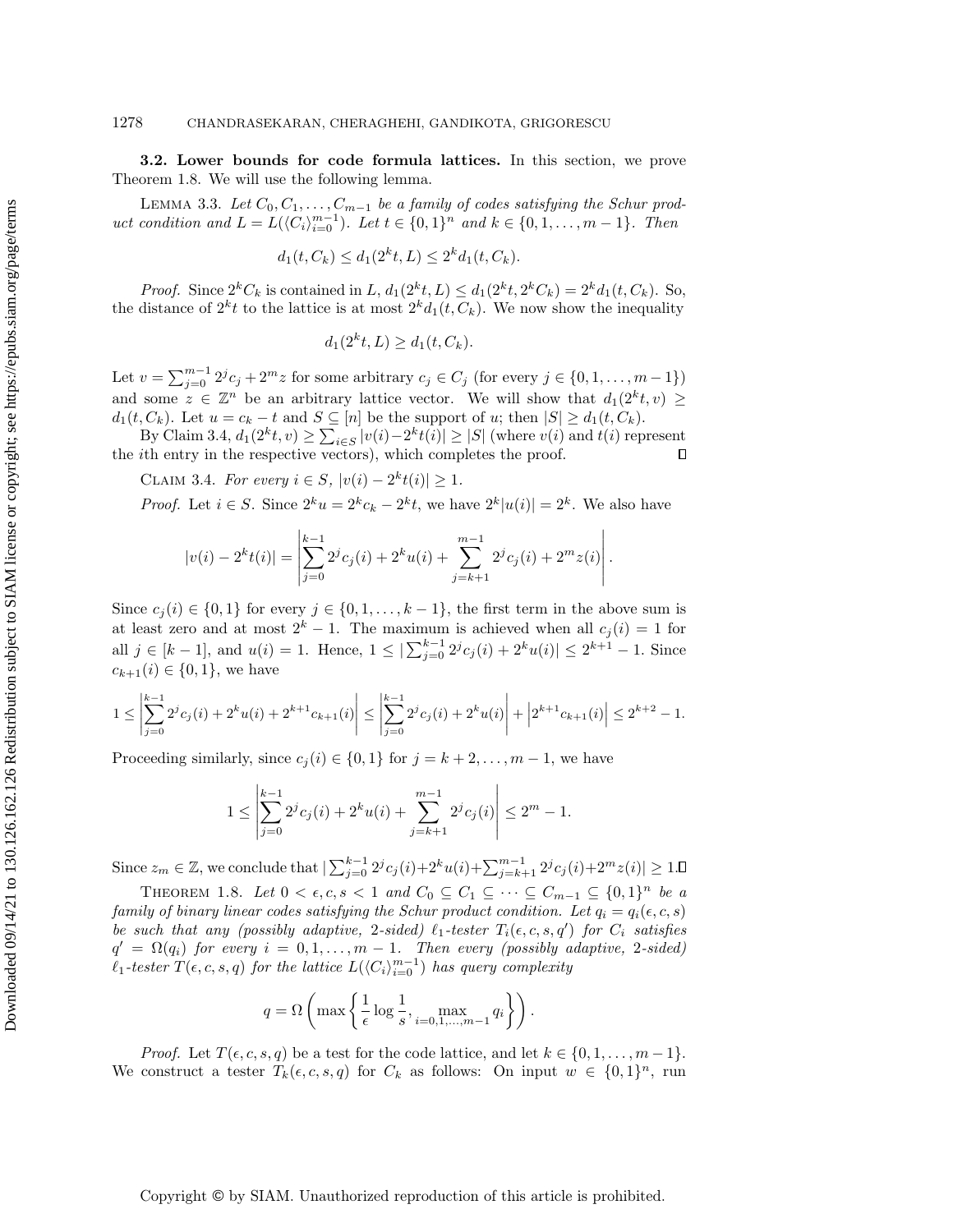**3.2. Lower bounds for code formula lattices.** In this section, we prove Theorem 1.8. We will use the following lemma.

LEMMA 3.3. *Let $C_0, C_1, \ldots, C_{m-1}$ be a family of codes satisfying the Schur product condition and $L = L(\langle C_i \rangle_{i=0}^{m-1})$. Let $t \in \{0,1\}^n$ and $k \in \{0, 1, \ldots, m-1\}$. Then*

$$d_1(t, C_k) \leq d_1(2^k t, L) \leq 2^k d_1(t, C_k).$$

*Proof.* Since $2^k C_k$ is contained in $L$, $d_1(2^k t, L) \leq d_1(2^k t, 2^k C_k) = 2^k d_1(t, C_k)$. So, the distance of $2^k t$ to the lattice is at most $2^k d_1(t, C_k)$. We now show the inequality

$$d_1(2^k t, L) \geq d_1(t, C_k).$$

Let $v = \sum_{j=0}^{m-1} 2^j c_j + 2^m z$ for some arbitrary $c_j \in C_j$ (for every $j \in \{0, 1, \ldots, m-1\}$) and some $z \in \mathbb{Z}^n$ be an arbitrary lattice vector. We will show that $d_1(2^k t, v) \geq d_1(t, C_k)$. Let $u = c_k - t$ and $S \subseteq [n]$ be the support of $u$; then $|S| \geq d_1(t, C_k)$.

By Claim 3.4, $d_1(2^k t, v) \geq \sum_{i \in S} |v(i) - 2^k t(i)| \geq |S|$ (where $v(i)$ and $t(i)$ represent the $i$th entry in the respective vectors), which completes the proof. ∎

CLAIM 3.4. *For every $i \in S$, $|v(i) - 2^k t(i)| \geq 1$.*

*Proof.* Let $i \in S$. Since $2^k u = 2^k c_k - 2^k t$, we have $2^k |u(i)| = 2^k$. We also have

$$|v(i) - 2^k t(i)| = \left| \sum_{j=0}^{k-1} 2^j c_j(i) + 2^k u(i) + \sum_{j=k+1}^{m-1} 2^j c_j(i) + 2^m z(i) \right|.$$

Since $c_j(i) \in \{0,1\}$ for every $j \in \{0, 1, \ldots, k-1\}$, the first term in the above sum is at least zero and at most $2^k - 1$. The maximum is achieved when all $c_j(i) = 1$ for all $j \in [k-1]$, and $u(i) = 1$. Hence, $1 \leq |\sum_{j=0}^{k-1} 2^j c_j(i) + 2^k u(i)| \leq 2^{k+1} - 1$. Since $c_{k+1}(i) \in \{0,1\}$, we have

$$1 \leq \left| \sum_{j=0}^{k-1} 2^j c_j(i) + 2^k u(i) + 2^{k+1} c_{k+1}(i) \right| \leq \left| \sum_{j=0}^{k-1} 2^j c_j(i) + 2^k u(i) \right| + \left| 2^{k+1} c_{k+1}(i) \right| \leq 2^{k+2} - 1.$$

Proceeding similarly, since $c_j(i) \in \{0,1\}$ for $j = k+2, \ldots, m-1$, we have

$$1 \leq \left| \sum_{j=0}^{k-1} 2^j c_j(i) + 2^k u(i) + \sum_{j=k+1}^{m-1} 2^j c_j(i) \right| \leq 2^m - 1.$$

Since $z_m \in \mathbb{Z}$, we conclude that $|\sum_{j=0}^{k-1} 2^j c_j(i) + 2^k u(i) + \sum_{j=k+1}^{m-1} 2^j c_j(i) + 2^m z(i)| \geq 1$. ∎

THEOREM 1.8. *Let $0 < \epsilon, c, s < 1$ and $C_0 \subseteq C_1 \subseteq \cdots \subseteq C_{m-1} \subseteq \{0,1\}^n$ be a family of binary linear codes satisfying the Schur product condition. Let $q_i = q_i(\epsilon, c, s)$ be such that any (possibly adaptive, 2-sided) $\ell_1$-tester $T_i(\epsilon, c, s, q')$ for $C_i$ satisfies $q' = \Omega(q_i)$ for every $i = 0, 1, \ldots, m-1$. Then every (possibly adaptive, 2-sided) $\ell_1$-tester $T(\epsilon, c, s, q)$ for the lattice $L(\langle C_i \rangle_{i=0}^{m-1})$ has query complexity*

$$q = \Omega\left( \max\left\{ \frac{1}{\epsilon} \log \frac{1}{s}, \max_{i=0,1,\ldots,m-1} q_i \right\} \right).$$

*Proof.* Let $T(\epsilon, c, s, q)$ be a test for the code lattice, and let $k \in \{0, 1, \ldots, m-1\}$. We construct a tester $T_k(\epsilon, c, s, q)$ for $C_k$ as follows: On input $w \in \{0,1\}^n$, run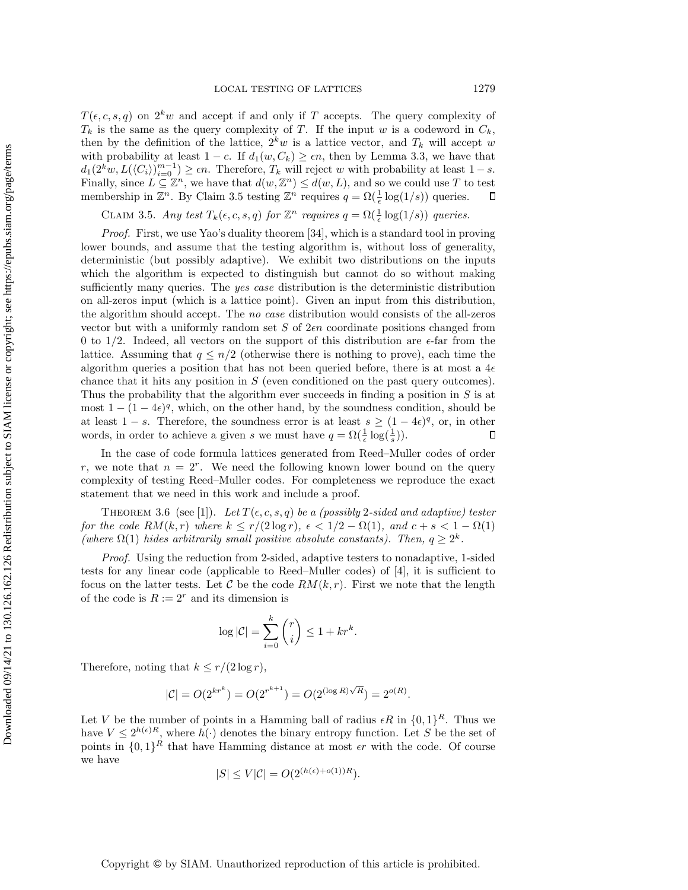$T(\epsilon, c, s, q)$ on $2^k w$ and accept if and only if $T$ accepts. The query complexity of $T_k$ is the same as the query complexity of $T$. If the input $w$ is a codeword in $C_k$, then by the definition of the lattice, $2^k w$ is a lattice vector, and $T_k$ will accept $w$ with probability at least $1 - c$. If $d_1(w, C_k) \geq \epsilon n$, then by Lemma 3.3, we have that $d_1(2^k w, L(\langle C_i \rangle)_{i=0}^{m-1}) \geq \epsilon n$. Therefore, $T_k$ will reject $w$ with probability at least $1 - s$. Finally, since $L \subseteq \mathbb{Z}^n$, we have that $d(w, \mathbb{Z}^n) \leq d(w, L)$, and so we could use $T$ to test membership in $\mathbb{Z}^n$. By Claim 3.5 testing $\mathbb{Z}^n$ requires $q = \Omega(\frac{1}{\epsilon} \log(1/s))$ queries. ∎

Claim 3.5. *Any test $T_k(\epsilon, c, s, q)$ for $\mathbb{Z}^n$ requires $q = \Omega(\frac{1}{\epsilon} \log(1/s))$ queries.*

*Proof.* First, we use Yao's duality theorem [34], which is a standard tool in proving lower bounds, and assume that the testing algorithm is, without loss of generality, deterministic (but possibly adaptive). We exhibit two distributions on the inputs which the algorithm is expected to distinguish but cannot do so without making sufficiently many queries. The *yes case* distribution is the deterministic distribution on all-zeros input (which is a lattice point). Given an input from this distribution, the algorithm should accept. The *no case* distribution would consists of the all-zeros vector but with a uniformly random set $S$ of $2\epsilon n$ coordinate positions changed from 0 to 1/2. Indeed, all vectors on the support of this distribution are $\epsilon$-far from the lattice. Assuming that $q \leq n/2$ (otherwise there is nothing to prove), each time the algorithm queries a position that has not been queried before, there is at most a $4\epsilon$ chance that it hits any position in $S$ (even conditioned on the past query outcomes). Thus the probability that the algorithm ever succeeds in finding a position in $S$ is at most $1 - (1 - 4\epsilon)^q$, which, on the other hand, by the soundness condition, should be at least $1 - s$. Therefore, the soundness error is at least $s \geq (1 - 4\epsilon)^q$, or, in other words, in order to achieve a given $s$ we must have $q = \Omega(\frac{1}{\epsilon} \log(\frac{1}{s}))$. ∎

In the case of code formula lattices generated from Reed–Muller codes of order $r$, we note that $n = 2^r$. We need the following known lower bound on the query complexity of testing Reed–Muller codes. For completeness we reproduce the exact statement that we need in this work and include a proof.

Theorem 3.6 (see [1]). *Let $T(\epsilon, c, s, q)$ be a (possibly 2-sided and adaptive) tester for the code $RM(k, r)$ where $k \leq r/(2 \log r)$, $\epsilon < 1/2 - \Omega(1)$, and $c + s < 1 - \Omega(1)$ (where $\Omega(1)$ hides arbitrarily small positive absolute constants). Then, $q \geq 2^k$.*

*Proof.* Using the reduction from 2-sided, adaptive testers to nonadaptive, 1-sided tests for any linear code (applicable to Reed–Muller codes) of [4], it is sufficient to focus on the latter tests. Let $\mathcal{C}$ be the code $RM(k, r)$. First we note that the length of the code is $R := 2^r$ and its dimension is

$$\log |\mathcal{C}| = \sum_{i=0}^{k} \binom{r}{i} \leq 1 + kr^k.$$

Therefore, noting that $k \leq r/(2 \log r)$,

$$|\mathcal{C}| = O(2^{kr^k}) = O(2^{r^{k+1}}) = O(2^{(\log R)\sqrt{R}}) = 2^{o(R)}.$$

Let $V$ be the number of points in a Hamming ball of radius $\epsilon R$ in $\{0,1\}^R$. Thus we have $V \leq 2^{h(\epsilon)R}$, where $h(\cdot)$ denotes the binary entropy function. Let $S$ be the set of points in $\{0,1\}^R$ that have Hamming distance at most $\epsilon r$ with the code. Of course we have

$$|S| \leq V|\mathcal{C}| = O(2^{(h(\epsilon)+o(1))R}).$$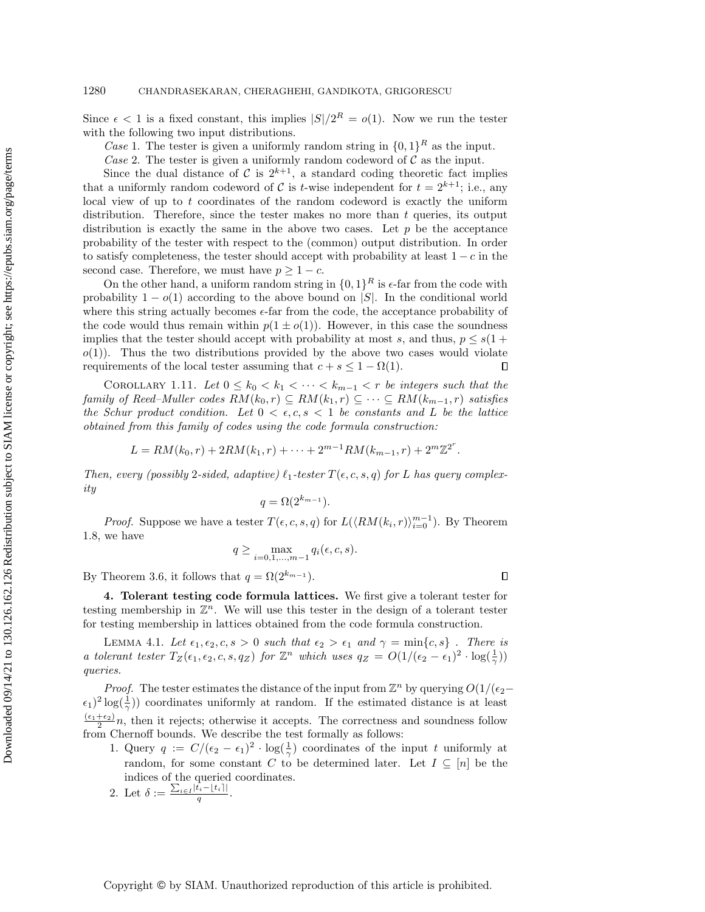Since $\epsilon < 1$ is a fixed constant, this implies $|S|/2^R = o(1)$. Now we run the tester with the following two input distributions.

*Case* 1. The tester is given a uniformly random string in $\{0,1\}^R$ as the input.

*Case* 2. The tester is given a uniformly random codeword of $\mathcal{C}$ as the input.

Since the dual distance of $\mathcal{C}$ is $2^{k+1}$, a standard coding theoretic fact implies that a uniformly random codeword of $\mathcal{C}$ is $t$-wise independent for $t = 2^{k+1}$; i.e., any local view of up to $t$ coordinates of the random codeword is exactly the uniform distribution. Therefore, since the tester makes no more than $t$ queries, its output distribution is exactly the same in the above two cases. Let $p$ be the acceptance probability of the tester with respect to the (common) output distribution. In order to satisfy completeness, the tester should accept with probability at least $1 - c$ in the second case. Therefore, we must have $p \geq 1 - c$.

On the other hand, a uniform random string in $\{0,1\}^R$ is $\epsilon$-far from the code with probability $1 - o(1)$ according to the above bound on $|S|$. In the conditional world where this string actually becomes $\epsilon$-far from the code, the acceptance probability of the code would thus remain within $p(1 \pm o(1))$. However, in this case the soundness implies that the tester should accept with probability at most $s$, and thus, $p \leq s(1 + o(1))$. Thus the two distributions provided by the above two cases would violate requirements of the local tester assuming that $c + s \leq 1 - \Omega(1)$. ∎

COROLLARY 1.11. *Let $0 \leq k_0 < k_1 < \cdots < k_{m-1} < r$ be integers such that the family of Reed–Muller codes $RM(k_0, r) \subseteq RM(k_1, r) \subseteq \cdots \subseteq RM(k_{m-1}, r)$ satisfies the Schur product condition. Let $0 < \epsilon, c, s < 1$ be constants and $L$ be the lattice obtained from this family of codes using the code formula construction:*

$$L = RM(k_0, r) + 2RM(k_1, r) + \cdots + 2^{m-1}RM(k_{m-1}, r) + 2^m\mathbb{Z}^{2^r}.$$

*Then, every (possibly 2-sided, adaptive) $\ell_1$-tester $T(\epsilon, c, s, q)$ for $L$ has query complexity*

$$q = \Omega(2^{k_{m-1}}).$$

*Proof.* Suppose we have a tester $T(\epsilon, c, s, q)$ for $L(\langle RM(k_i, r)\rangle_{i=0}^{m-1})$. By Theorem 1.8, we have

$$q \geq \max_{i=0,1,\ldots,m-1} q_i(\epsilon, c, s).$$

By Theorem 3.6, it follows that $q = \Omega(2^{k_{m-1}})$. ∎

## 4. Tolerant testing code formula lattices.

We first give a tolerant tester for testing membership in $\mathbb{Z}^n$. We will use this tester in the design of a tolerant tester for testing membership in lattices obtained from the code formula construction.

LEMMA 4.1. *Let $\epsilon_1, \epsilon_2, c, s > 0$ such that $\epsilon_2 > \epsilon_1$ and $\gamma = \min\{c, s\}$ . There is a tolerant tester $T_Z(\epsilon_1, \epsilon_2, c, s, q_Z)$ for $\mathbb{Z}^n$ which uses $q_Z = O(1/(\epsilon_2 - \epsilon_1)^2 \cdot \log(\frac{1}{\gamma}))$ queries.*

*Proof.* The tester estimates the distance of the input from $\mathbb{Z}^n$ by querying $O(1/(\epsilon_2 - \epsilon_1)^2 \log(\frac{1}{\gamma}))$ coordinates uniformly at random. If the estimated distance is at least $\frac{(\epsilon_1+\epsilon_2)}{2}n$, then it rejects; otherwise it accepts. The correctness and soundness follow from Chernoff bounds. We describe the test formally as follows:

1. Query $q := C/(\epsilon_2 - \epsilon_1)^2 \cdot \log(\frac{1}{\gamma})$ coordinates of the input $t$ uniformly at random, for some constant $C$ to be determined later. Let $I \subseteq [n]$ be the indices of the queried coordinates.
2. Let $\delta := \frac{\sum_{i \in I}|t_i - \lfloor t_i \rceil|}{q}$.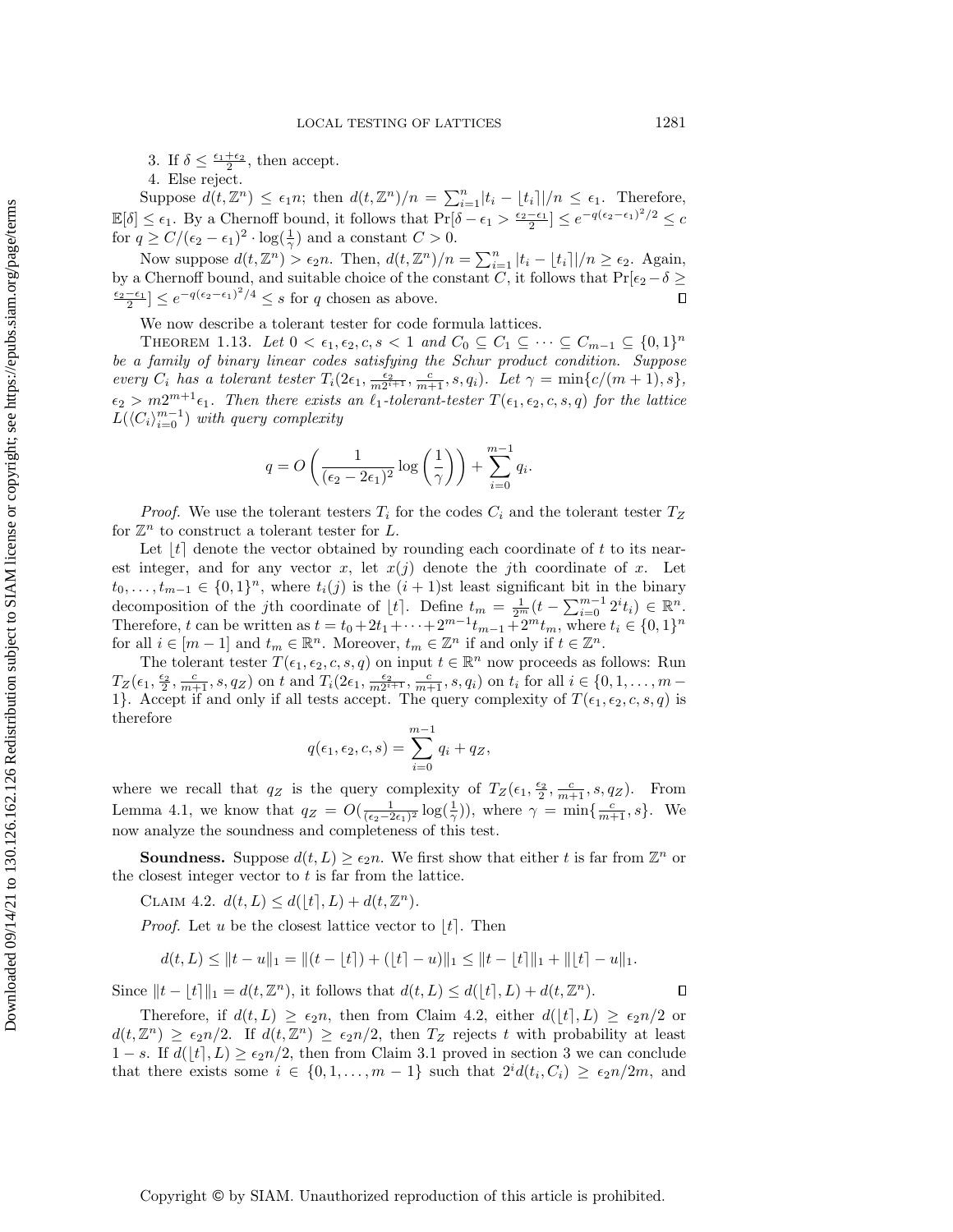3. If $\delta \le \frac{\epsilon_1+\epsilon_2}{2}$, then accept.
4. Else reject.

Suppose $d(t, \mathbb{Z}^n) \le \epsilon_1 n$; then $d(t, \mathbb{Z}^n)/n = \sum_{i=1}^n |t_i - \lfloor t_i \rceil|/n \le \epsilon_1$. Therefore, $\mathbb{E}[\delta] \le \epsilon_1$. By a Chernoff bound, it follows that $\Pr[\delta - \epsilon_1 > \frac{\epsilon_2 - \epsilon_1}{2}] \le e^{-q(\epsilon_2-\epsilon_1)^2/2} \le c$ for $q \ge C/(\epsilon_2-\epsilon_1)^2 \cdot \log(\frac{1}{\gamma})$ and a constant $C > 0$.

Now suppose $d(t, \mathbb{Z}^n) > \epsilon_2 n$. Then, $d(t, \mathbb{Z}^n)/n = \sum_{i=1}^n |t_i - \lfloor t_i \rceil|/n \ge \epsilon_2$. Again, by a Chernoff bound, and suitable choice of the constant $C$, it follows that $\Pr[\epsilon_2 - \delta \ge \frac{\epsilon_2-\epsilon_1}{2}] \le e^{-q(\epsilon_2-\epsilon_1)^2/4} \le s$ for $q$ chosen as above. ∎

We now describe a tolerant tester for code formula lattices.

**Theorem 1.13.** *Let $0 < \epsilon_1, \epsilon_2, c, s < 1$ and $C_0 \subseteq C_1 \subseteq \cdots \subseteq C_{m-1} \subseteq \{0,1\}^n$ be a family of binary linear codes satisfying the Schur product condition. Suppose every $C_i$ has a tolerant tester $T_i(2\epsilon_1, \frac{\epsilon_2}{m2^{i+1}}, \frac{c}{m+1}, s, q_i)$. Let $\gamma = \min\{c/(m+1), s\}$, $\epsilon_2 > m2^{m+1}\epsilon_1$. Then there exists an $\ell_1$-tolerant-tester $T(\epsilon_1, \epsilon_2, c, s, q)$ for the lattice $L(\langle C_i \rangle_{i=0}^{m-1})$ with query complexity*

$$q = O\left(\frac{1}{(\epsilon_2 - 2\epsilon_1)^2} \log\left(\frac{1}{\gamma}\right)\right) + \sum_{i=0}^{m-1} q_i.$$

*Proof.* We use the tolerant testers $T_i$ for the codes $C_i$ and the tolerant tester $T_Z$ for $\mathbb{Z}^n$ to construct a tolerant tester for $L$.

Let $\lfloor t \rceil$ denote the vector obtained by rounding each coordinate of $t$ to its nearest integer, and for any vector $x$, let $x(j)$ denote the $j$th coordinate of $x$. Let $t_0, \ldots, t_{m-1} \in \{0,1\}^n$, where $t_i(j)$ is the $(i+1)$st least significant bit in the binary decomposition of the $j$th coordinate of $\lfloor t \rceil$. Define $t_m = \frac{1}{2^m}(t - \sum_{i=0}^{m-1} 2^i t_i) \in \mathbb{R}^n$. Therefore, $t$ can be written as $t = t_0 + 2t_1 + \cdots + 2^{m-1}t_{m-1} + 2^m t_m$, where $t_i \in \{0,1\}^n$ for all $i \in [m-1]$ and $t_m \in \mathbb{R}^n$. Moreover, $t_m \in \mathbb{Z}^n$ if and only if $t \in \mathbb{Z}^n$.

The tolerant tester $T(\epsilon_1, \epsilon_2, c, s, q)$ on input $t \in \mathbb{R}^n$ now proceeds as follows: Run $T_Z(\epsilon_1, \frac{\epsilon_2}{2}, \frac{c}{m+1}, s, q_Z)$ on $t$ and $T_i(2\epsilon_1, \frac{\epsilon_2}{m2^{i+1}}, \frac{c}{m+1}, s, q_i)$ on $t_i$ for all $i \in \{0, 1, \ldots, m-1\}$. Accept if and only if all tests accept. The query complexity of $T(\epsilon_1, \epsilon_2, c, s, q)$ is therefore

$$q(\epsilon_1, \epsilon_2, c, s) = \sum_{i=0}^{m-1} q_i + q_Z,$$

where we recall that $q_Z$ is the query complexity of $T_Z(\epsilon_1, \frac{\epsilon_2}{2}, \frac{c}{m+1}, s, q_Z)$. From Lemma 4.1, we know that $q_Z = O(\frac{1}{(\epsilon_2-2\epsilon_1)^2}\log(\frac{1}{\gamma}))$, where $\gamma = \min\{\frac{c}{m+1}, s\}$. We now analyze the soundness and completeness of this test.

**Soundness.** Suppose $d(t, L) \ge \epsilon_2 n$. We first show that either $t$ is far from $\mathbb{Z}^n$ or the closest integer vector to $t$ is far from the lattice.

Claim 4.2. $d(t, L) \le d(\lfloor t \rceil, L) + d(t, \mathbb{Z}^n)$.

*Proof.* Let $u$ be the closest lattice vector to $\lfloor t \rceil$. Then

$$d(t, L) \le \|t - u\|_1 = \|(t - \lfloor t \rceil) + (\lfloor t \rceil - u)\|_1 \le \|t - \lfloor t \rceil\|_1 + \|\lfloor t \rceil - u\|_1.$$

Since $\|t - \lfloor t \rceil\|_1 = d(t, \mathbb{Z}^n)$, it follows that $d(t, L) \le d(\lfloor t \rceil, L) + d(t, \mathbb{Z}^n)$. ∎

Therefore, if $d(t, L) \ge \epsilon_2 n$, then from Claim 4.2, either $d(\lfloor t \rceil, L) \ge \epsilon_2 n/2$ or $d(t, \mathbb{Z}^n) \ge \epsilon_2 n/2$. If $d(t, \mathbb{Z}^n) \ge \epsilon_2 n/2$, then $T_Z$ rejects $t$ with probability at least $1 - s$. If $d(\lfloor t \rceil, L) \ge \epsilon_2 n/2$, then from Claim 3.1 proved in section 3 we can conclude that there exists some $i \in \{0, 1, \ldots, m-1\}$ such that $2^i d(t_i, C_i) \ge \epsilon_2 n/2m$, and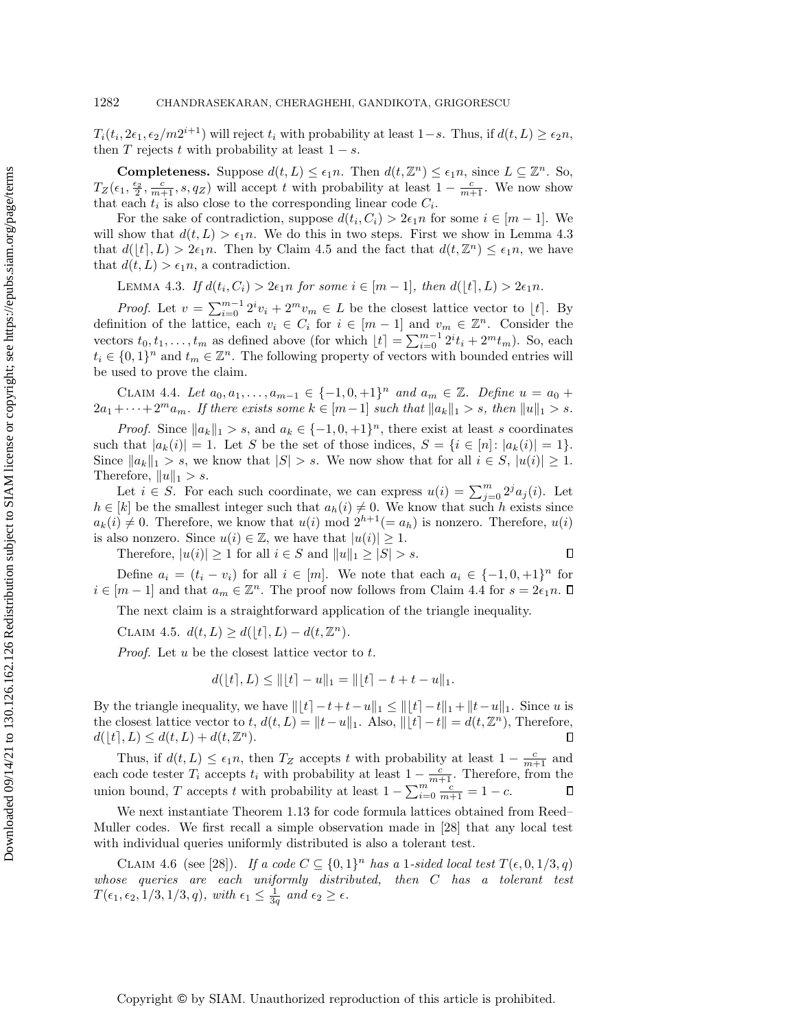$T_i(t_i, 2\epsilon_1, \epsilon_2/m2^{i+1})$ will reject $t_i$ with probability at least $1-s$. Thus, if $d(t, L) \geq \epsilon_2 n$, then $T$ rejects $t$ with probability at least $1-s$.

**Completeness.** Suppose $d(t, L) \leq \epsilon_1 n$. Then $d(t, \mathbb{Z}^n) \leq \epsilon_1 n$, since $L \subseteq \mathbb{Z}^n$. So, $T_Z(\epsilon_1, \frac{\epsilon_2}{2}, \frac{c}{m+1}, s, q_Z)$ will accept $t$ with probability at least $1 - \frac{c}{m+1}$. We now show that each $t_i$ is also close to the corresponding linear code $C_i$.

For the sake of contradiction, suppose $d(t_i, C_i) > 2\epsilon_1 n$ for some $i \in [m-1]$. We will show that $d(t, L) > \epsilon_1 n$. We do this in two steps. First we show in Lemma 4.3 that $d(\lfloor t \rceil, L) > 2\epsilon_1 n$. Then by Claim 4.5 and the fact that $d(t, \mathbb{Z}^n) \leq \epsilon_1 n$, we have that $d(t, L) > \epsilon_1 n$, a contradiction.

Lemma 4.3. *If $d(t_i, C_i) > 2\epsilon_1 n$ for some $i \in [m-1]$, then $d(\lfloor t \rceil, L) > 2\epsilon_1 n$.*

*Proof.* Let $v = \sum_{i=0}^{m-1} 2^i v_i + 2^m v_m \in L$ be the closest lattice vector to $\lfloor t \rceil$. By definition of the lattice, each $v_i \in C_i$ for $i \in [m-1]$ and $v_m \in \mathbb{Z}^n$. Consider the vectors $t_0, t_1, \ldots, t_m$ as defined above (for which $\lfloor t \rceil = \sum_{i=0}^{m-1} 2^i t_i + 2^m t_m$). So, each $t_i \in \{0,1\}^n$ and $t_m \in \mathbb{Z}^n$. The following property of vectors with bounded entries will be used to prove the claim.

Claim 4.4. *Let $a_0, a_1, \ldots, a_{m-1} \in \{-1, 0, +1\}^n$ and $a_m \in \mathbb{Z}$. Define $u = a_0 + 2a_1 + \cdots + 2^m a_m$. If there exists some $k \in [m-1]$ such that $\|a_k\|_1 > s$, then $\|u\|_1 > s$.*

*Proof.* Since $\|a_k\|_1 > s$, and $a_k \in \{-1, 0, +1\}^n$, there exist at least $s$ coordinates such that $|a_k(i)| = 1$. Let $S$ be the set of those indices, $S = \{i \in [n] \colon |a_k(i)| = 1\}$. Since $\|a_k\|_1 > s$, we know that $|S| > s$. We now show that for all $i \in S$, $|u(i)| \geq 1$. Therefore, $\|u\|_1 > s$.

Let $i \in S$. For each such coordinate, we can express $u(i) = \sum_{j=0}^{m} 2^j a_j(i)$. Let $h \in [k]$ be the smallest integer such that $a_h(i) \neq 0$. We know that such $h$ exists since $a_k(i) \neq 0$. Therefore, we know that $u(i) \bmod 2^{h+1} (= a_h)$ is nonzero. Therefore, $u(i)$ is also nonzero. Since $u(i) \in \mathbb{Z}$, we have that $|u(i)| \geq 1$.

Therefore, $|u(i)| \geq 1$ for all $i \in S$ and $\|u\|_1 \geq |S| > s$. ∎

Define $a_i = (t_i - v_i)$ for all $i \in [m]$. We note that each $a_i \in \{-1, 0, +1\}^n$ for $i \in [m-1]$ and that $a_m \in \mathbb{Z}^n$. The proof now follows from Claim 4.4 for $s = 2\epsilon_1 n$. ∎

The next claim is a straightforward application of the triangle inequality.

Claim 4.5. *$d(t, L) \geq d(\lfloor t \rceil, L) - d(t, \mathbb{Z}^n)$.*

*Proof.* Let $u$ be the closest lattice vector to $t$.

$$d(\lfloor t \rceil, L) \leq \|\lfloor t \rceil - u\|_1 = \|\lfloor t \rceil - t + t - u\|_1.$$

By the triangle inequality, we have $\|\lfloor t \rceil - t + t - u\|_1 \leq \|\lfloor t \rceil - t\|_1 + \|t - u\|_1$. Since $u$ is the closest lattice vector to $t$, $d(t, L) = \|t - u\|_1$. Also, $\|\lfloor t \rceil - t\| = d(t, \mathbb{Z}^n)$, Therefore, $d(\lfloor t \rceil, L) \leq d(t, L) + d(t, \mathbb{Z}^n)$. ∎

Thus, if $d(t, L) \leq \epsilon_1 n$, then $T_Z$ accepts $t$ with probability at least $1 - \frac{c}{m+1}$ and each code tester $T_i$ accepts $t_i$ with probability at least $1 - \frac{c}{m+1}$. Therefore, from the union bound, $T$ accepts $t$ with probability at least $1 - \sum_{i=0}^{m} \frac{c}{m+1} = 1 - c$. ∎

We next instantiate Theorem 1.13 for code formula lattices obtained from Reed–Muller codes. We first recall a simple observation made in [28] that any local test with individual queries uniformly distributed is also a tolerant test.

Claim 4.6 (see [28]). *If a code $C \subseteq \{0,1\}^n$ has a 1-sided local test $T(\epsilon, 0, 1/3, q)$ whose queries are each uniformly distributed, then $C$ has a tolerant test $T(\epsilon_1, \epsilon_2, 1/3, 1/3, q)$, with $\epsilon_1 \leq \frac{1}{3q}$ and $\epsilon_2 \geq \epsilon$.*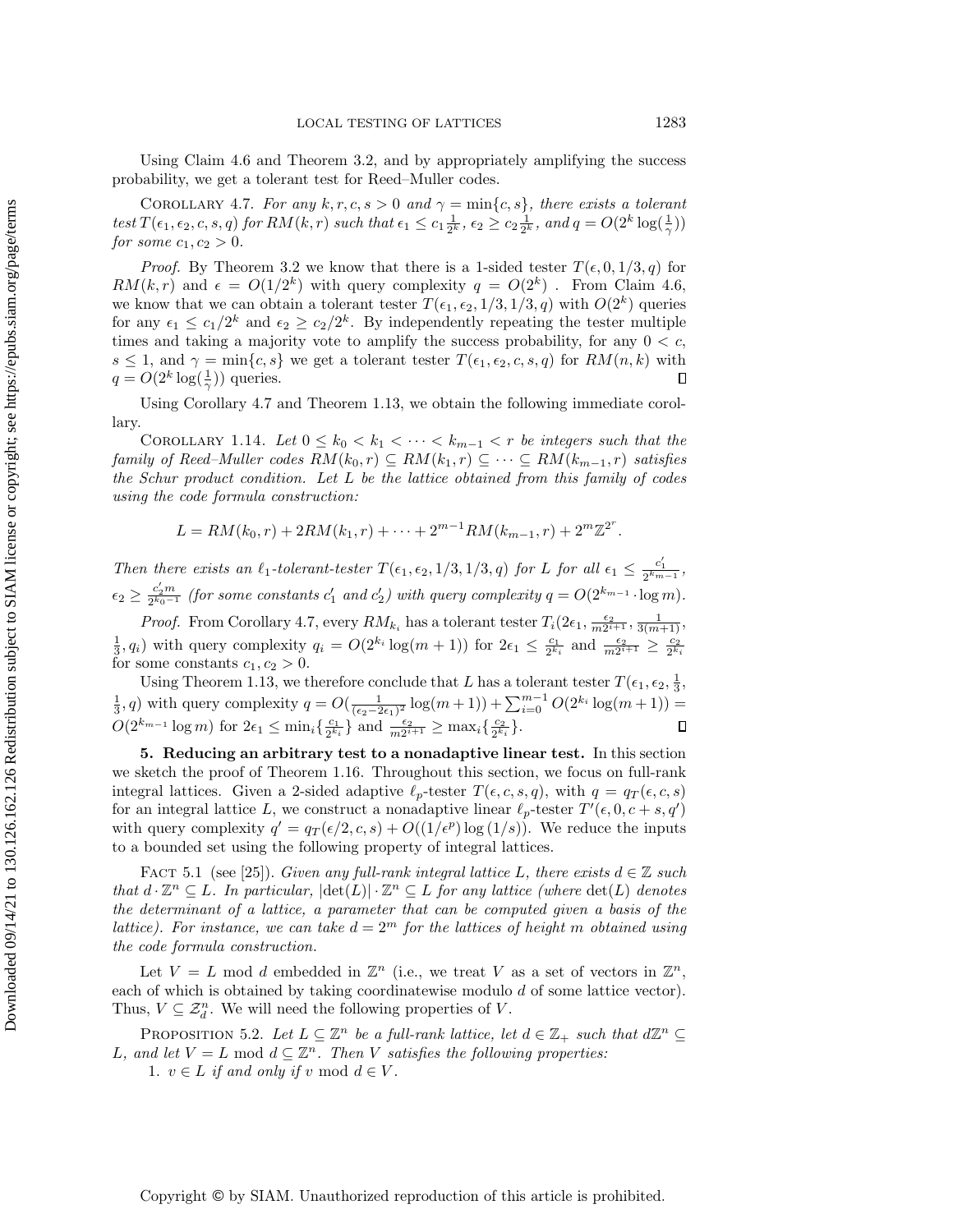Using Claim 4.6 and Theorem 3.2, and by appropriately amplifying the success probability, we get a tolerant test for Reed–Muller codes.

Corollary 4.7. *For any $k, r, c, s > 0$ and $\gamma = \min\{c, s\}$, there exists a tolerant test $T(\epsilon_1, \epsilon_2, c, s, q)$ for $RM(k, r)$ such that $\epsilon_1 \leq c_1 \frac{1}{2^k}$, $\epsilon_2 \geq c_2 \frac{1}{2^k}$, and $q = O(2^k \log(\frac{1}{\gamma}))$ for some $c_1, c_2 > 0$.*

*Proof.* By Theorem 3.2 we know that there is a 1-sided tester $T(\epsilon, 0, 1/3, q)$ for $RM(k, r)$ and $\epsilon = O(1/2^k)$ with query complexity $q = O(2^k)$ . From Claim 4.6, we know that we can obtain a tolerant tester $T(\epsilon_1, \epsilon_2, 1/3, 1/3, q)$ with $O(2^k)$ queries for any $\epsilon_1 \leq c_1/2^k$ and $\epsilon_2 \geq c_2/2^k$. By independently repeating the tester multiple times and taking a majority vote to amplify the success probability, for any $0 < c$, $s \leq 1$, and $\gamma = \min\{c, s\}$ we get a tolerant tester $T(\epsilon_1, \epsilon_2, c, s, q)$ for $RM(n, k)$ with $q = O(2^k \log(\frac{1}{\gamma}))$ queries. $\square$

Using Corollary 4.7 and Theorem 1.13, we obtain the following immediate corollary.

Corollary 1.14. *Let $0 \leq k_0 < k_1 < \cdots < k_{m-1} < r$ be integers such that the family of Reed–Muller codes $RM(k_0, r) \subseteq RM(k_1, r) \subseteq \cdots \subseteq RM(k_{m-1}, r)$ satisfies the Schur product condition. Let $L$ be the lattice obtained from this family of codes using the code formula construction:*

$$L = RM(k_0, r) + 2RM(k_1, r) + \cdots + 2^{m-1}RM(k_{m-1}, r) + 2^m\mathbb{Z}^{2^r}.$$

*Then there exists an $\ell_1$-tolerant-tester $T(\epsilon_1, \epsilon_2, 1/3, 1/3, q)$ for $L$ for all $\epsilon_1 \leq \frac{c_1'}{2^{k_{m-1}}}$, $\epsilon_2 \geq \frac{c_2' m}{2^{k_0 - 1}}$ (for some constants $c_1'$ and $c_2'$) with query complexity $q = O(2^{k_{m-1}} \cdot \log m)$.*

*Proof.* From Corollary 4.7, every $RM_{k_i}$ has a tolerant tester $T_i(2\epsilon_1, \frac{\epsilon_2}{m2^{i+1}}, \frac{1}{3(m+1)}, \frac{1}{3}, q_i)$ with query complexity $q_i = O(2^{k_i} \log(m + 1))$ for $2\epsilon_1 \leq \frac{c_1}{2^{k_i}}$ and $\frac{\epsilon_2}{m2^{i+1}} \geq \frac{c_2}{2^{k_i}}$ for some constants $c_1, c_2 > 0$.

Using Theorem 1.13, we therefore conclude that $L$ has a tolerant tester $T(\epsilon_1, \epsilon_2, \frac{1}{3}, \frac{1}{3}, q)$ with query complexity $q = O(\frac{1}{(\epsilon_2 - 2\epsilon_1)^2} \log(m + 1)) + \sum_{i=0}^{m-1} O(2^{k_i} \log(m + 1)) = O(2^{k_{m-1}} \log m)$ for $2\epsilon_1 \leq \min_i\{\frac{c_1}{2^{k_i}}\}$ and $\frac{\epsilon_2}{m2^{i+1}} \geq \max_i\{\frac{c_2}{2^{k_i}}\}$. $\square$

## 5. Reducing an arbitrary test to a nonadaptive linear test.

In this section we sketch the proof of Theorem 1.16. Throughout this section, we focus on full-rank integral lattices. Given a 2-sided adaptive $\ell_p$-tester $T(\epsilon, c, s, q)$, with $q = q_T(\epsilon, c, s)$ for an integral lattice $L$, we construct a nonadaptive linear $\ell_p$-tester $T'(\epsilon, 0, c + s, q')$ with query complexity $q' = q_T(\epsilon/2, c, s) + O((1/\epsilon^p) \log(1/s))$. We reduce the inputs to a bounded set using the following property of integral lattices.

Fact 5.1 (see [25]). *Given any full-rank integral lattice $L$, there exists $d \in \mathbb{Z}$ such that $d \cdot \mathbb{Z}^n \subseteq L$. In particular, $|\det(L)| \cdot \mathbb{Z}^n \subseteq L$ for any lattice (where $\det(L)$ denotes the determinant of a lattice, a parameter that can be computed given a basis of the lattice). For instance, we can take $d = 2^m$ for the lattices of height $m$ obtained using the code formula construction.*

Let $V = L \bmod d$ embedded in $\mathbb{Z}^n$ (i.e., we treat $V$ as a set of vectors in $\mathbb{Z}^n$, each of which is obtained by taking coordinatewise modulo $d$ of some lattice vector). Thus, $V \subseteq \mathcal{Z}_d^n$. We will need the following properties of $V$.

Proposition 5.2. *Let $L \subseteq \mathbb{Z}^n$ be a full-rank lattice, let $d \in \mathbb{Z}_+$ such that $d\mathbb{Z}^n \subseteq L$, and let $V = L \bmod d \subseteq \mathbb{Z}^n$. Then $V$ satisfies the following properties:*

1. *$v \in L$ if and only if $v \bmod d \in V$.*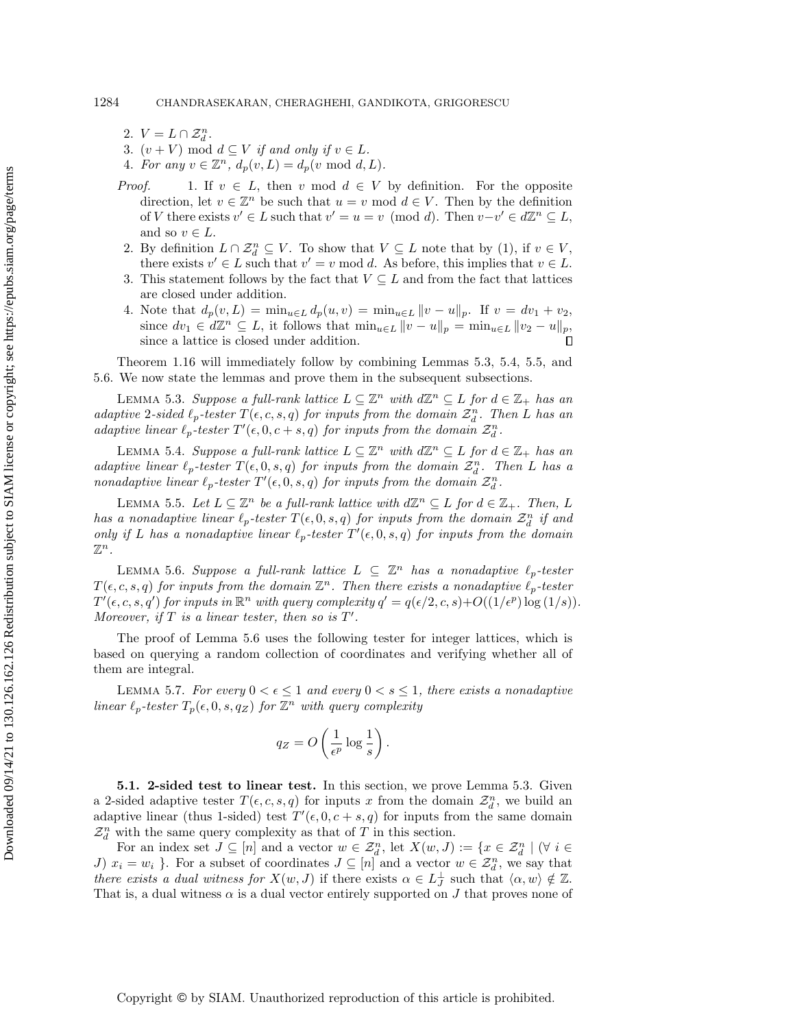2. $V = L \cap \mathcal{Z}_d^n$.
3. $(v + V) \bmod d \subseteq V$ *if and only if* $v \in L$.
4. *For any* $v \in \mathbb{Z}^n$, $d_p(v, L) = d_p(v \bmod d, L)$.

*Proof.*

1. If $v \in L$, then $v \bmod d \in V$ by definition. For the opposite direction, let $v \in \mathbb{Z}^n$ be such that $u = v \bmod d \in V$. Then by the definition of $V$ there exists $v' \in L$ such that $v' = u = v \pmod d$. Then $v - v' \in d\mathbb{Z}^n \subseteq L$, and so $v \in L$.
2. By definition $L \cap \mathcal{Z}_d^n \subseteq V$. To show that $V \subseteq L$ note that by (1), if $v \in V$, there exists $v' \in L$ such that $v' = v \bmod d$. As before, this implies that $v \in L$.
3. This statement follows by the fact that $V \subseteq L$ and from the fact that lattices are closed under addition.
4. Note that $d_p(v, L) = \min_{u \in L} d_p(u, v) = \min_{u \in L} \|v - u\|_p$. If $v = dv_1 + v_2$, since $dv_1 \in d\mathbb{Z}^n \subseteq L$, it follows that $\min_{u \in L} \|v - u\|_p = \min_{u \in L} \|v_2 - u\|_p$, since a lattice is closed under addition. ∎

Theorem 1.16 will immediately follow by combining Lemmas 5.3, 5.4, 5.5, and 5.6. We now state the lemmas and prove them in the subsequent subsections.

LEMMA 5.3. *Suppose a full-rank lattice* $L \subseteq \mathbb{Z}^n$ *with* $d\mathbb{Z}^n \subseteq L$ *for* $d \in \mathbb{Z}_+$ *has an adaptive 2-sided* $\ell_p$*-tester* $T(\epsilon, c, s, q)$ *for inputs from the domain* $\mathcal{Z}_d^n$. *Then* $L$ *has an adaptive linear* $\ell_p$*-tester* $T'(\epsilon, 0, c + s, q)$ *for inputs from the domain* $\mathcal{Z}_d^n$.

LEMMA 5.4. *Suppose a full-rank lattice* $L \subseteq \mathbb{Z}^n$ *with* $d\mathbb{Z}^n \subseteq L$ *for* $d \in \mathbb{Z}_+$ *has an adaptive linear* $\ell_p$*-tester* $T(\epsilon, 0, s, q)$ *for inputs from the domain* $\mathcal{Z}_d^n$. *Then* $L$ *has a nonadaptive linear* $\ell_p$*-tester* $T'(\epsilon, 0, s, q)$ *for inputs from the domain* $\mathcal{Z}_d^n$.

LEMMA 5.5. *Let* $L \subseteq \mathbb{Z}^n$ *be a full-rank lattice with* $d\mathbb{Z}^n \subseteq L$ *for* $d \in \mathbb{Z}_+$. *Then,* $L$ *has a nonadaptive linear* $\ell_p$*-tester* $T(\epsilon, 0, s, q)$ *for inputs from the domain* $\mathcal{Z}_d^n$ *if and only if* $L$ *has a nonadaptive linear* $\ell_p$*-tester* $T'(\epsilon, 0, s, q)$ *for inputs from the domain* $\mathbb{Z}^n$.

LEMMA 5.6. *Suppose a full-rank lattice* $L \subseteq \mathbb{Z}^n$ *has a nonadaptive* $\ell_p$*-tester* $T(\epsilon, c, s, q)$ *for inputs from the domain* $\mathbb{Z}^n$. *Then there exists a nonadaptive* $\ell_p$*-tester* $T'(\epsilon, c, s, q')$ *for inputs in* $\mathbb{R}^n$ *with query complexity* $q' = q(\epsilon/2, c, s) + O((1/\epsilon^p) \log(1/s))$. *Moreover, if* $T$ *is a linear tester, then so is* $T'$.

The proof of Lemma 5.6 uses the following tester for integer lattices, which is based on querying a random collection of coordinates and verifying whether all of them are integral.

LEMMA 5.7. *For every* $0 < \epsilon \leq 1$ *and every* $0 < s \leq 1$, *there exists a nonadaptive linear* $\ell_p$*-tester* $T_p(\epsilon, 0, s, q_Z)$ *for* $\mathbb{Z}^n$ *with query complexity*

$$q_Z = O\left(\frac{1}{\epsilon^p} \log \frac{1}{s}\right).$$

**5.1. 2-sided test to linear test.** In this section, we prove Lemma 5.3. Given a 2-sided adaptive tester $T(\epsilon, c, s, q)$ for inputs $x$ from the domain $\mathcal{Z}_d^n$, we build an adaptive linear (thus 1-sided) test $T'(\epsilon, 0, c + s, q)$ for inputs from the same domain $\mathcal{Z}_d^n$ with the same query complexity as that of $T$ in this section.

For an index set $J \subseteq [n]$ and a vector $w \in \mathcal{Z}_d^n$, let $X(w, J) := \{x \in \mathcal{Z}_d^n \mid (\forall\, i \in J)\ x_i = w_i\ \}$. For a subset of coordinates $J \subseteq [n]$ and a vector $w \in \mathcal{Z}_d^n$, we say that *there exists a dual witness for* $X(w, J)$ if there exists $\alpha \in L_J^\perp$ such that $\langle \alpha, w \rangle \notin \mathbb{Z}$. That is, a dual witness $\alpha$ is a dual vector entirely supported on $J$ that proves none of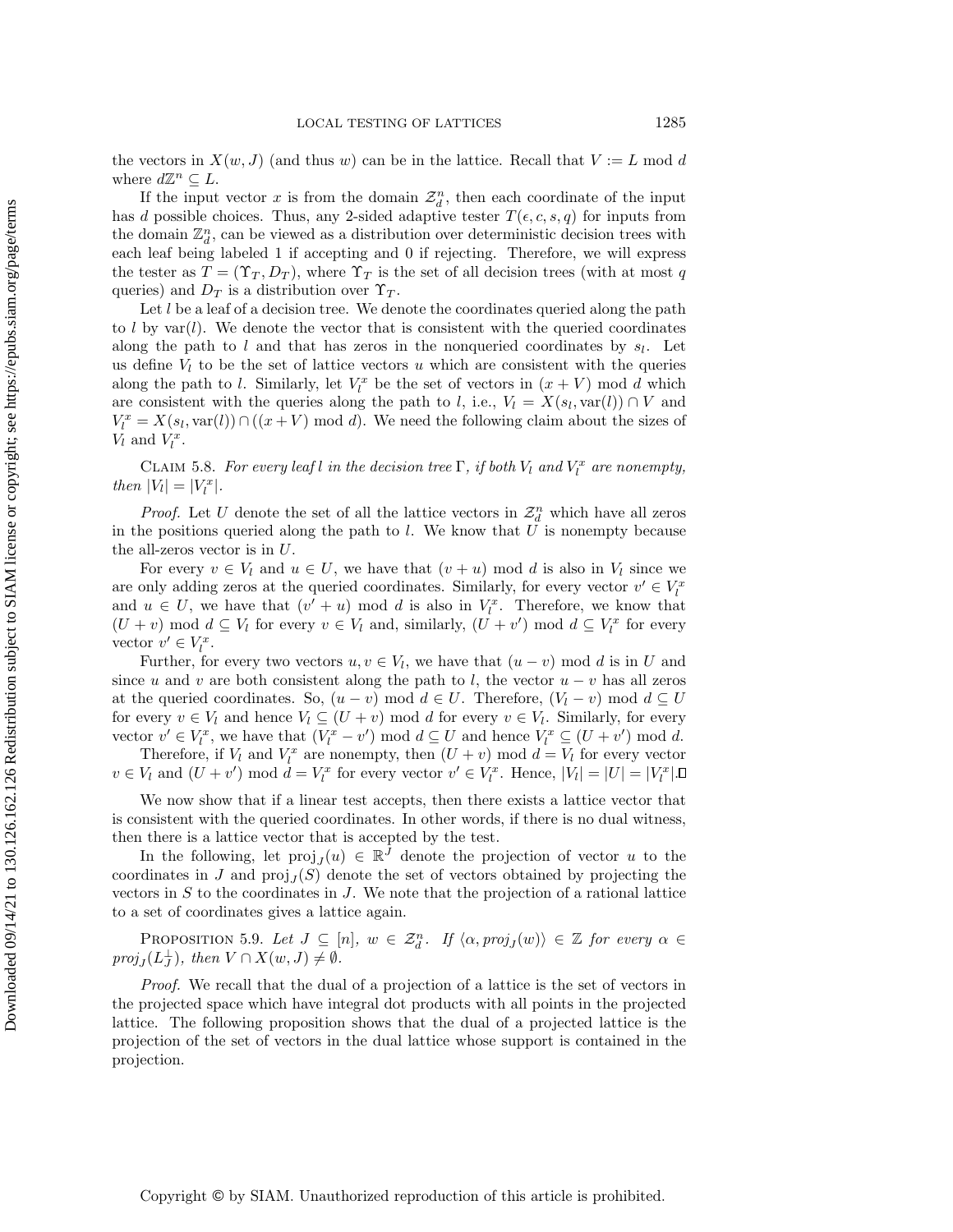the vectors in $X(w, J)$ (and thus $w$) can be in the lattice. Recall that $V := L \bmod d$ where $d\mathbb{Z}^n \subseteq L$.

If the input vector $x$ is from the domain $\mathcal{Z}_d^n$, then each coordinate of the input has $d$ possible choices. Thus, any 2-sided adaptive tester $T(\epsilon, c, s, q)$ for inputs from the domain $\mathbb{Z}_d^n$, can be viewed as a distribution over deterministic decision trees with each leaf being labeled 1 if accepting and 0 if rejecting. Therefore, we will express the tester as $T = (\Upsilon_T, D_T)$, where $\Upsilon_T$ is the set of all decision trees (with at most $q$ queries) and $D_T$ is a distribution over $\Upsilon_T$.

Let $l$ be a leaf of a decision tree. We denote the coordinates queried along the path to $l$ by $\mathrm{var}(l)$. We denote the vector that is consistent with the queried coordinates along the path to $l$ and that has zeros in the nonqueried coordinates by $s_l$. Let us define $V_l$ to be the set of lattice vectors $u$ which are consistent with the queries along the path to $l$. Similarly, let $V_l^x$ be the set of vectors in $(x + V) \bmod d$ which are consistent with the queries along the path to $l$, i.e., $V_l = X(s_l, \mathrm{var}(l)) \cap V$ and $V_l^x = X(s_l, \mathrm{var}(l)) \cap ((x + V) \bmod d)$. We need the following claim about the sizes of $V_l$ and $V_l^x$.

CLAIM 5.8. *For every leaf $l$ in the decision tree $\Gamma$, if both $V_l$ and $V_l^x$ are nonempty, then $|V_l| = |V_l^x|$.*

*Proof.* Let $U$ denote the set of all the lattice vectors in $\mathcal{Z}_d^n$ which have all zeros in the positions queried along the path to $l$. We know that $U$ is nonempty because the all-zeros vector is in $U$.

For every $v \in V_l$ and $u \in U$, we have that $(v + u) \bmod d$ is also in $V_l$ since we are only adding zeros at the queried coordinates. Similarly, for every vector $v' \in V_l^x$ and $u \in U$, we have that $(v' + u) \bmod d$ is also in $V_l^x$. Therefore, we know that $(U + v) \bmod d \subseteq V_l$ for every $v \in V_l$ and, similarly, $(U + v') \bmod d \subseteq V_l^x$ for every vector $v' \in V_l^x$.

Further, for every two vectors $u, v \in V_l$, we have that $(u - v) \bmod d$ is in $U$ and since $u$ and $v$ are both consistent along the path to $l$, the vector $u - v$ has all zeros at the queried coordinates. So, $(u - v) \bmod d \in U$. Therefore, $(V_l - v) \bmod d \subseteq U$ for every $v \in V_l$ and hence $V_l \subseteq (U + v) \bmod d$ for every $v \in V_l$. Similarly, for every vector $v' \in V_l^x$, we have that $(V_l^x - v') \bmod d \subseteq U$ and hence $V_l^x \subseteq (U + v') \bmod d$.

Therefore, if $V_l$ and $V_l^x$ are nonempty, then $(U + v) \bmod d = V_l$ for every vector $v \in V_l$ and $(U + v') \bmod d = V_l^x$ for every vector $v' \in V_l^x$. Hence, $|V_l| = |U| = |V_l^x|$. ◻

We now show that if a linear test accepts, then there exists a lattice vector that is consistent with the queried coordinates. In other words, if there is no dual witness, then there is a lattice vector that is accepted by the test.

In the following, let $\mathrm{proj}_J(u) \in \mathbb{R}^J$ denote the projection of vector $u$ to the coordinates in $J$ and $\mathrm{proj}_J(S)$ denote the set of vectors obtained by projecting the vectors in $S$ to the coordinates in $J$. We note that the projection of a rational lattice to a set of coordinates gives a lattice again.

PROPOSITION 5.9. *Let $J \subseteq [n]$, $w \in \mathcal{Z}_d^n$. If $\langle \alpha, \mathrm{proj}_J(w) \rangle \in \mathbb{Z}$ for every $\alpha \in \mathrm{proj}_J(L_J^\perp)$, then $V \cap X(w, J) \neq \emptyset$.*

*Proof.* We recall that the dual of a projection of a lattice is the set of vectors in the projected space which have integral dot products with all points in the projected lattice. The following proposition shows that the dual of a projected lattice is the projection of the set of vectors in the dual lattice whose support is contained in the projection.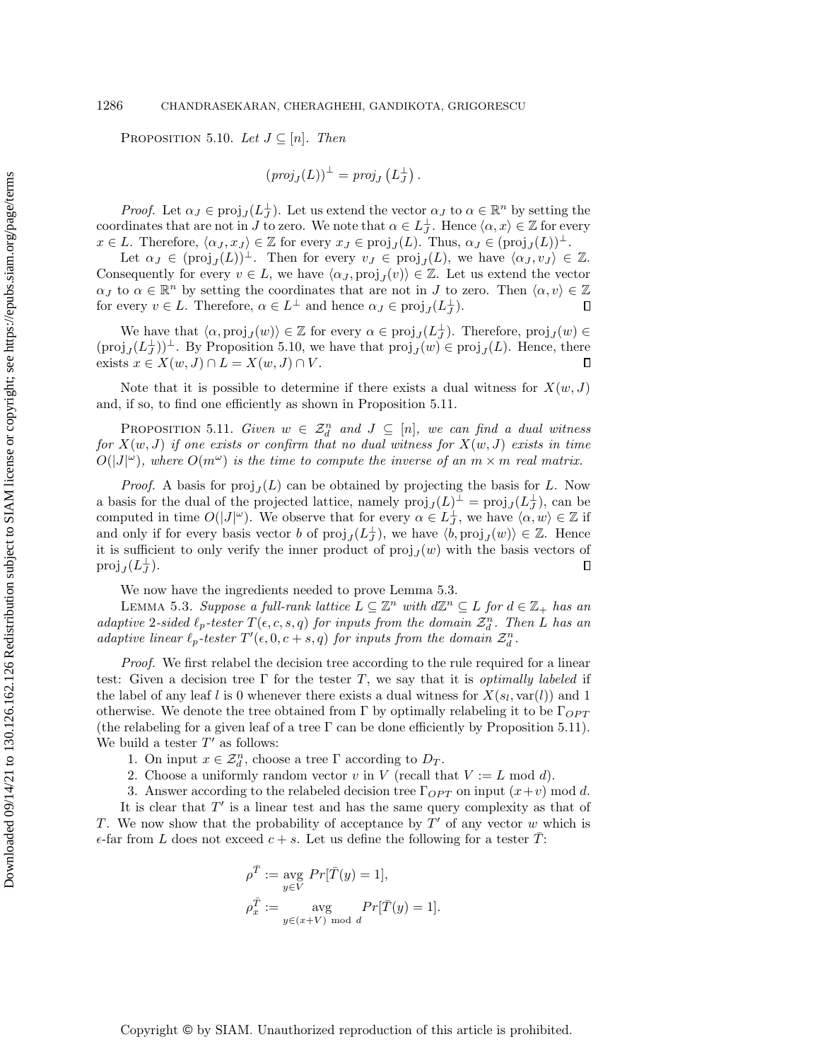PROPOSITION 5.10. *Let $J \subseteq [n]$. Then*

$$(\mathit{proj}_J(L))^{\perp} = \mathit{proj}_J\left(L_J^{\perp}\right).$$

*Proof.* Let $\alpha_J \in \text{proj}_J(L_J^{\perp})$. Let us extend the vector $\alpha_J$ to $\alpha \in \mathbb{R}^n$ by setting the coordinates that are not in $J$ to zero. We note that $\alpha \in L_J^{\perp}$. Hence $\langle \alpha, x \rangle \in \mathbb{Z}$ for every $x \in L$. Therefore, $\langle \alpha_J, x_J \rangle \in \mathbb{Z}$ for every $x_J \in \text{proj}_J(L)$. Thus, $\alpha_J \in (\text{proj}_J(L))^{\perp}$.

Let $\alpha_J \in (\text{proj}_J(L))^{\perp}$. Then for every $v_J \in \text{proj}_J(L)$, we have $\langle \alpha_J, v_J \rangle \in \mathbb{Z}$. Consequently for every $v \in L$, we have $\langle \alpha_J, \text{proj}_J(v) \rangle \in \mathbb{Z}$. Let us extend the vector $\alpha_J$ to $\alpha \in \mathbb{R}^n$ by setting the coordinates that are not in $J$ to zero. Then $\langle \alpha, v \rangle \in \mathbb{Z}$ for every $v \in L$. Therefore, $\alpha \in L^{\perp}$ and hence $\alpha_J \in \text{proj}_J(L_J^{\perp})$. $\square$

We have that $\langle \alpha, \text{proj}_J(w) \rangle \in \mathbb{Z}$ for every $\alpha \in \text{proj}_J(L_J^{\perp})$. Therefore, $\text{proj}_J(w) \in (\text{proj}_J(L_J^{\perp}))^{\perp}$. By Proposition 5.10, we have that $\text{proj}_J(w) \in \text{proj}_J(L)$. Hence, there exists $x \in X(w, J) \cap L = X(w, J) \cap V$. $\square$

Note that it is possible to determine if there exists a dual witness for $X(w, J)$ and, if so, to find one efficiently as shown in Proposition 5.11.

PROPOSITION 5.11. *Given $w \in \mathcal{Z}_d^n$ and $J \subseteq [n]$, we can find a dual witness for $X(w, J)$ if one exists or confirm that no dual witness for $X(w, J)$ exists in time $O(|J|^{\omega})$, where $O(m^{\omega})$ is the time to compute the inverse of an $m \times m$ real matrix.*

*Proof.* A basis for $\text{proj}_J(L)$ can be obtained by projecting the basis for $L$. Now a basis for the dual of the projected lattice, namely $\text{proj}_J(L)^{\perp} = \text{proj}_J(L_J^{\perp})$, can be computed in time $O(|J|^{\omega})$. We observe that for every $\alpha \in L_J^{\perp}$, we have $\langle \alpha, w \rangle \in \mathbb{Z}$ if and only if for every basis vector $b$ of $\text{proj}_J(L_J^{\perp})$, we have $\langle b, \text{proj}_J(w) \rangle \in \mathbb{Z}$. Hence it is sufficient to only verify the inner product of $\text{proj}_J(w)$ with the basis vectors of $\text{proj}_J(L_J^{\perp})$. $\square$

We now have the ingredients needed to prove Lemma 5.3.

LEMMA 5.3. *Suppose a full-rank lattice $L \subseteq \mathbb{Z}^n$ with $d\mathbb{Z}^n \subseteq L$ for $d \in \mathbb{Z}_+$ has an adaptive 2-sided $\ell_p$-tester $T(\epsilon, c, s, q)$ for inputs from the domain $\mathcal{Z}_d^n$. Then $L$ has an adaptive linear $\ell_p$-tester $T'(\epsilon, 0, c + s, q)$ for inputs from the domain $\mathcal{Z}_d^n$.*

*Proof.* We first relabel the decision tree according to the rule required for a linear test: Given a decision tree $\Gamma$ for the tester $T$, we say that it is *optimally labeled* if the label of any leaf $l$ is 0 whenever there exists a dual witness for $X(s_l, \text{var}(l))$ and 1 otherwise. We denote the tree obtained from $\Gamma$ by optimally relabeling it to be $\Gamma_{OPT}$ (the relabeling for a given leaf of a tree $\Gamma$ can be done efficiently by Proposition 5.11). We build a tester $T'$ as follows:

1. On input $x \in \mathcal{Z}_d^n$, choose a tree $\Gamma$ according to $D_T$.
2. Choose a uniformly random vector $v$ in $V$ (recall that $V := L \bmod d$).
3. Answer according to the relabeled decision tree $\Gamma_{OPT}$ on input $(x+v) \bmod d$.

It is clear that $T'$ is a linear test and has the same query complexity as that of $T$. We now show that the probability of acceptance by $T'$ of any vector $w$ which is $\epsilon$-far from $L$ does not exceed $c + s$. Let us define the following for a tester $\bar{T}$:

$$\rho^{\bar{T}} := \underset{y \in V}{\text{avg}}\; Pr[\bar{T}(y) = 1],$$

$$\rho_x^{\bar{T}} := \underset{y \in (x+V) \bmod d}{\text{avg}}\; Pr[\bar{T}(y) = 1].$$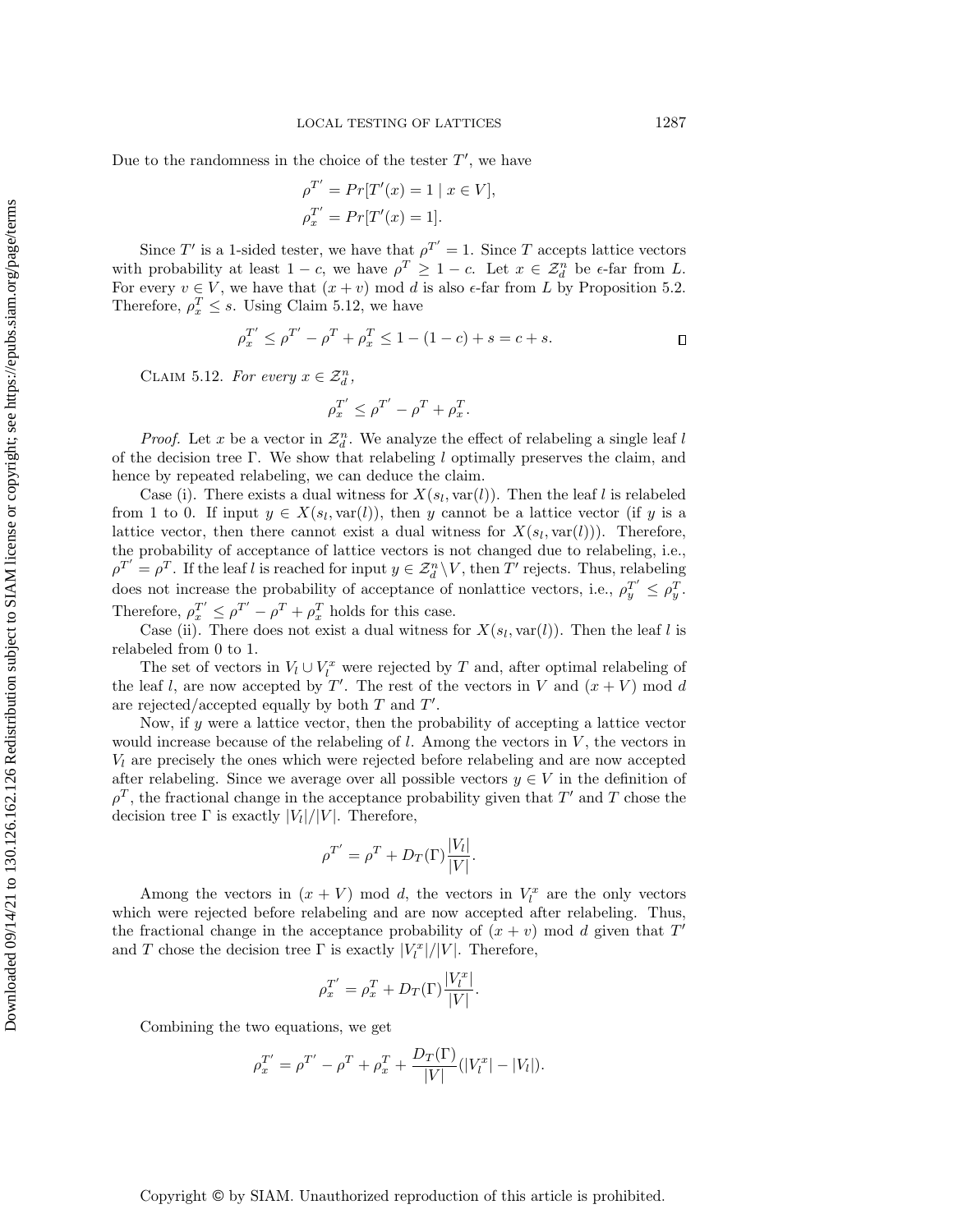Due to the randomness in the choice of the tester $T'$, we have

$$\rho^{T'} = Pr[T'(x) = 1 \mid x \in V],$$
$$\rho_x^{T'} = Pr[T'(x) = 1].$$

Since $T'$ is a 1-sided tester, we have that $\rho^{T'} = 1$. Since $T$ accepts lattice vectors with probability at least $1 - c$, we have $\rho^T \geq 1 - c$. Let $x \in \mathcal{Z}_d^n$ be $\epsilon$-far from $L$. For every $v \in V$, we have that $(x + v) \bmod d$ is also $\epsilon$-far from $L$ by Proposition 5.2. Therefore, $\rho_x^T \leq s$. Using Claim 5.12, we have

$$\rho_x^{T'} \leq \rho^{T'} - \rho^T + \rho_x^T \leq 1 - (1 - c) + s = c + s. \qquad \square$$

Claim 5.12. *For every $x \in \mathcal{Z}_d^n$,*

$$\rho_x^{T'} \leq \rho^{T'} - \rho^T + \rho_x^T.$$

*Proof.* Let $x$ be a vector in $\mathcal{Z}_d^n$. We analyze the effect of relabeling a single leaf $l$ of the decision tree $\Gamma$. We show that relabeling $l$ optimally preserves the claim, and hence by repeated relabeling, we can deduce the claim.

Case (i). There exists a dual witness for $X(s_l, \mathrm{var}(l))$. Then the leaf $l$ is relabeled from 1 to 0. If input $y \in X(s_l, \mathrm{var}(l))$, then $y$ cannot be a lattice vector (if $y$ is a lattice vector, then there cannot exist a dual witness for $X(s_l, \mathrm{var}(l))$). Therefore, the probability of acceptance of lattice vectors is not changed due to relabeling, i.e., $\rho^{T'} = \rho^T$. If the leaf $l$ is reached for input $y \in \mathcal{Z}_d^n \backslash V$, then $T'$ rejects. Thus, relabeling does not increase the probability of acceptance of nonlattice vectors, i.e., $\rho_y^{T'} \leq \rho_y^T$. Therefore, $\rho_x^{T'} \leq \rho^{T'} - \rho^T + \rho_x^T$ holds for this case.

Case (ii). There does not exist a dual witness for $X(s_l, \mathrm{var}(l))$. Then the leaf $l$ is relabeled from 0 to 1.

The set of vectors in $V_l \cup V_l^x$ were rejected by $T$ and, after optimal relabeling of the leaf $l$, are now accepted by $T'$. The rest of the vectors in $V$ and $(x + V) \bmod d$ are rejected/accepted equally by both $T$ and $T'$.

Now, if $y$ were a lattice vector, then the probability of accepting a lattice vector would increase because of the relabeling of $l$. Among the vectors in $V$, the vectors in $V_l$ are precisely the ones which were rejected before relabeling and are now accepted after relabeling. Since we average over all possible vectors $y \in V$ in the definition of $\rho^T$, the fractional change in the acceptance probability given that $T'$ and $T$ chose the decision tree $\Gamma$ is exactly $|V_l|/|V|$. Therefore,

$$\rho^{T'} = \rho^T + D_T(\Gamma)\frac{|V_l|}{|V|}.$$

Among the vectors in $(x + V) \bmod d$, the vectors in $V_l^x$ are the only vectors which were rejected before relabeling and are now accepted after relabeling. Thus, the fractional change in the acceptance probability of $(x + v) \bmod d$ given that $T'$ and $T$ chose the decision tree $\Gamma$ is exactly $|V_l^x|/|V|$. Therefore,

$$\rho_x^{T'} = \rho_x^T + D_T(\Gamma)\frac{|V_l^x|}{|V|}.$$

Combining the two equations, we get

$$\rho_x^{T'} = \rho^{T'} - \rho^T + \rho_x^T + \frac{D_T(\Gamma)}{|V|}(|V_l^x| - |V_l|).$$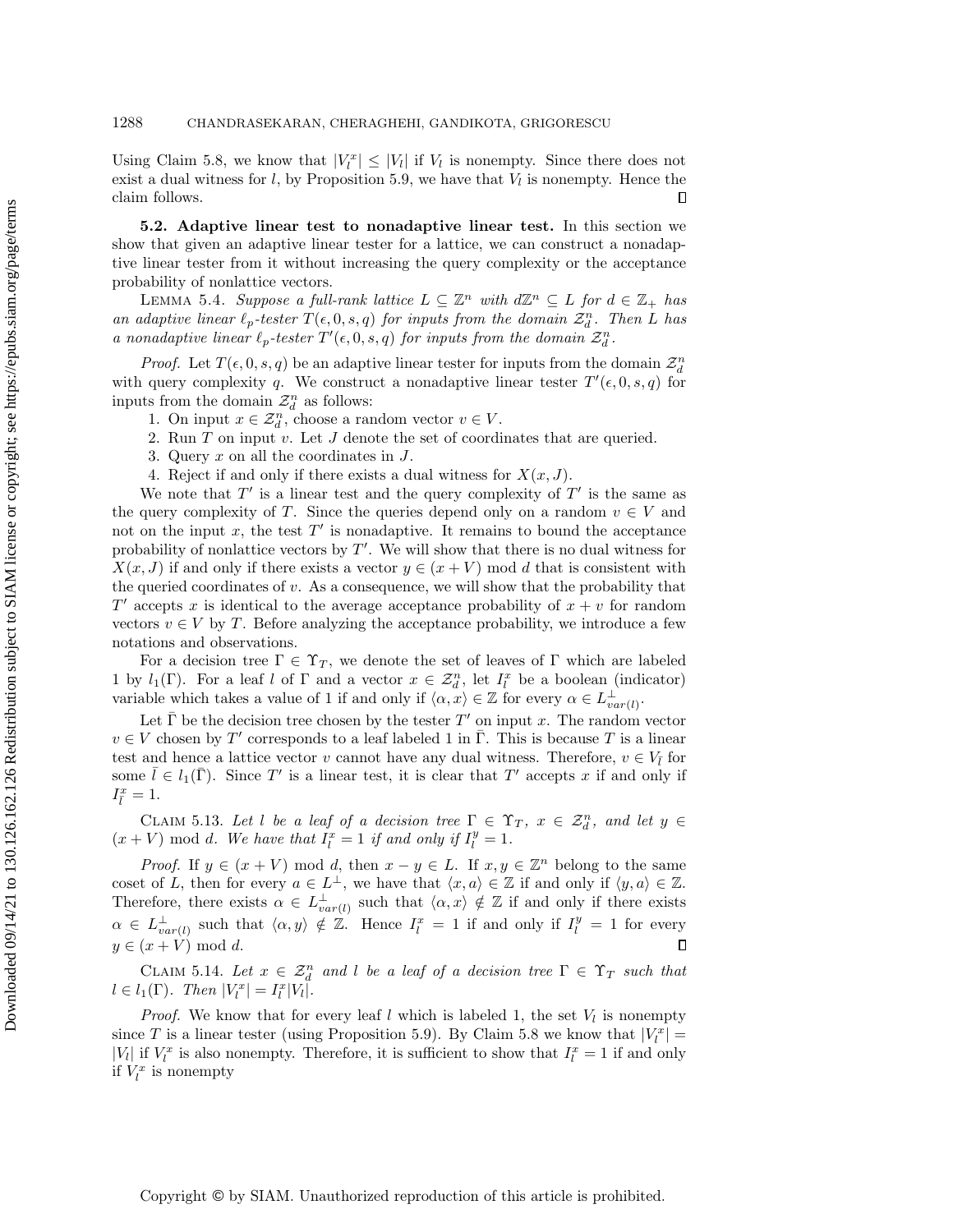Using Claim 5.8, we know that $|V_l^x| \leq |V_l|$ if $V_l$ is nonempty. Since there does not exist a dual witness for $l$, by Proposition 5.9, we have that $V_l$ is nonempty. Hence the claim follows. $\square$

**5.2. Adaptive linear test to nonadaptive linear test.** In this section we show that given an adaptive linear tester for a lattice, we can construct a nonadaptive linear tester from it without increasing the query complexity or the acceptance probability of nonlattice vectors.

LEMMA 5.4. *Suppose a full-rank lattice $L \subseteq \mathbb{Z}^n$ with $d\mathbb{Z}^n \subseteq L$ for $d \in \mathbb{Z}_+$ has an adaptive linear $\ell_p$-tester $T(\epsilon, 0, s, q)$ for inputs from the domain $\mathcal{Z}_d^n$. Then $L$ has a nonadaptive linear $\ell_p$-tester $T'(\epsilon, 0, s, q)$ for inputs from the domain $\mathcal{Z}_d^n$.*

*Proof.* Let $T(\epsilon, 0, s, q)$ be an adaptive linear tester for inputs from the domain $\mathcal{Z}_d^n$ with query complexity $q$. We construct a nonadaptive linear tester $T'(\epsilon, 0, s, q)$ for inputs from the domain $\mathcal{Z}_d^n$ as follows:

1. On input $x \in \mathcal{Z}_d^n$, choose a random vector $v \in V$.
2. Run $T$ on input $v$. Let $J$ denote the set of coordinates that are queried.
3. Query $x$ on all the coordinates in $J$.
4. Reject if and only if there exists a dual witness for $X(x, J)$.

We note that $T'$ is a linear test and the query complexity of $T'$ is the same as the query complexity of $T$. Since the queries depend only on a random $v \in V$ and not on the input $x$, the test $T'$ is nonadaptive. It remains to bound the acceptance probability of nonlattice vectors by $T'$. We will show that there is no dual witness for $X(x, J)$ if and only if there exists a vector $y \in (x + V) \bmod d$ that is consistent with the queried coordinates of $v$. As a consequence, we will show that the probability that $T'$ accepts $x$ is identical to the average acceptance probability of $x + v$ for random vectors $v \in V$ by $T$. Before analyzing the acceptance probability, we introduce a few notations and observations.

For a decision tree $\Gamma \in \Upsilon_T$, we denote the set of leaves of $\Gamma$ which are labeled 1 by $l_1(\Gamma)$. For a leaf $l$ of $\Gamma$ and a vector $x \in \mathcal{Z}_d^n$, let $I_l^x$ be a boolean (indicator) variable which takes a value of 1 if and only if $\langle \alpha, x \rangle \in \mathbb{Z}$ for every $\alpha \in L_{var(l)}^{\perp}$.

Let $\bar{\Gamma}$ be the decision tree chosen by the tester $T'$ on input $x$. The random vector $v \in V$ chosen by $T'$ corresponds to a leaf labeled 1 in $\bar{\Gamma}$. This is because $T$ is a linear test and hence a lattice vector $v$ cannot have any dual witness. Therefore, $v \in V_{\bar{l}}$ for some $\bar{l} \in l_1(\bar{\Gamma})$. Since $T'$ is a linear test, it is clear that $T'$ accepts $x$ if and only if $I_{\bar{l}}^x = 1$.

CLAIM 5.13. *Let $l$ be a leaf of a decision tree $\Gamma \in \Upsilon_T$, $x \in \mathcal{Z}_d^n$, and let $y \in (x + V) \bmod d$. We have that $I_l^x = 1$ if and only if $I_l^y = 1$.*

*Proof.* If $y \in (x + V) \bmod d$, then $x - y \in L$. If $x, y \in \mathbb{Z}^n$ belong to the same coset of $L$, then for every $a \in L^{\perp}$, we have that $\langle x, a \rangle \in \mathbb{Z}$ if and only if $\langle y, a \rangle \in \mathbb{Z}$. Therefore, there exists $\alpha \in L_{var(l)}^{\perp}$ such that $\langle \alpha, x \rangle \notin \mathbb{Z}$ if and only if there exists $\alpha \in L_{var(l)}^{\perp}$ such that $\langle \alpha, y \rangle \notin \mathbb{Z}$. Hence $I_l^x = 1$ if and only if $I_l^y = 1$ for every $y \in (x + V) \bmod d$. $\square$

CLAIM 5.14. *Let $x \in \mathcal{Z}_d^n$ and $l$ be a leaf of a decision tree $\Gamma \in \Upsilon_T$ such that $l \in l_1(\Gamma)$. Then $|V_l^x| = I_l^x |V_l|$.*

*Proof.* We know that for every leaf $l$ which is labeled 1, the set $V_l$ is nonempty since $T$ is a linear tester (using Proposition 5.9). By Claim 5.8 we know that $|V_l^x| = |V_l|$ if $V_l^x$ is also nonempty. Therefore, it is sufficient to show that $I_l^x = 1$ if and only if $V_l^x$ is nonempty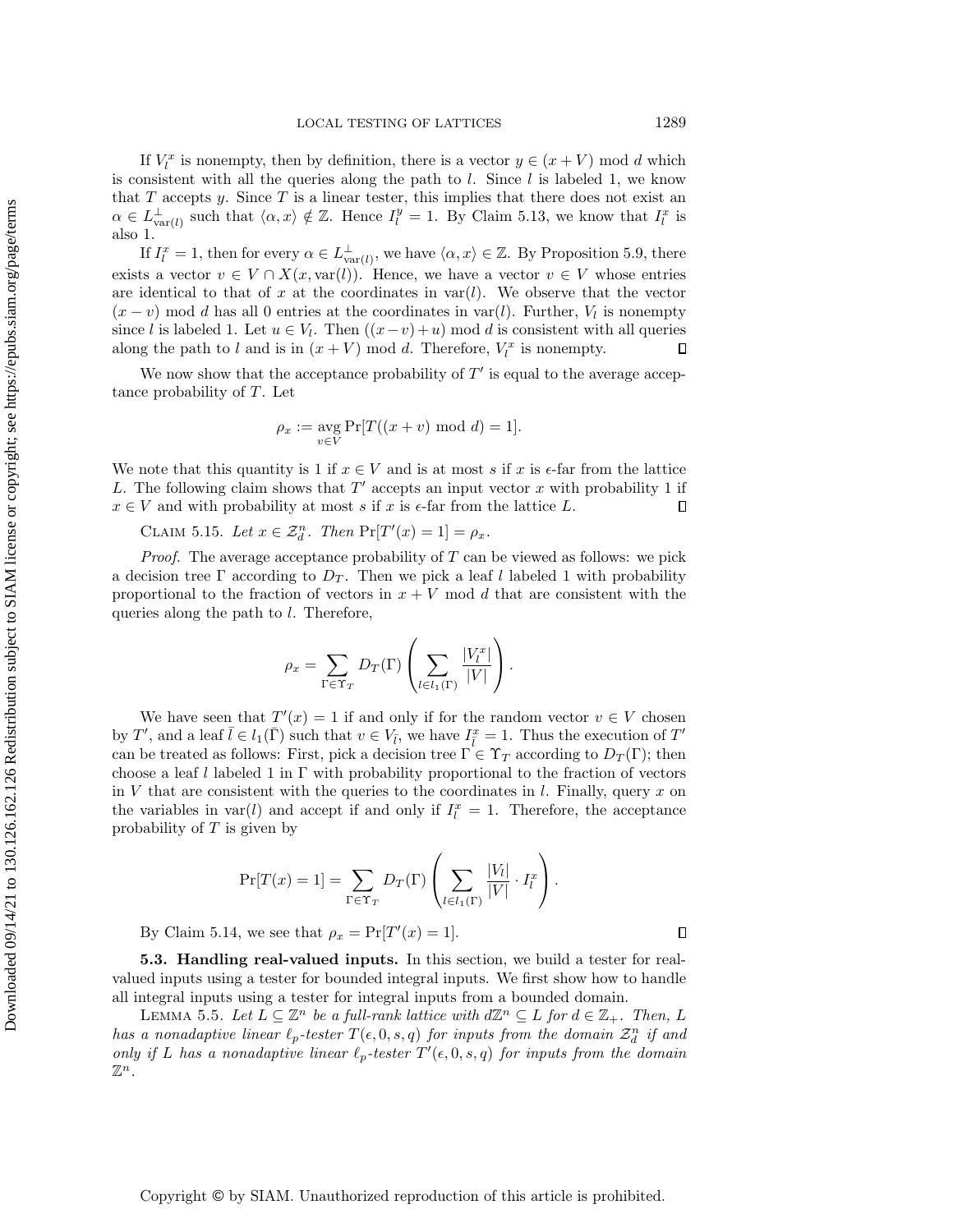If $V_l^x$ is nonempty, then by definition, there is a vector $y \in (x + V) \bmod d$ which is consistent with all the queries along the path to $l$. Since $l$ is labeled 1, we know that $T$ accepts $y$. Since $T$ is a linear tester, this implies that there does not exist an $\alpha \in L^{\perp}_{\mathrm{var}(l)}$ such that $\langle \alpha, x \rangle \notin \mathbb{Z}$. Hence $I_l^y = 1$. By Claim 5.13, we know that $I_l^x$ is also 1.

If $I_l^x = 1$, then for every $\alpha \in L^{\perp}_{\mathrm{var}(l)}$, we have $\langle \alpha, x \rangle \in \mathbb{Z}$. By Proposition 5.9, there exists a vector $v \in V \cap X(x, \mathrm{var}(l))$. Hence, we have a vector $v \in V$ whose entries are identical to that of $x$ at the coordinates in $\mathrm{var}(l)$. We observe that the vector $(x - v) \bmod d$ has all 0 entries at the coordinates in $\mathrm{var}(l)$. Further, $V_l$ is nonempty since $l$ is labeled 1. Let $u \in V_l$. Then $((x - v) + u) \bmod d$ is consistent with all queries along the path to $l$ and is in $(x + V) \bmod d$. Therefore, $V_l^x$ is nonempty. ∎

We now show that the acceptance probability of $T'$ is equal to the average acceptance probability of $T$. Let

$$\rho_x := \operatorname*{avg}_{v \in V} \Pr[T((x + v) \bmod d) = 1].$$

We note that this quantity is 1 if $x \in V$ and is at most $s$ if $x$ is $\epsilon$-far from the lattice $L$. The following claim shows that $T'$ accepts an input vector $x$ with probability 1 if $x \in V$ and with probability at most $s$ if $x$ is $\epsilon$-far from the lattice $L$. ∎

Claim 5.15. *Let $x \in \mathcal{Z}_d^n$. Then $\Pr[T'(x) = 1] = \rho_x$.*

*Proof.* The average acceptance probability of $T$ can be viewed as follows: we pick a decision tree $\Gamma$ according to $D_T$. Then we pick a leaf $l$ labeled 1 with probability proportional to the fraction of vectors in $x + V \bmod d$ that are consistent with the queries along the path to $l$. Therefore,

$$\rho_x = \sum_{\Gamma \in \Upsilon_T} D_T(\Gamma) \left( \sum_{l \in l_1(\Gamma)} \frac{|V_l^x|}{|V|} \right).$$

We have seen that $T'(x) = 1$ if and only if for the random vector $v \in V$ chosen by $T'$, and a leaf $\bar{l} \in l_1(\bar{\Gamma})$ such that $v \in V_{\bar{l}}$, we have $I_{\bar{l}}^x = 1$. Thus the execution of $T'$ can be treated as follows: First, pick a decision tree $\Gamma \in \Upsilon_T$ according to $D_T(\Gamma)$; then choose a leaf $l$ labeled 1 in $\Gamma$ with probability proportional to the fraction of vectors in $V$ that are consistent with the queries to the coordinates in $l$. Finally, query $x$ on the variables in $\mathrm{var}(l)$ and accept if and only if $I_l^x = 1$. Therefore, the acceptance probability of $T$ is given by

$$\Pr[T(x) = 1] = \sum_{\Gamma \in \Upsilon_T} D_T(\Gamma) \left( \sum_{l \in l_1(\Gamma)} \frac{|V_l|}{|V|} \cdot I_l^x \right).$$

By Claim 5.14, we see that $\rho_x = \Pr[T'(x) = 1]$. ∎

**5.3. Handling real-valued inputs.** In this section, we build a tester for real-valued inputs using a tester for bounded integral inputs. We first show how to handle all integral inputs using a tester for integral inputs from a bounded domain.

Lemma 5.5. *Let $L \subseteq \mathbb{Z}^n$ be a full-rank lattice with $d\mathbb{Z}^n \subseteq L$ for $d \in \mathbb{Z}_+$. Then, $L$ has a nonadaptive linear $\ell_p$-tester $T(\epsilon, 0, s, q)$ for inputs from the domain $\mathcal{Z}_d^n$ if and only if $L$ has a nonadaptive linear $\ell_p$-tester $T'(\epsilon, 0, s, q)$ for inputs from the domain $\mathbb{Z}^n$.*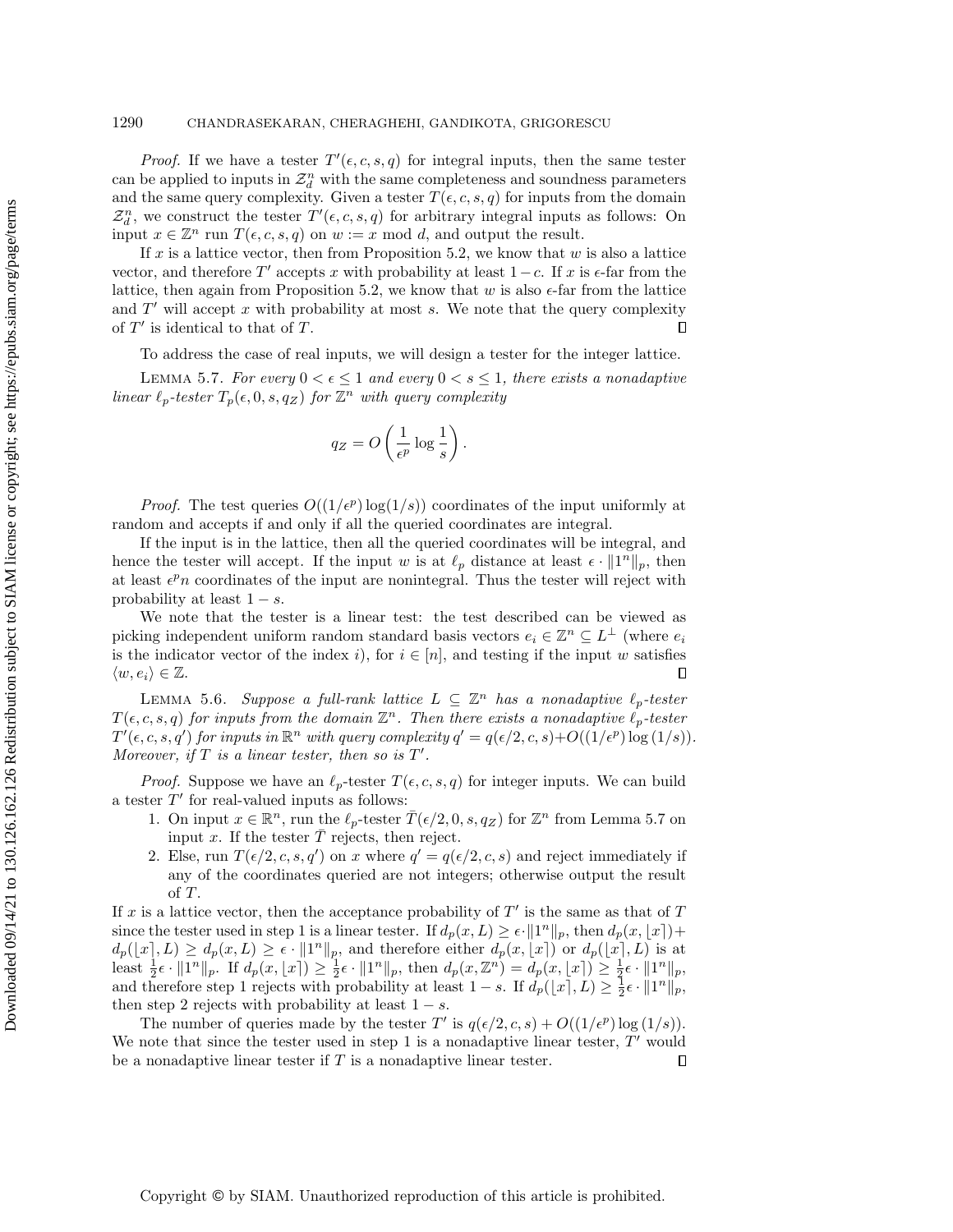*Proof.* If we have a tester $T'(\epsilon, c, s, q)$ for integral inputs, then the same tester can be applied to inputs in $\mathcal{Z}_d^n$ with the same completeness and soundness parameters and the same query complexity. Given a tester $T(\epsilon, c, s, q)$ for inputs from the domain $\mathcal{Z}_d^n$, we construct the tester $T'(\epsilon, c, s, q)$ for arbitrary integral inputs as follows: On input $x \in \mathbb{Z}^n$ run $T(\epsilon, c, s, q)$ on $w := x \bmod d$, and output the result.

If $x$ is a lattice vector, then from Proposition 5.2, we know that $w$ is also a lattice vector, and therefore $T'$ accepts $x$ with probability at least $1-c$. If $x$ is $\epsilon$-far from the lattice, then again from Proposition 5.2, we know that $w$ is also $\epsilon$-far from the lattice and $T'$ will accept $x$ with probability at most $s$. We note that the query complexity of $T'$ is identical to that of $T$. ∎

To address the case of real inputs, we will design a tester for the integer lattice.

LEMMA 5.7. *For every $0 < \epsilon \leq 1$ and every $0 < s \leq 1$, there exists a nonadaptive linear $\ell_p$-tester $T_p(\epsilon, 0, s, q_Z)$ for $\mathbb{Z}^n$ with query complexity*

$$q_Z = O\left(\frac{1}{\epsilon^p} \log \frac{1}{s}\right).$$

*Proof.* The test queries $O((1/\epsilon^p) \log(1/s))$ coordinates of the input uniformly at random and accepts if and only if all the queried coordinates are integral.

If the input is in the lattice, then all the queried coordinates will be integral, and hence the tester will accept. If the input $w$ is at $\ell_p$ distance at least $\epsilon \cdot \|1^n\|_p$, then at least $\epsilon^p n$ coordinates of the input are nonintegral. Thus the tester will reject with probability at least $1-s$.

We note that the tester is a linear test: the test described can be viewed as picking independent uniform random standard basis vectors $e_i \in \mathbb{Z}^n \subseteq L^\perp$ (where $e_i$ is the indicator vector of the index $i$), for $i \in [n]$, and testing if the input $w$ satisfies $\langle w, e_i \rangle \in \mathbb{Z}$. ∎

LEMMA 5.6. *Suppose a full-rank lattice $L \subseteq \mathbb{Z}^n$ has a nonadaptive $\ell_p$-tester $T(\epsilon, c, s, q)$ for inputs from the domain $\mathbb{Z}^n$. Then there exists a nonadaptive $\ell_p$-tester $T'(\epsilon, c, s, q')$ for inputs in $\mathbb{R}^n$ with query complexity $q' = q(\epsilon/2, c, s) + O((1/\epsilon^p) \log(1/s))$. Moreover, if $T$ is a linear tester, then so is $T'$.*

*Proof.* Suppose we have an $\ell_p$-tester $T(\epsilon, c, s, q)$ for integer inputs. We can build a tester $T'$ for real-valued inputs as follows:

1. On input $x \in \mathbb{R}^n$, run the $\ell_p$-tester $\bar{T}(\epsilon/2, 0, s, q_Z)$ for $\mathbb{Z}^n$ from Lemma 5.7 on input $x$. If the tester $\bar{T}$ rejects, then reject.
2. Else, run $T(\epsilon/2, c, s, q')$ on $x$ where $q' = q(\epsilon/2, c, s)$ and reject immediately if any of the coordinates queried are not integers; otherwise output the result of $T$.

If $x$ is a lattice vector, then the acceptance probability of $T'$ is the same as that of $T$ since the tester used in step 1 is a linear tester. If $d_p(x, L) \geq \epsilon \cdot \|1^n\|_p$, then $d_p(x, \lfloor x \rceil) + d_p(\lfloor x \rceil, L) \geq d_p(x, L) \geq \epsilon \cdot \|1^n\|_p$, and therefore either $d_p(x, \lfloor x \rceil)$ or $d_p(\lfloor x \rceil, L)$ is at least $\frac{1}{2}\epsilon \cdot \|1^n\|_p$. If $d_p(x, \lfloor x \rceil) \geq \frac{1}{2}\epsilon \cdot \|1^n\|_p$, then $d_p(x, \mathbb{Z}^n) = d_p(x, \lfloor x \rceil) \geq \frac{1}{2}\epsilon \cdot \|1^n\|_p$, and therefore step 1 rejects with probability at least $1-s$. If $d_p(\lfloor x \rceil, L) \geq \frac{1}{2}\epsilon \cdot \|1^n\|_p$, then step 2 rejects with probability at least $1-s$.

The number of queries made by the tester $T'$ is $q(\epsilon/2, c, s) + O((1/\epsilon^p) \log(1/s))$. We note that since the tester used in step 1 is a nonadaptive linear tester, $T'$ would be a nonadaptive linear tester if $T$ is a nonadaptive linear tester. ∎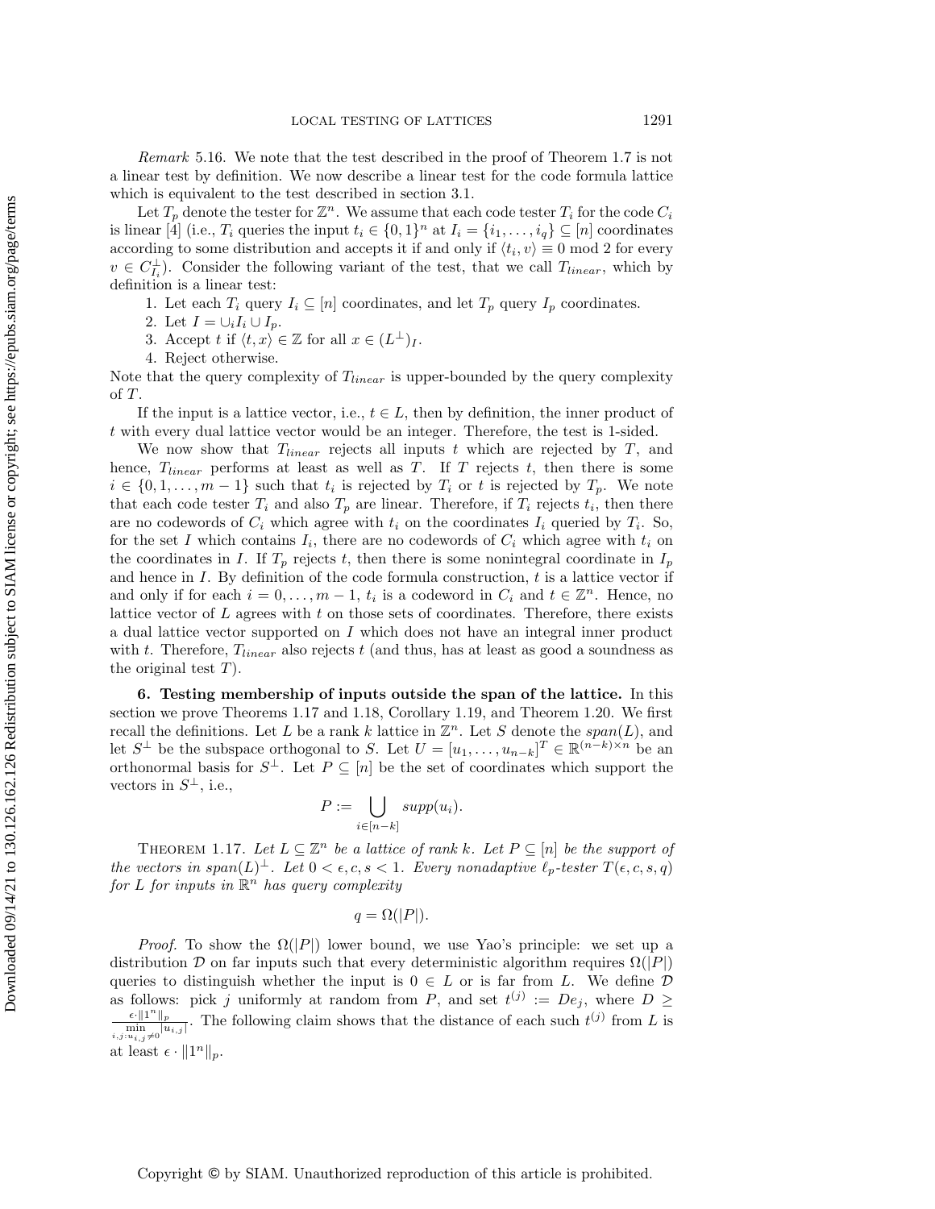*Remark* 5.16. We note that the test described in the proof of Theorem 1.7 is not a linear test by definition. We now describe a linear test for the code formula lattice which is equivalent to the test described in section 3.1.

Let $T_p$ denote the tester for $\mathbb{Z}^n$. We assume that each code tester $T_i$ for the code $C_i$ is linear [4] (i.e., $T_i$ queries the input $t_i \in \{0,1\}^n$ at $I_i = \{i_1, \ldots, i_q\} \subseteq [n]$ coordinates according to some distribution and accepts it if and only if $\langle t_i, v\rangle \equiv 0 \bmod 2$ for every $v \in C_{I_i}^{\perp}$). Consider the following variant of the test, that we call $T_{linear}$, which by definition is a linear test:

1. Let each $T_i$ query $I_i \subseteq [n]$ coordinates, and let $T_p$ query $I_p$ coordinates.
2. Let $I = \cup_i I_i \cup I_p$.
3. Accept $t$ if $\langle t, x\rangle \in \mathbb{Z}$ for all $x \in (L^{\perp})_I$.
4. Reject otherwise.

Note that the query complexity of $T_{linear}$ is upper-bounded by the query complexity of $T$.

If the input is a lattice vector, i.e., $t \in L$, then by definition, the inner product of $t$ with every dual lattice vector would be an integer. Therefore, the test is 1-sided.

We now show that $T_{linear}$ rejects all inputs $t$ which are rejected by $T$, and hence, $T_{linear}$ performs at least as well as $T$. If $T$ rejects $t$, then there is some $i \in \{0, 1, \ldots, m-1\}$ such that $t_i$ is rejected by $T_i$ or $t$ is rejected by $T_p$. We note that each code tester $T_i$ and also $T_p$ are linear. Therefore, if $T_i$ rejects $t_i$, then there are no codewords of $C_i$ which agree with $t_i$ on the coordinates $I_i$ queried by $T_i$. So, for the set $I$ which contains $I_i$, there are no codewords of $C_i$ which agree with $t_i$ on the coordinates in $I$. If $T_p$ rejects $t$, then there is some nonintegral coordinate in $I_p$ and hence in $I$. By definition of the code formula construction, $t$ is a lattice vector if and only if for each $i = 0, \ldots, m-1$, $t_i$ is a codeword in $C_i$ and $t \in \mathbb{Z}^n$. Hence, no lattice vector of $L$ agrees with $t$ on those sets of coordinates. Therefore, there exists a dual lattice vector supported on $I$ which does not have an integral inner product with $t$. Therefore, $T_{linear}$ also rejects $t$ (and thus, has at least as good a soundness as the original test $T$).

## 6. Testing membership of inputs outside the span of the lattice.

In this section we prove Theorems 1.17 and 1.18, Corollary 1.19, and Theorem 1.20. We first recall the definitions. Let $L$ be a rank $k$ lattice in $\mathbb{Z}^n$. Let $S$ denote the $span(L)$, and let $S^{\perp}$ be the subspace orthogonal to $S$. Let $U = [u_1, \ldots, u_{n-k}]^T \in \mathbb{R}^{(n-k)\times n}$ be an orthonormal basis for $S^{\perp}$. Let $P \subseteq [n]$ be the set of coordinates which support the vectors in $S^{\perp}$, i.e.,

$$P := \bigcup_{i \in [n-k]} supp(u_i).$$

THEOREM 1.17. *Let $L \subseteq \mathbb{Z}^n$ be a lattice of rank $k$. Let $P \subseteq [n]$ be the support of the vectors in $span(L)^{\perp}$. Let $0 < \epsilon, c, s < 1$. Every nonadaptive $\ell_p$-tester $T(\epsilon, c, s, q)$ for $L$ for inputs in $\mathbb{R}^n$ has query complexity*

$$q = \Omega(|P|).$$

*Proof.* To show the $\Omega(|P|)$ lower bound, we use Yao's principle: we set up a distribution $\mathcal{D}$ on far inputs such that every deterministic algorithm requires $\Omega(|P|)$ queries to distinguish whether the input is $0 \in L$ or is far from $L$. We define $\mathcal{D}$ as follows: pick $j$ uniformly at random from $P$, and set $t^{(j)} := De_j$, where $D \geq \frac{\epsilon \cdot \|1^n\|_p}{\min_{i,j:u_{i,j}\neq 0} |u_{i,j}|}$. The following claim shows that the distance of each such $t^{(j)}$ from $L$ is at least $\epsilon \cdot \|1^n\|_p$.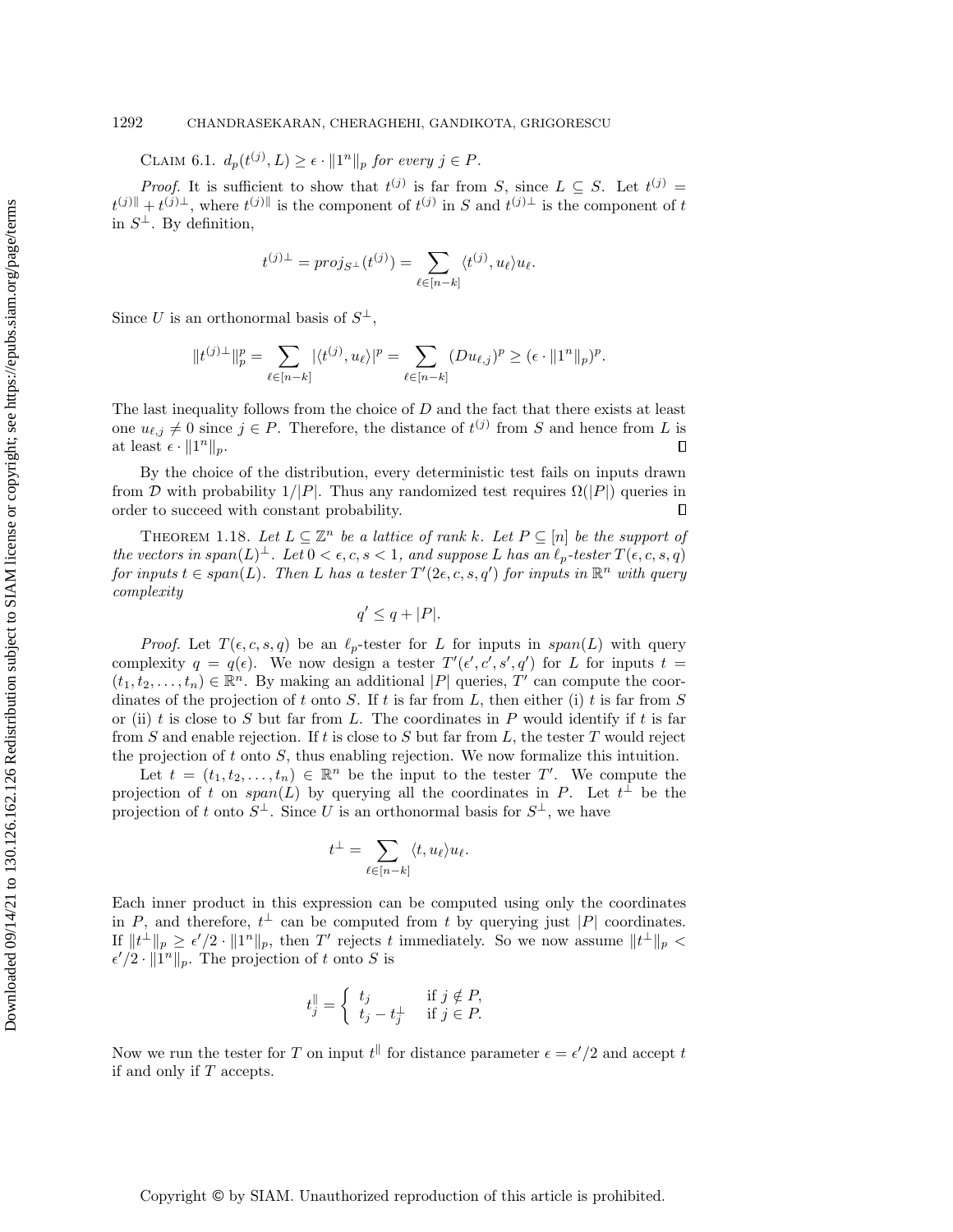Claim 6.1. *$d_p(t^{(j)}, L) \geq \epsilon \cdot \|1^n\|_p$ for every $j \in P$.*

*Proof.* It is sufficient to show that $t^{(j)}$ is far from $S$, since $L \subseteq S$. Let $t^{(j)} = t^{(j)\|} + t^{(j)\perp}$, where $t^{(j)\|}$ is the component of $t^{(j)}$ in $S$ and $t^{(j)\perp}$ is the component of $t$ in $S^{\perp}$. By definition,

$$t^{(j)\perp} = proj_{S^{\perp}}(t^{(j)}) = \sum_{\ell \in [n-k]} \langle t^{(j)}, u_\ell \rangle u_\ell.$$

Since $U$ is an orthonormal basis of $S^{\perp}$,

$$\|t^{(j)\perp}\|_p^p = \sum_{\ell \in [n-k]} |\langle t^{(j)}, u_\ell \rangle|^p = \sum_{\ell \in [n-k]} (D u_{\ell,j})^p \geq (\epsilon \cdot \|1^n\|_p)^p.$$

The last inequality follows from the choice of $D$ and the fact that there exists at least one $u_{\ell,j} \neq 0$ since $j \in P$. Therefore, the distance of $t^{(j)}$ from $S$ and hence from $L$ is at least $\epsilon \cdot \|1^n\|_p$. $\square$

By the choice of the distribution, every deterministic test fails on inputs drawn from $\mathcal{D}$ with probability $1/|P|$. Thus any randomized test requires $\Omega(|P|)$ queries in order to succeed with constant probability. $\square$

Theorem 1.18. *Let $L \subseteq \mathbb{Z}^n$ be a lattice of rank $k$. Let $P \subseteq [n]$ be the support of the vectors in $span(L)^{\perp}$. Let $0 < \epsilon, c, s < 1$, and suppose $L$ has an $\ell_p$-tester $T(\epsilon, c, s, q)$ for inputs $t \in span(L)$. Then $L$ has a tester $T'(2\epsilon, c, s, q')$ for inputs in $\mathbb{R}^n$ with query complexity*

$$q' \leq q + |P|.$$

*Proof.* Let $T(\epsilon, c, s, q)$ be an $\ell_p$-tester for $L$ for inputs in $span(L)$ with query complexity $q = q(\epsilon)$. We now design a tester $T'(\epsilon', c', s', q')$ for $L$ for inputs $t = (t_1, t_2, \ldots, t_n) \in \mathbb{R}^n$. By making an additional $|P|$ queries, $T'$ can compute the coordinates of the projection of $t$ onto $S$. If $t$ is far from $L$, then either (i) $t$ is far from $S$ or (ii) $t$ is close to $S$ but far from $L$. The coordinates in $P$ would identify if $t$ is far from $S$ and enable rejection. If $t$ is close to $S$ but far from $L$, the tester $T$ would reject the projection of $t$ onto $S$, thus enabling rejection. We now formalize this intuition.

Let $t = (t_1, t_2, \ldots, t_n) \in \mathbb{R}^n$ be the input to the tester $T'$. We compute the projection of $t$ on $span(L)$ by querying all the coordinates in $P$. Let $t^{\perp}$ be the projection of $t$ onto $S^{\perp}$. Since $U$ is an orthonormal basis for $S^{\perp}$, we have

$$t^{\perp} = \sum_{\ell \in [n-k]} \langle t, u_\ell \rangle u_\ell.$$

Each inner product in this expression can be computed using only the coordinates in $P$, and therefore, $t^{\perp}$ can be computed from $t$ by querying just $|P|$ coordinates. If $\|t^{\perp}\|_p \geq \epsilon'/2 \cdot \|1^n\|_p$, then $T'$ rejects $t$ immediately. So we now assume $\|t^{\perp}\|_p < \epsilon'/2 \cdot \|1^n\|_p$. The projection of $t$ onto $S$ is

$$t_j^{\|} = \begin{cases} t_j & \text{if } j \notin P, \\ t_j - t_j^{\perp} & \text{if } j \in P. \end{cases}$$

Now we run the tester for $T$ on input $t^{\|}$ for distance parameter $\epsilon = \epsilon'/2$ and accept $t$ if and only if $T$ accepts.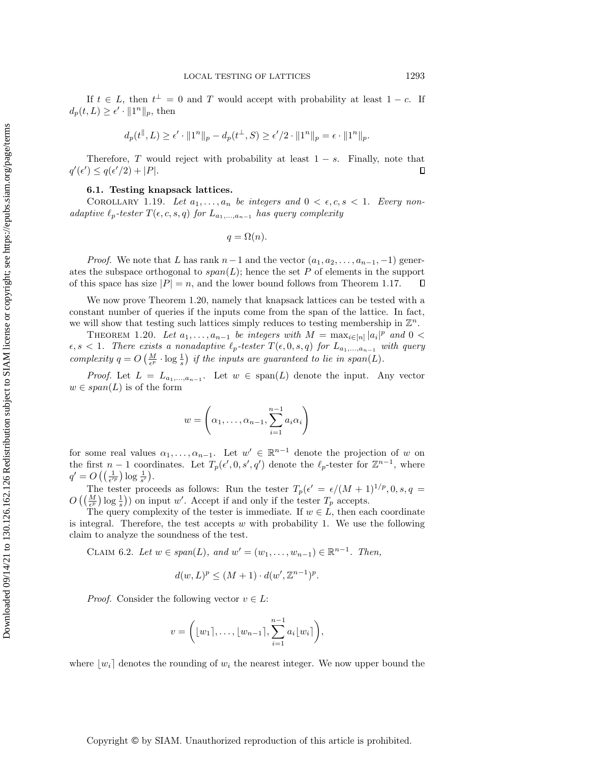If $t \in L$, then $t^{\perp} = 0$ and $T$ would accept with probability at least $1 - c$. If $d_p(t, L) \geq \epsilon' \cdot \|1^n\|_p$, then

$$d_p(t^{\|}, L) \geq \epsilon' \cdot \|1^n\|_p - d_p(t^{\perp}, S) \geq \epsilon'/2 \cdot \|1^n\|_p = \epsilon \cdot \|1^n\|_p.$$

Therefore, $T$ would reject with probability at least $1 - s$. Finally, note that $q'(\epsilon') \leq q(\epsilon'/2) + |P|$. ∎

### 6.1. Testing knapsack lattices.

COROLLARY 1.19. *Let $a_1, \ldots, a_n$ be integers and $0 < \epsilon, c, s < 1$. Every non-adaptive $\ell_p$-tester $T(\epsilon, c, s, q)$ for $L_{a_1,\ldots,a_{n-1}}$ has query complexity*

$$q = \Omega(n).$$

*Proof.* We note that $L$ has rank $n-1$ and the vector $(a_1, a_2, \ldots, a_{n-1}, -1)$ generates the subspace orthogonal to $span(L)$; hence the set $P$ of elements in the support of this space has size $|P| = n$, and the lower bound follows from Theorem 1.17. ∎

We now prove Theorem 1.20, namely that knapsack lattices can be tested with a constant number of queries if the inputs come from the span of the lattice. In fact, we will show that testing such lattices simply reduces to testing membership in $\mathbb{Z}^n$.

THEOREM 1.20. *Let $a_1, \ldots, a_{n-1}$ be integers with $M = \max_{i \in [n]} |a_i|^p$ and $0 < \epsilon, s < 1$. There exists a nonadaptive $\ell_p$-tester $T(\epsilon, 0, s, q)$ for $L_{a_1,\ldots,a_{n-1}}$ with query complexity $q = O\left(\frac{M}{\epsilon^p} \cdot \log \frac{1}{s}\right)$ if the inputs are guaranteed to lie in $span(L)$.*

*Proof.* Let $L = L_{a_1,\ldots,a_{n-1}}$. Let $w \in \text{span}(L)$ denote the input. Any vector $w \in span(L)$ is of the form

$$w = \left(\alpha_1, \ldots, \alpha_{n-1}, \sum_{i=1}^{n-1} a_i \alpha_i\right)$$

for some real values $\alpha_1, \ldots, \alpha_{n-1}$. Let $w' \in \mathbb{R}^{n-1}$ denote the projection of $w$ on the first $n-1$ coordinates. Let $T_p(\epsilon', 0, s', q')$ denote the $\ell_p$-tester for $\mathbb{Z}^{n-1}$, where $q' = O\left(\left(\frac{1}{\epsilon'^p}\right) \log \frac{1}{s'}\right)$.

The tester proceeds as follows: Run the tester $T_p(\epsilon' = \epsilon/(M+1)^{1/p}, 0, s, q = O\left(\left(\frac{M}{\epsilon^p}\right) \log \frac{1}{s}\right))$ on input $w'$. Accept if and only if the tester $T_p$ accepts.

The query complexity of the tester is immediate. If $w \in L$, then each coordinate is integral. Therefore, the test accepts $w$ with probability 1. We use the following claim to analyze the soundness of the test.

CLAIM 6.2. *Let $w \in span(L)$, and $w' = (w_1, \ldots, w_{n-1}) \in \mathbb{R}^{n-1}$. Then,*

$$d(w, L)^p \leq (M+1) \cdot d(w', \mathbb{Z}^{n-1})^p.$$

*Proof.* Consider the following vector $v \in L$:

$$v = \left(\lfloor w_1 \rceil, \ldots, \lfloor w_{n-1} \rceil, \sum_{i=1}^{n-1} a_i \lfloor w_i \rceil\right),$$

where $\lfloor w_i \rceil$ denotes the rounding of $w_i$ the nearest integer. We now upper bound the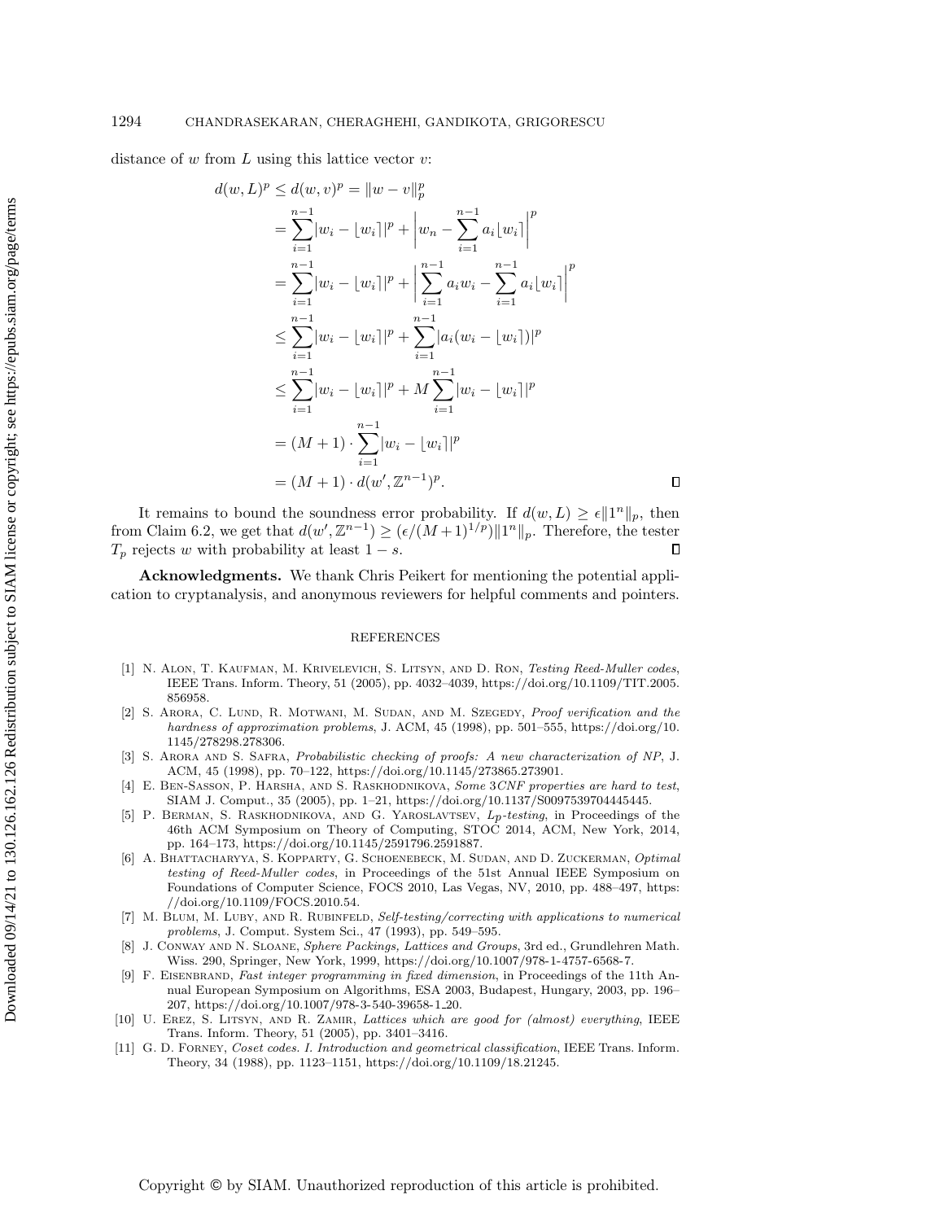distance of $w$ from $L$ using this lattice vector $v$:

$$
\begin{aligned}
d(w,L)^p \le d(w,v)^p &= \|w-v\|_p^p \\
&= \sum_{i=1}^{n-1} |w_i - \lfloor w_i \rceil|^p + \left| w_n - \sum_{i=1}^{n-1} a_i \lfloor w_i \rceil \right|^p \\
&= \sum_{i=1}^{n-1} |w_i - \lfloor w_i \rceil|^p + \left| \sum_{i=1}^{n-1} a_i w_i - \sum_{i=1}^{n-1} a_i \lfloor w_i \rceil \right|^p \\
&\le \sum_{i=1}^{n-1} |w_i - \lfloor w_i \rceil|^p + \sum_{i=1}^{n-1} |a_i (w_i - \lfloor w_i \rceil)|^p \\
&\le \sum_{i=1}^{n-1} |w_i - \lfloor w_i \rceil|^p + M \sum_{i=1}^{n-1} |w_i - \lfloor w_i \rceil|^p \\
&= (M+1) \cdot \sum_{i=1}^{n-1} |w_i - \lfloor w_i \rceil|^p \\
&= (M+1) \cdot d(w', \mathbb{Z}^{n-1})^p. \qquad \square
\end{aligned}
$$

It remains to bound the soundness error probability. If $d(w,L) \ge \epsilon \|1^n\|_p$, then from Claim 6.2, we get that $d(w', \mathbb{Z}^{n-1}) \ge (\epsilon/(M+1)^{1/p})\|1^n\|_p$. Therefore, the tester $T_p$ rejects $w$ with probability at least $1-s$. $\square$

**Acknowledgments.** We thank Chris Peikert for mentioning the potential application to cryptanalysis, and anonymous reviewers for helpful comments and pointers.

## REFERENCES

[1] N. Alon, T. Kaufman, M. Krivelevich, S. Litsyn, and D. Ron, *Testing Reed-Muller codes*, IEEE Trans. Inform. Theory, 51 (2005), pp. 4032–4039, https://doi.org/10.1109/TIT.2005.856958.

[2] S. Arora, C. Lund, R. Motwani, M. Sudan, and M. Szegedy, *Proof verification and the hardness of approximation problems*, J. ACM, 45 (1998), pp. 501–555, https://doi.org/10.1145/278298.278306.

[3] S. Arora and S. Safra, *Probabilistic checking of proofs: A new characterization of NP*, J. ACM, 45 (1998), pp. 70–122, https://doi.org/10.1145/273865.273901.

[4] E. Ben-Sasson, P. Harsha, and S. Raskhodnikova, *Some 3CNF properties are hard to test*, SIAM J. Comput., 35 (2005), pp. 1–21, https://doi.org/10.1137/S0097539704445445.

[5] P. Berman, S. Raskhodnikova, and G. Yaroslavtsev, *$L_p$-testing*, in Proceedings of the 46th ACM Symposium on Theory of Computing, STOC 2014, ACM, New York, 2014, pp. 164–173, https://doi.org/10.1145/2591796.2591887.

[6] A. Bhattacharyya, S. Kopparty, G. Schoenebeck, M. Sudan, and D. Zuckerman, *Optimal testing of Reed-Muller codes*, in Proceedings of the 51st Annual IEEE Symposium on Foundations of Computer Science, FOCS 2010, Las Vegas, NV, 2010, pp. 488–497, https://doi.org/10.1109/FOCS.2010.54.

[7] M. Blum, M. Luby, and R. Rubinfeld, *Self-testing/correcting with applications to numerical problems*, J. Comput. System Sci., 47 (1993), pp. 549–595.

[8] J. Conway and N. Sloane, *Sphere Packings, Lattices and Groups*, 3rd ed., Grundlehren Math. Wiss. 290, Springer, New York, 1999, https://doi.org/10.1007/978-1-4757-6568-7.

[9] F. Eisenbrand, *Fast integer programming in fixed dimension*, in Proceedings of the 11th Annual European Symposium on Algorithms, ESA 2003, Budapest, Hungary, 2003, pp. 196–207, https://doi.org/10.1007/978-3-540-39658-1_20.

[10] U. Erez, S. Litsyn, and R. Zamir, *Lattices which are good for (almost) everything*, IEEE Trans. Inform. Theory, 51 (2005), pp. 3401–3416.

[11] G. D. Forney, *Coset codes. I. Introduction and geometrical classification*, IEEE Trans. Inform. Theory, 34 (1988), pp. 1123–1151, https://doi.org/10.1109/18.21245.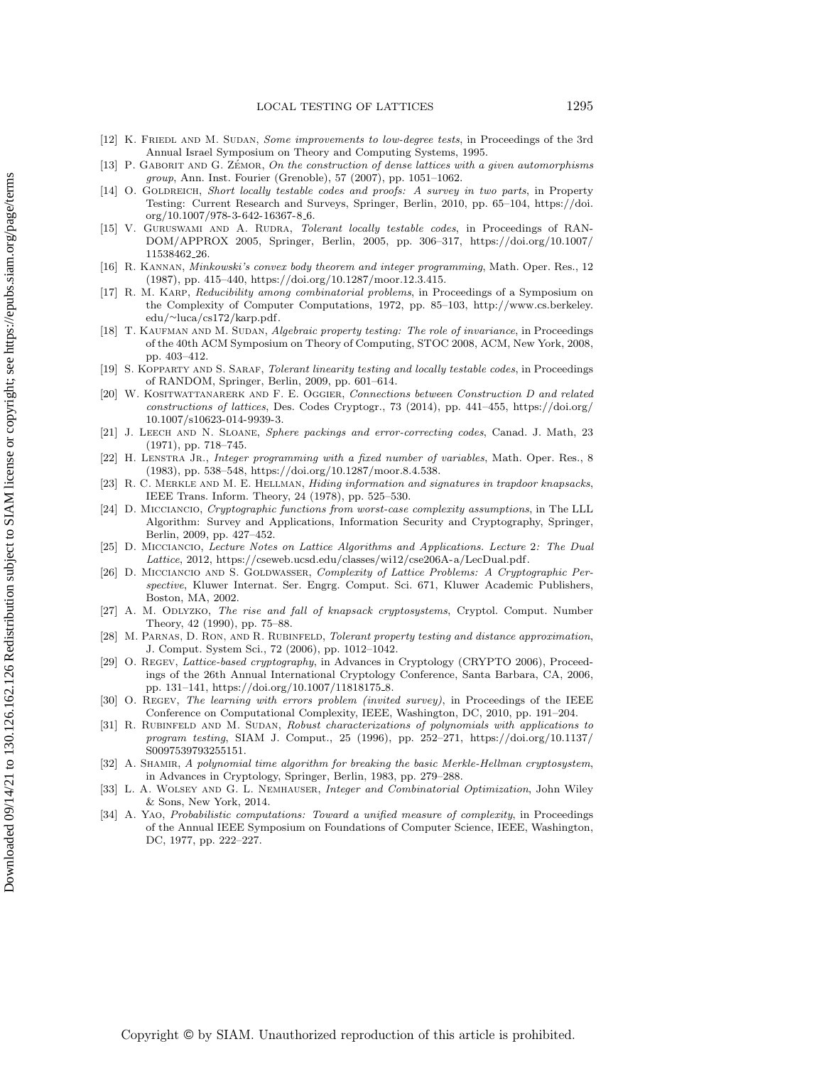[12] K. Friedl and M. Sudan, *Some improvements to low-degree tests*, in Proceedings of the 3rd Annual Israel Symposium on Theory and Computing Systems, 1995.

[13] P. Gaborit and G. Zémor, *On the construction of dense lattices with a given automorphisms group*, Ann. Inst. Fourier (Grenoble), 57 (2007), pp. 1051–1062.

[14] O. Goldreich, *Short locally testable codes and proofs: A survey in two parts*, in Property Testing: Current Research and Surveys, Springer, Berlin, 2010, pp. 65–104, https://doi.org/10.1007/978-3-642-16367-8_6.

[15] V. Guruswami and A. Rudra, *Tolerant locally testable codes*, in Proceedings of RANDOM/APPROX 2005, Springer, Berlin, 2005, pp. 306–317, https://doi.org/10.1007/11538462_26.

[16] R. Kannan, *Minkowski's convex body theorem and integer programming*, Math. Oper. Res., 12 (1987), pp. 415–440, https://doi.org/10.1287/moor.12.3.415.

[17] R. M. Karp, *Reducibility among combinatorial problems*, in Proceedings of a Symposium on the Complexity of Computer Computations, 1972, pp. 85–103, http://www.cs.berkeley.edu/~luca/cs172/karp.pdf.

[18] T. Kaufman and M. Sudan, *Algebraic property testing: The role of invariance*, in Proceedings of the 40th ACM Symposium on Theory of Computing, STOC 2008, ACM, New York, 2008, pp. 403–412.

[19] S. Kopparty and S. Saraf, *Tolerant linearity testing and locally testable codes*, in Proceedings of RANDOM, Springer, Berlin, 2009, pp. 601–614.

[20] W. Kositwattanarerk and F. E. Oggier, *Connections between Construction D and related constructions of lattices*, Des. Codes Cryptogr., 73 (2014), pp. 441–455, https://doi.org/10.1007/s10623-014-9939-3.

[21] J. Leech and N. Sloane, *Sphere packings and error-correcting codes*, Canad. J. Math, 23 (1971), pp. 718–745.

[22] H. Lenstra Jr., *Integer programming with a fixed number of variables*, Math. Oper. Res., 8 (1983), pp. 538–548, https://doi.org/10.1287/moor.8.4.538.

[23] R. C. Merkle and M. E. Hellman, *Hiding information and signatures in trapdoor knapsacks*, IEEE Trans. Inform. Theory, 24 (1978), pp. 525–530.

[24] D. Micciancio, *Cryptographic functions from worst-case complexity assumptions*, in The LLL Algorithm: Survey and Applications, Information Security and Cryptography, Springer, Berlin, 2009, pp. 427–452.

[25] D. Micciancio, *Lecture Notes on Lattice Algorithms and Applications. Lecture 2: The Dual Lattice*, 2012, https://cseweb.ucsd.edu/classes/wi12/cse206A-a/LecDual.pdf.

[26] D. Micciancio and S. Goldwasser, *Complexity of Lattice Problems: A Cryptographic Perspective*, Kluwer Internat. Ser. Engrg. Comput. Sci. 671, Kluwer Academic Publishers, Boston, MA, 2002.

[27] A. M. Odlyzko, *The rise and fall of knapsack cryptosystems*, Cryptol. Comput. Number Theory, 42 (1990), pp. 75–88.

[28] M. Parnas, D. Ron, and R. Rubinfeld, *Tolerant property testing and distance approximation*, J. Comput. System Sci., 72 (2006), pp. 1012–1042.

[29] O. Regev, *Lattice-based cryptography*, in Advances in Cryptology (CRYPTO 2006), Proceedings of the 26th Annual International Cryptology Conference, Santa Barbara, CA, 2006, pp. 131–141, https://doi.org/10.1007/11818175_8.

[30] O. Regev, *The learning with errors problem (invited survey)*, in Proceedings of the IEEE Conference on Computational Complexity, IEEE, Washington, DC, 2010, pp. 191–204.

[31] R. Rubinfeld and M. Sudan, *Robust characterizations of polynomials with applications to program testing*, SIAM J. Comput., 25 (1996), pp. 252–271, https://doi.org/10.1137/S0097539793255151.

[32] A. Shamir, *A polynomial time algorithm for breaking the basic Merkle-Hellman cryptosystem*, in Advances in Cryptology, Springer, Berlin, 1983, pp. 279–288.

[33] L. A. Wolsey and G. L. Nemhauser, *Integer and Combinatorial Optimization*, John Wiley & Sons, New York, 2014.

[34] A. Yao, *Probabilistic computations: Toward a unified measure of complexity*, in Proceedings of the Annual IEEE Symposium on Foundations of Computer Science, IEEE, Washington, DC, 1977, pp. 222–227.